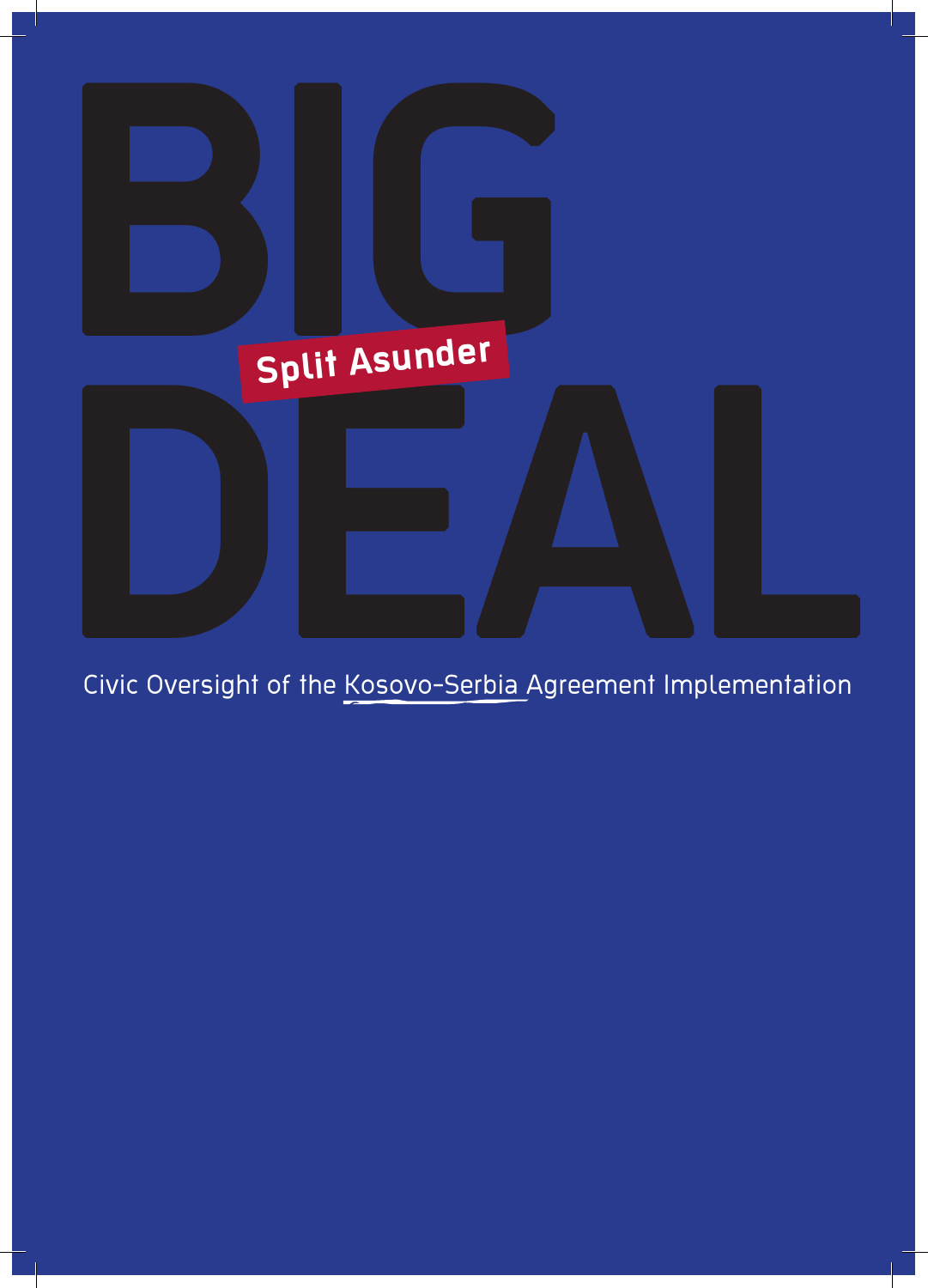# BIG DEAL

## Split Asunder

Civic Oversight of the Kosovo-Serbia Agreement Implementation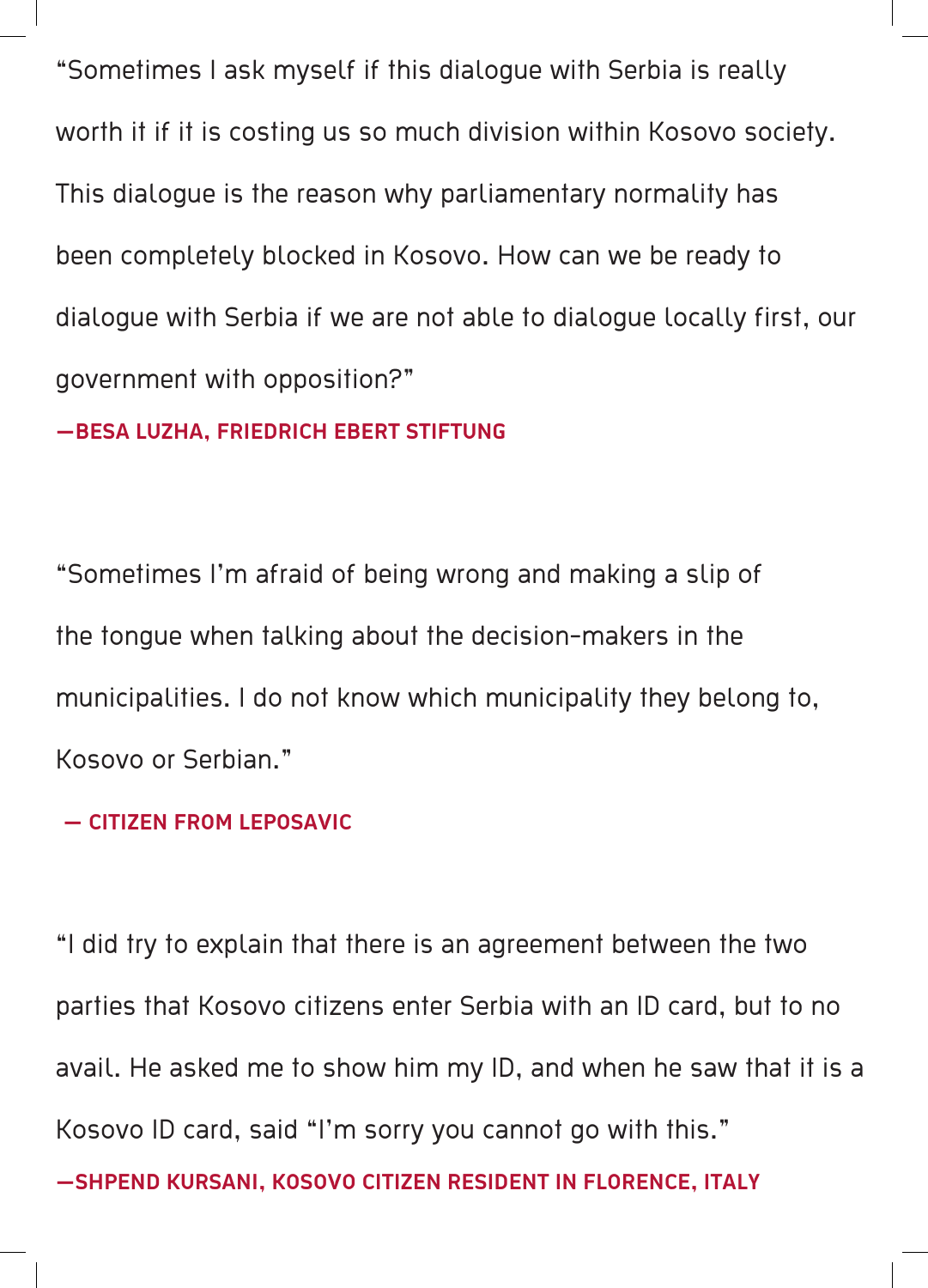"Sometimes I ask myself if this dialogue with Serbia is really worth it if it is costing us so much division within Kosovo society. This dialogue is the reason why parliamentary normality has been completely blocked in Kosovo. How can we be ready to dialogue with Serbia if we are not able to dialogue locally first, our government with opposition?"

**—BESA LUZHA, FRIEDRICH EBERT STIFTUNG**

"Sometimes I'm afraid of being wrong and making a slip of the tongue when talking about the decision-makers in the municipalities. I do not know which municipality they belong to, Kosovo or Serbian."

**— CITIZEN FROM LEPOSAVIC**

"I did try to explain that there is an agreement between the two parties that Kosovo citizens enter Serbia with an ID card, but to no avail. He asked me to show him my ID, and when he saw that it is a Kosovo ID card, said "I'm sorry you cannot go with this."

**—SHPEND KURSANI, KOSOVO CITIZEN RESIDENT IN FLORENCE, ITALY**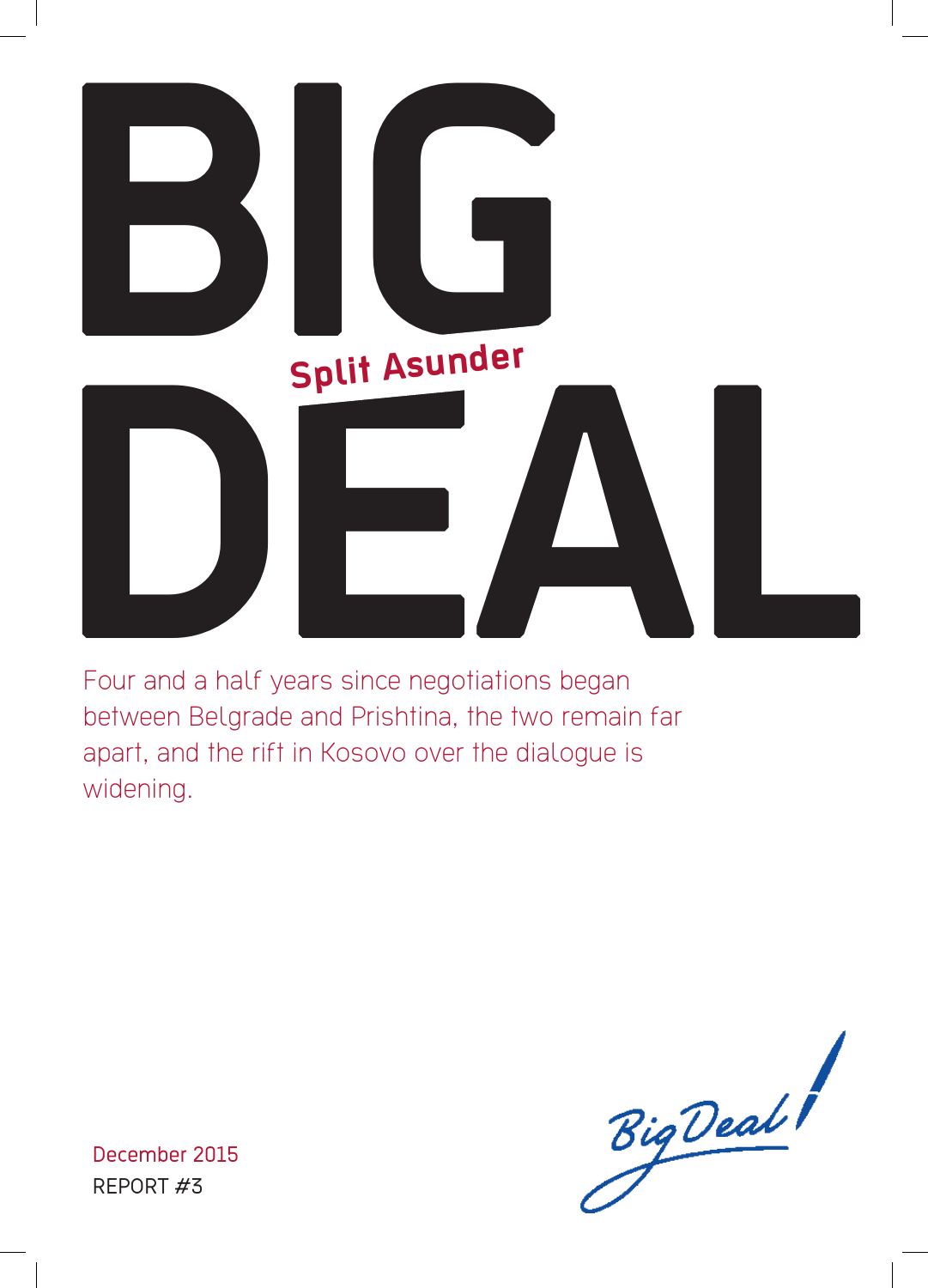# BIG DEAL

## Split Asunder

Four and a half years since negotiations began between Belgrade and Prishtina, the two remain far apart, and the rift in Kosovo over the dialogue is widening.

December 2015

REPORT #3

Big Deal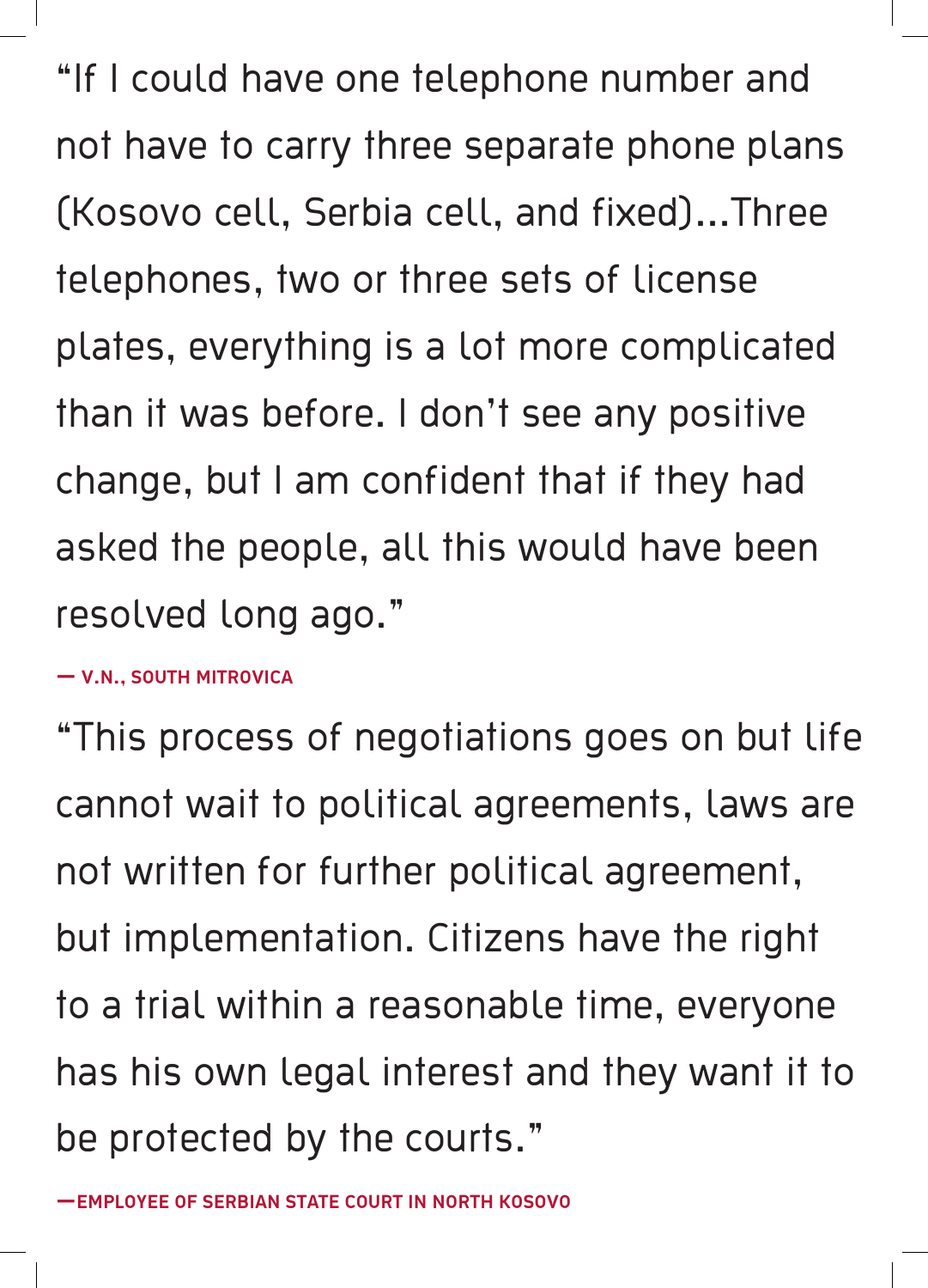"If I could have one telephone number and not have to carry three separate phone plans (Kosovo cell, Serbia cell, and fixed)…Three telephones, two or three sets of license plates, everything is a lot more complicated than it was before. I don't see any positive change, but I am confident that if they had asked the people, all this would have been resolved long ago."

**— V.N., SOUTH MITROVICA**

"This process of negotiations goes on but life cannot wait to political agreements, laws are not written for further political agreement, but implementation. Citizens have the right to a trial within a reasonable time, everyone has his own legal interest and they want it to be protected by the courts."

**—EMPLOYEE OF SERBIAN STATE COURT IN NORTH KOSOVO**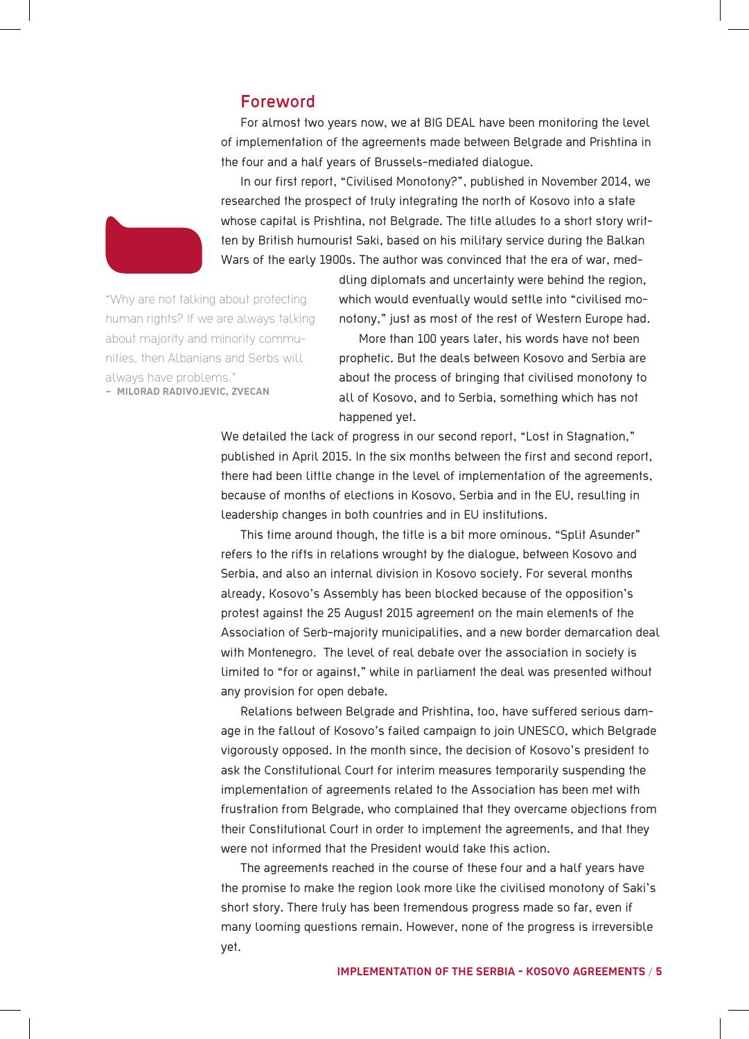## Foreword

For almost two years now, we at BIG DEAL have been monitoring the level of implementation of the agreements made between Belgrade and Prishtina in the four and a half years of Brussels-mediated dialogue.

In our first report, "Civilised Monotony?", published in November 2014, we researched the prospect of truly integrating the north of Kosovo into a state whose capital is Prishtina, not Belgrade. The title alludes to a short story written by British humourist Saki, based on his military service during the Balkan Wars of the early 1900s. The author was convinced that the era of war, meddling diplomats and uncertainty were behind the region, which would eventually would settle into "civilised monotony," just as most of the rest of Western Europe had.

More than 100 years later, his words have not been prophetic. But the deals between Kosovo and Serbia are about the process of bringing that civilised monotony to all of Kosovo, and to Serbia, something which has not happened yet.

> "Why are not talking about protecting human rights? If we are always talking about majority and minority communities, then Albanians and Serbs will always have problems."
> – **MILORAD RADIVOJEVIC, ZVECAN**

We detailed the lack of progress in our second report, "Lost in Stagnation," published in April 2015. In the six months between the first and second report, there had been little change in the level of implementation of the agreements, because of months of elections in Kosovo, Serbia and in the EU, resulting in leadership changes in both countries and in EU institutions.

This time around though, the title is a bit more ominous. "Split Asunder" refers to the rifts in relations wrought by the dialogue, between Kosovo and Serbia, and also an internal division in Kosovo society. For several months already, Kosovo's Assembly has been blocked because of the opposition's protest against the 25 August 2015 agreement on the main elements of the Association of Serb-majority municipalities, and a new border demarcation deal with Montenegro. The level of real debate over the association in society is limited to "for or against," while in parliament the deal was presented without any provision for open debate.

Relations between Belgrade and Prishtina, too, have suffered serious damage in the fallout of Kosovo's failed campaign to join UNESCO, which Belgrade vigorously opposed. In the month since, the decision of Kosovo's president to ask the Constitutional Court for interim measures temporarily suspending the implementation of agreements related to the Association has been met with frustration from Belgrade, who complained that they overcame objections from their Constitutional Court in order to implement the agreements, and that they were not informed that the President would take this action.

The agreements reached in the course of these four and a half years have the promise to make the region look more like the civilised monotony of Saki's short story. There truly has been tremendous progress made so far, even if many looming questions remain. However, none of the progress is irreversible yet.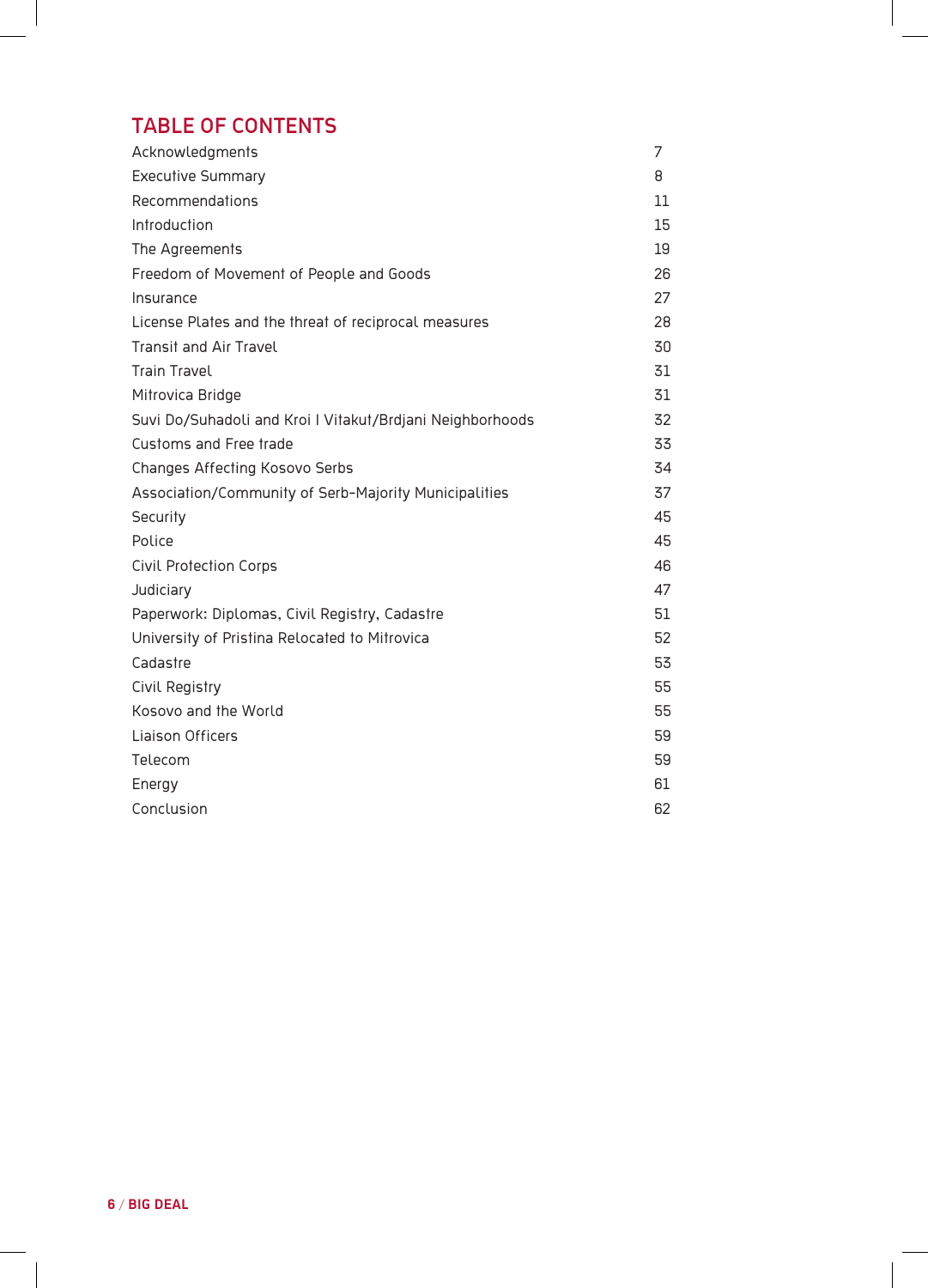# TABLE OF CONTENTS

| | |
|---|---|
| Acknowledgments | 7 |
| Executive Summary | 8 |
| Recommendations | 11 |
| Introduction | 15 |
| The Agreements | 19 |
| Freedom of Movement of People and Goods | 26 |
| Insurance | 27 |
| License Plates and the threat of reciprocal measures | 28 |
| Transit and Air Travel | 30 |
| Train Travel | 31 |
| Mitrovica Bridge | 31 |
| Suvi Do/Suhadoli and Kroi I Vitakut/Brdjani Neighborhoods | 32 |
| Customs and Free trade | 33 |
| Changes Affecting Kosovo Serbs | 34 |
| Association/Community of Serb-Majority Municipalities | 37 |
| Security | 45 |
| Police | 45 |
| Civil Protection Corps | 46 |
| Judiciary | 47 |
| Paperwork: Diplomas, Civil Registry, Cadastre | 51 |
| University of Pristina Relocated to Mitrovica | 52 |
| Cadastre | 53 |
| Civil Registry | 55 |
| Kosovo and the World | 55 |
| Liaison Officers | 59 |
| Telecom | 59 |
| Energy | 61 |
| Conclusion | 62 |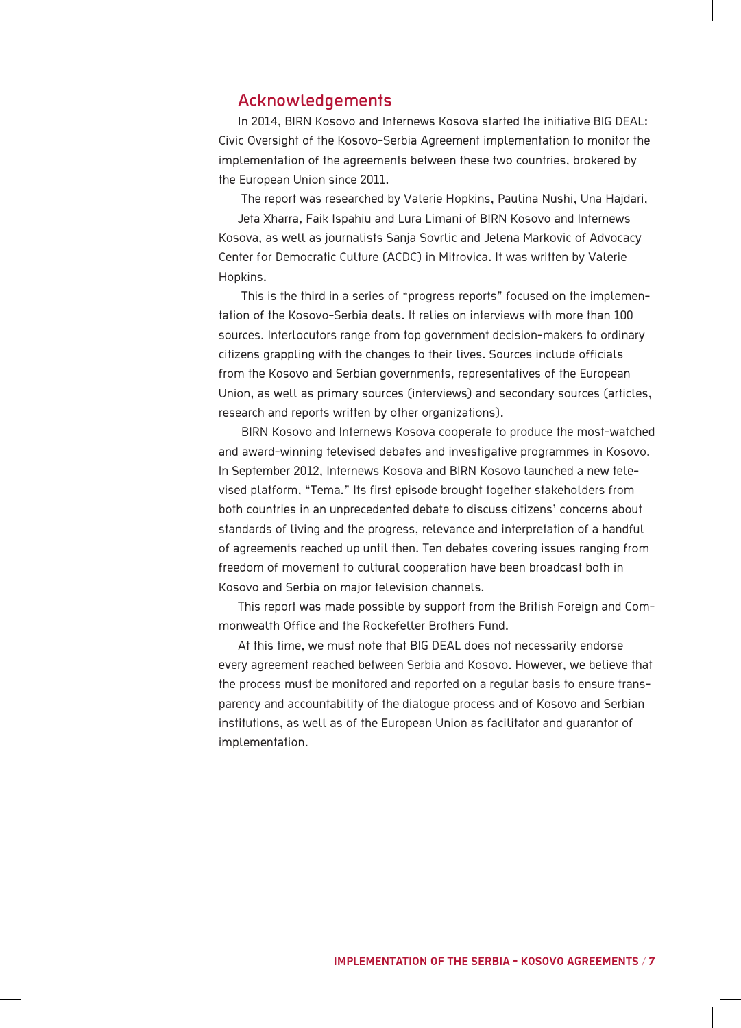## Acknowledgements

In 2014, BIRN Kosovo and Internews Kosova started the initiative BIG DEAL: Civic Oversight of the Kosovo-Serbia Agreement implementation to monitor the implementation of the agreements between these two countries, brokered by the European Union since 2011.

The report was researched by Valerie Hopkins, Paulina Nushi, Una Hajdari, Jeta Xharra, Faik Ispahiu and Lura Limani of BIRN Kosovo and Internews Kosova, as well as journalists Sanja Sovrlic and Jelena Markovic of Advocacy Center for Democratic Culture (ACDC) in Mitrovica. It was written by Valerie Hopkins.

This is the third in a series of "progress reports" focused on the implementation of the Kosovo-Serbia deals. It relies on interviews with more than 100 sources. Interlocutors range from top government decision-makers to ordinary citizens grappling with the changes to their lives. Sources include officials from the Kosovo and Serbian governments, representatives of the European Union, as well as primary sources (interviews) and secondary sources (articles, research and reports written by other organizations).

BIRN Kosovo and Internews Kosova cooperate to produce the most-watched and award-winning televised debates and investigative programmes in Kosovo. In September 2012, Internews Kosova and BIRN Kosovo launched a new televised platform, "Tema." Its first episode brought together stakeholders from both countries in an unprecedented debate to discuss citizens' concerns about standards of living and the progress, relevance and interpretation of a handful of agreements reached up until then. Ten debates covering issues ranging from freedom of movement to cultural cooperation have been broadcast both in Kosovo and Serbia on major television channels.

This report was made possible by support from the British Foreign and Commonwealth Office and the Rockefeller Brothers Fund.

At this time, we must note that BIG DEAL does not necessarily endorse every agreement reached between Serbia and Kosovo. However, we believe that the process must be monitored and reported on a regular basis to ensure transparency and accountability of the dialogue process and of Kosovo and Serbian institutions, as well as of the European Union as facilitator and guarantor of implementation.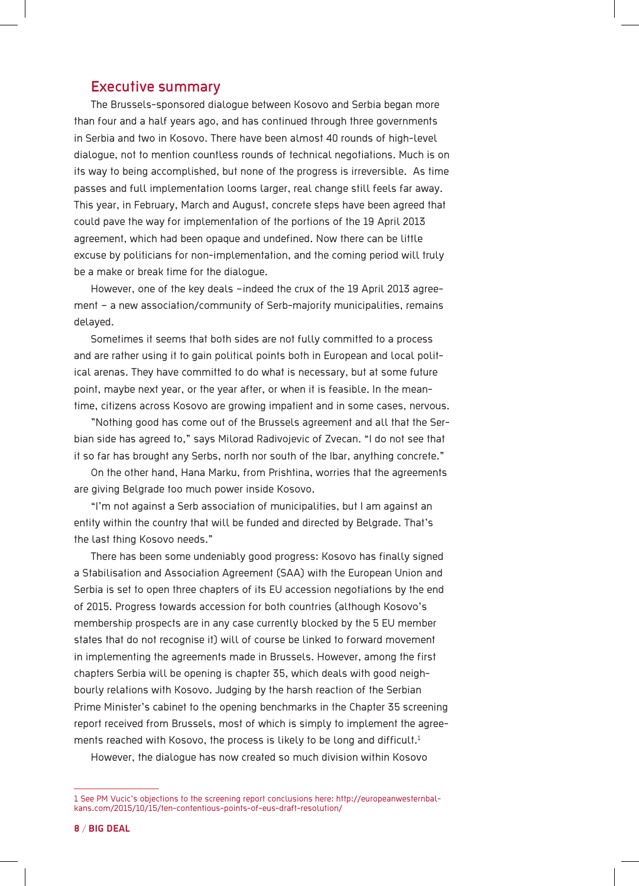## Executive summary

The Brussels-sponsored dialogue between Kosovo and Serbia began more than four and a half years ago, and has continued through three governments in Serbia and two in Kosovo. There have been almost 40 rounds of high-level dialogue, not to mention countless rounds of technical negotiations. Much is on its way to being accomplished, but none of the progress is irreversible. As time passes and full implementation looms larger, real change still feels far away. This year, in February, March and August, concrete steps have been agreed that could pave the way for implementation of the portions of the 19 April 2013 agreement, which had been opaque and undefined. Now there can be little excuse by politicians for non-implementation, and the coming period will truly be a make or break time for the dialogue.

However, one of the key deals –indeed the crux of the 19 April 2013 agreement – a new association/community of Serb-majority municipalities, remains delayed.

Sometimes it seems that both sides are not fully committed to a process and are rather using it to gain political points both in European and local political arenas. They have committed to do what is necessary, but at some future point, maybe next year, or the year after, or when it is feasible. In the meantime, citizens across Kosovo are growing impatient and in some cases, nervous.

"Nothing good has come out of the Brussels agreement and all that the Serbian side has agreed to," says Milorad Radivojevic of Zvecan. "I do not see that it so far has brought any Serbs, north nor south of the Ibar, anything concrete."

On the other hand, Hana Marku, from Prishtina, worries that the agreements are giving Belgrade too much power inside Kosovo.

"I'm not against a Serb association of municipalities, but I am against an entity within the country that will be funded and directed by Belgrade. That's the last thing Kosovo needs."

There has been some undeniably good progress: Kosovo has finally signed a Stabilisation and Association Agreement (SAA) with the European Union and Serbia is set to open three chapters of its EU accession negotiations by the end of 2015. Progress towards accession for both countries (although Kosovo's membership prospects are in any case currently blocked by the 5 EU member states that do not recognise it) will of course be linked to forward movement in implementing the agreements made in Brussels. However, among the first chapters Serbia will be opening is chapter 35, which deals with good neighbourly relations with Kosovo. Judging by the harsh reaction of the Serbian Prime Minister's cabinet to the opening benchmarks in the Chapter 35 screening report received from Brussels, most of which is simply to implement the agreements reached with Kosovo, the process is likely to be long and difficult.[1]

However, the dialogue has now created so much division within Kosovo

---

1 See PM Vucic's objections to the screening report conclusions here: http://europeanwesternbalkans.com/2015/10/15/ten-contentious-points-of-eus-draft-resolution/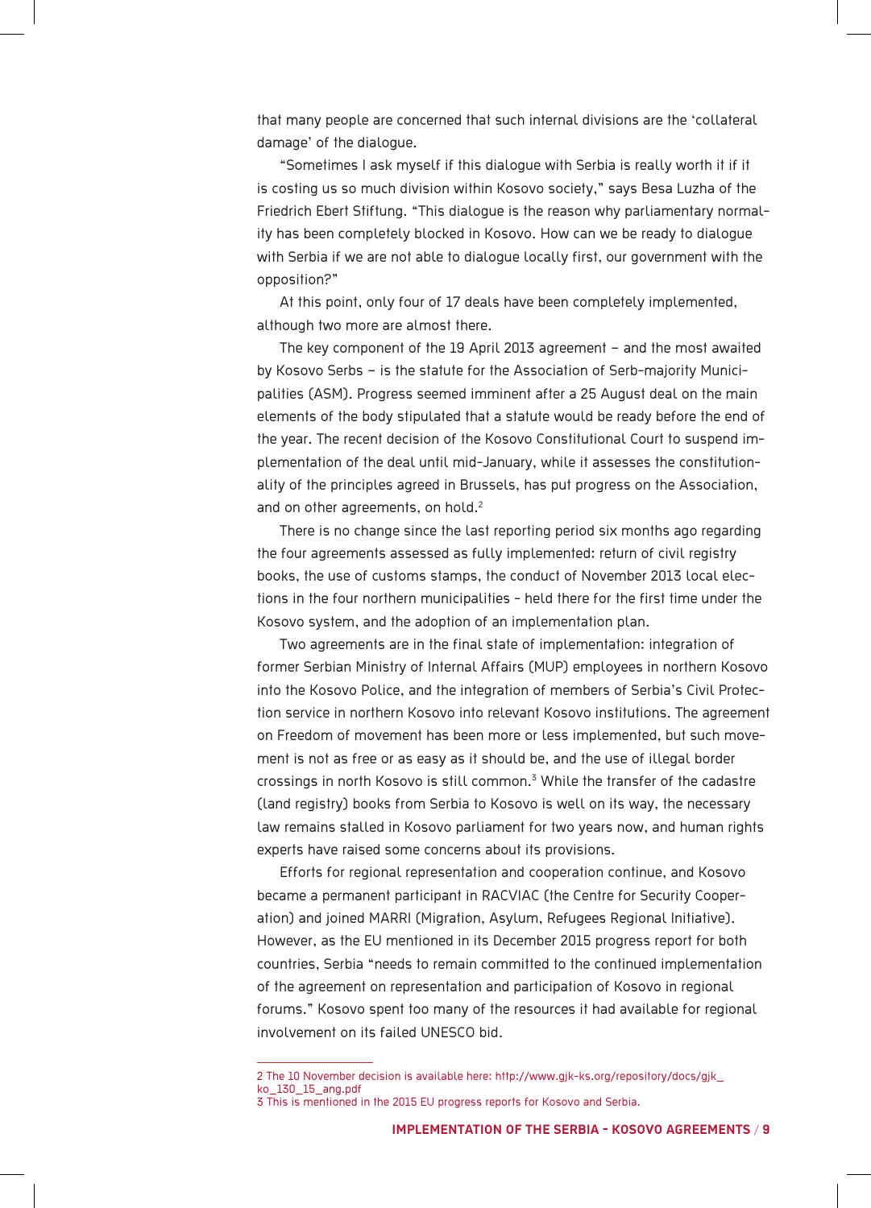that many people are concerned that such internal divisions are the 'collateral damage' of the dialogue.

"Sometimes I ask myself if this dialogue with Serbia is really worth it if it is costing us so much division within Kosovo society," says Besa Luzha of the Friedrich Ebert Stiftung. "This dialogue is the reason why parliamentary normality has been completely blocked in Kosovo. How can we be ready to dialogue with Serbia if we are not able to dialogue locally first, our government with the opposition?"

At this point, only four of 17 deals have been completely implemented, although two more are almost there.

The key component of the 19 April 2013 agreement – and the most awaited by Kosovo Serbs – is the statute for the Association of Serb-majority Municipalities (ASM). Progress seemed imminent after a 25 August deal on the main elements of the body stipulated that a statute would be ready before the end of the year. The recent decision of the Kosovo Constitutional Court to suspend implementation of the deal until mid-January, while it assesses the constitutionality of the principles agreed in Brussels, has put progress on the Association, and on other agreements, on hold.[2]

There is no change since the last reporting period six months ago regarding the four agreements assessed as fully implemented: return of civil registry books, the use of customs stamps, the conduct of November 2013 local elections in the four northern municipalities - held there for the first time under the Kosovo system, and the adoption of an implementation plan.

Two agreements are in the final state of implementation: integration of former Serbian Ministry of Internal Affairs (MUP) employees in northern Kosovo into the Kosovo Police, and the integration of members of Serbia's Civil Protection service in northern Kosovo into relevant Kosovo institutions. The agreement on Freedom of movement has been more or less implemented, but such movement is not as free or as easy as it should be, and the use of illegal border crossings in north Kosovo is still common.[3] While the transfer of the cadastre (land registry) books from Serbia to Kosovo is well on its way, the necessary law remains stalled in Kosovo parliament for two years now, and human rights experts have raised some concerns about its provisions.

Efforts for regional representation and cooperation continue, and Kosovo became a permanent participant in RACVIAC (the Centre for Security Cooperation) and joined MARRI (Migration, Asylum, Refugees Regional Initiative). However, as the EU mentioned in its December 2015 progress report for both countries, Serbia "needs to remain committed to the continued implementation of the agreement on representation and participation of Kosovo in regional forums." Kosovo spent too many of the resources it had available for regional involvement on its failed UNESCO bid.

---

2 The 10 November decision is available here: http://www.gjk-ks.org/repository/docs/gjk_ko_130_15_ang.pdf

3 This is mentioned in the 2015 EU progress reports for Kosovo and Serbia.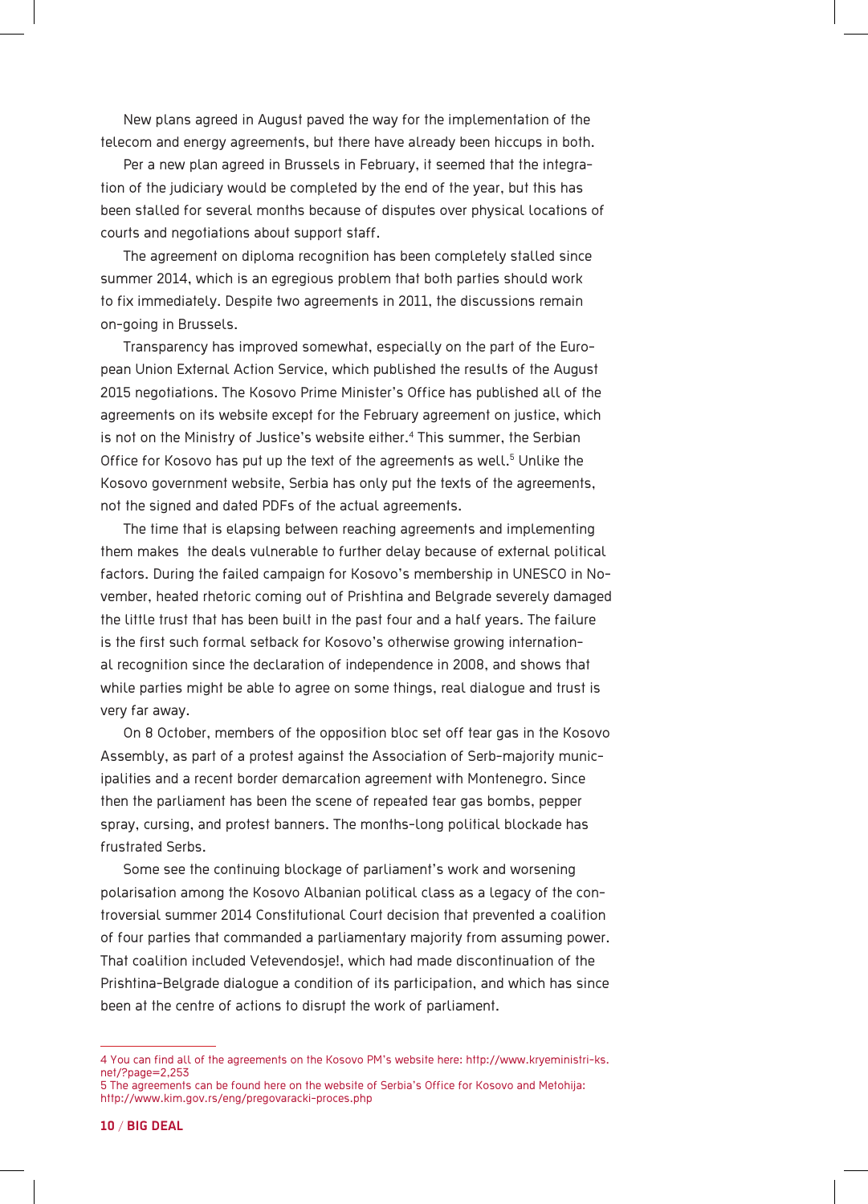New plans agreed in August paved the way for the implementation of the telecom and energy agreements, but there have already been hiccups in both.

Per a new plan agreed in Brussels in February, it seemed that the integration of the judiciary would be completed by the end of the year, but this has been stalled for several months because of disputes over physical locations of courts and negotiations about support staff.

The agreement on diploma recognition has been completely stalled since summer 2014, which is an egregious problem that both parties should work to fix immediately. Despite two agreements in 2011, the discussions remain on-going in Brussels.

Transparency has improved somewhat, especially on the part of the European Union External Action Service, which published the results of the August 2015 negotiations. The Kosovo Prime Minister's Office has published all of the agreements on its website except for the February agreement on justice, which is not on the Ministry of Justice's website either.[4] This summer, the Serbian Office for Kosovo has put up the text of the agreements as well.[5] Unlike the Kosovo government website, Serbia has only put the texts of the agreements, not the signed and dated PDFs of the actual agreements.

The time that is elapsing between reaching agreements and implementing them makes the deals vulnerable to further delay because of external political factors. During the failed campaign for Kosovo's membership in UNESCO in November, heated rhetoric coming out of Prishtina and Belgrade severely damaged the little trust that has been built in the past four and a half years. The failure is the first such formal setback for Kosovo's otherwise growing international recognition since the declaration of independence in 2008, and shows that while parties might be able to agree on some things, real dialogue and trust is very far away.

On 8 October, members of the opposition bloc set off tear gas in the Kosovo Assembly, as part of a protest against the Association of Serb-majority municipalities and a recent border demarcation agreement with Montenegro. Since then the parliament has been the scene of repeated tear gas bombs, pepper spray, cursing, and protest banners. The months-long political blockade has frustrated Serbs.

Some see the continuing blockage of parliament's work and worsening polarisation among the Kosovo Albanian political class as a legacy of the controversial summer 2014 Constitutional Court decision that prevented a coalition of four parties that commanded a parliamentary majority from assuming power. That coalition included Vetevendosje!, which had made discontinuation of the Prishtina-Belgrade dialogue a condition of its participation, and which has since been at the centre of actions to disrupt the work of parliament.

---

4 You can find all of the agreements on the Kosovo PM's website here: http://www.kryeministri-ks.net/?page=2,253

5 The agreements can be found here on the website of Serbia's Office for Kosovo and Metohija: http://www.kim.gov.rs/eng/pregovaracki-proces.php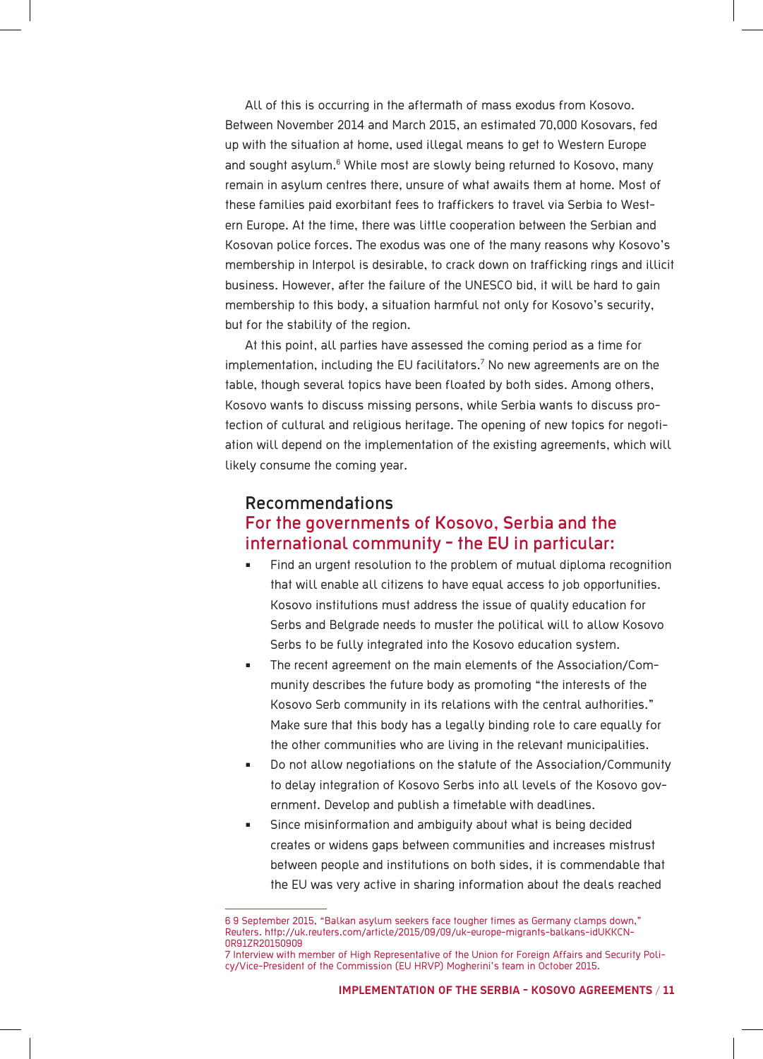All of this is occurring in the aftermath of mass exodus from Kosovo. Between November 2014 and March 2015, an estimated 70,000 Kosovars, fed up with the situation at home, used illegal means to get to Western Europe and sought asylum.[6] While most are slowly being returned to Kosovo, many remain in asylum centres there, unsure of what awaits them at home. Most of these families paid exorbitant fees to traffickers to travel via Serbia to Western Europe. At the time, there was little cooperation between the Serbian and Kosovan police forces. The exodus was one of the many reasons why Kosovo's membership in Interpol is desirable, to crack down on trafficking rings and illicit business. However, after the failure of the UNESCO bid, it will be hard to gain membership to this body, a situation harmful not only for Kosovo's security, but for the stability of the region.

At this point, all parties have assessed the coming period as a time for implementation, including the EU facilitators.[7] No new agreements are on the table, though several topics have been floated by both sides. Among others, Kosovo wants to discuss missing persons, while Serbia wants to discuss protection of cultural and religious heritage. The opening of new topics for negotiation will depend on the implementation of the existing agreements, which will likely consume the coming year.

## Recommendations

### For the governments of Kosovo, Serbia and the international community – the EU in particular:

- Find an urgent resolution to the problem of mutual diploma recognition that will enable all citizens to have equal access to job opportunities. Kosovo institutions must address the issue of quality education for Serbs and Belgrade needs to muster the political will to allow Kosovo Serbs to be fully integrated into the Kosovo education system.
- The recent agreement on the main elements of the Association/Community describes the future body as promoting "the interests of the Kosovo Serb community in its relations with the central authorities." Make sure that this body has a legally binding role to care equally for the other communities who are living in the relevant municipalities.
- Do not allow negotiations on the statute of the Association/Community to delay integration of Kosovo Serbs into all levels of the Kosovo government. Develop and publish a timetable with deadlines.
- Since misinformation and ambiguity about what is being decided creates or widens gaps between communities and increases mistrust between people and institutions on both sides, it is commendable that the EU was very active in sharing information about the deals reached

---

6 9 September 2015, "Balkan asylum seekers face tougher times as Germany clamps down," Reuters. http://uk.reuters.com/article/2015/09/09/uk-europe-migrants-balkans-idUKKCN0R91ZR20150909

7 Interview with member of High Representative of the Union for Foreign Affairs and Security Policy/Vice-President of the Commission (EU HRVP) Mogherini's team in October 2015.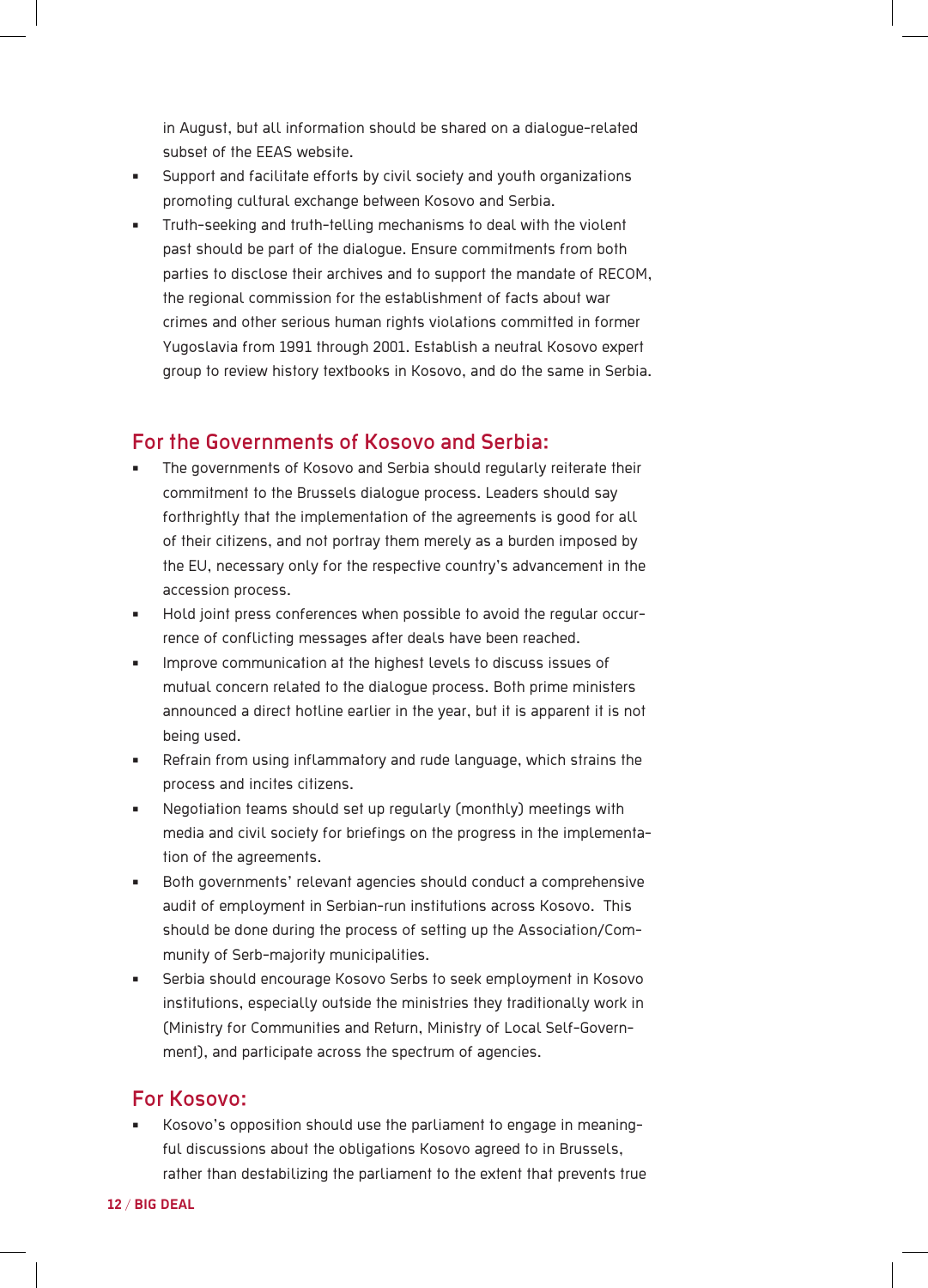in August, but all information should be shared on a dialogue-related subset of the EEAS website.

- Support and facilitate efforts by civil society and youth organizations promoting cultural exchange between Kosovo and Serbia.
- Truth-seeking and truth-telling mechanisms to deal with the violent past should be part of the dialogue. Ensure commitments from both parties to disclose their archives and to support the mandate of RECOM, the regional commission for the establishment of facts about war crimes and other serious human rights violations committed in former Yugoslavia from 1991 through 2001. Establish a neutral Kosovo expert group to review history textbooks in Kosovo, and do the same in Serbia.

## For the Governments of Kosovo and Serbia:

- The governments of Kosovo and Serbia should regularly reiterate their commitment to the Brussels dialogue process. Leaders should say forthrightly that the implementation of the agreements is good for all of their citizens, and not portray them merely as a burden imposed by the EU, necessary only for the respective country's advancement in the accession process.
- Hold joint press conferences when possible to avoid the regular occurrence of conflicting messages after deals have been reached.
- Improve communication at the highest levels to discuss issues of mutual concern related to the dialogue process. Both prime ministers announced a direct hotline earlier in the year, but it is apparent it is not being used.
- Refrain from using inflammatory and rude language, which strains the process and incites citizens.
- Negotiation teams should set up regularly (monthly) meetings with media and civil society for briefings on the progress in the implementation of the agreements.
- Both governments' relevant agencies should conduct a comprehensive audit of employment in Serbian-run institutions across Kosovo. This should be done during the process of setting up the Association/Community of Serb-majority municipalities.
- Serbia should encourage Kosovo Serbs to seek employment in Kosovo institutions, especially outside the ministries they traditionally work in (Ministry for Communities and Return, Ministry of Local Self-Government), and participate across the spectrum of agencies.

## For Kosovo:

- Kosovo's opposition should use the parliament to engage in meaningful discussions about the obligations Kosovo agreed to in Brussels, rather than destabilizing the parliament to the extent that prevents true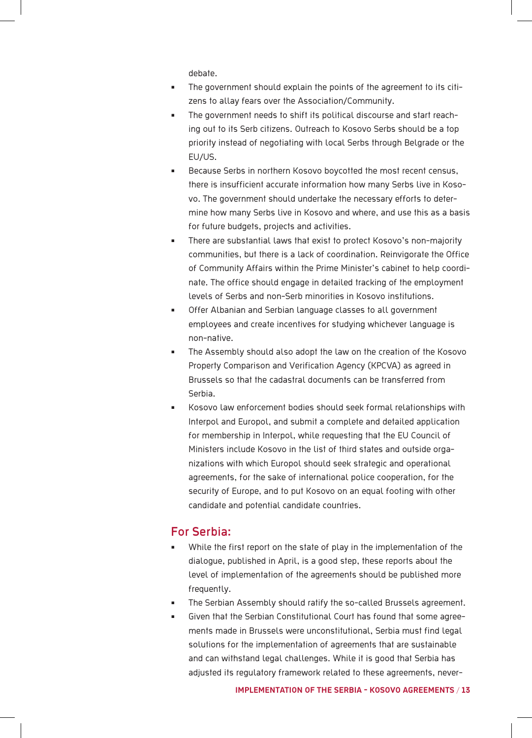debate.

- The government should explain the points of the agreement to its citizens to allay fears over the Association/Community.
- The government needs to shift its political discourse and start reaching out to its Serb citizens. Outreach to Kosovo Serbs should be a top priority instead of negotiating with local Serbs through Belgrade or the EU/US.
- Because Serbs in northern Kosovo boycotted the most recent census, there is insufficient accurate information how many Serbs live in Kosovo. The government should undertake the necessary efforts to determine how many Serbs live in Kosovo and where, and use this as a basis for future budgets, projects and activities.
- There are substantial laws that exist to protect Kosovo's non-majority communities, but there is a lack of coordination. Reinvigorate the Office of Community Affairs within the Prime Minister's cabinet to help coordinate. The office should engage in detailed tracking of the employment levels of Serbs and non-Serb minorities in Kosovo institutions.
- Offer Albanian and Serbian language classes to all government employees and create incentives for studying whichever language is non-native.
- The Assembly should also adopt the law on the creation of the Kosovo Property Comparison and Verification Agency (KPCVA) as agreed in Brussels so that the cadastral documents can be transferred from Serbia.
- Kosovo law enforcement bodies should seek formal relationships with Interpol and Europol, and submit a complete and detailed application for membership in Interpol, while requesting that the EU Council of Ministers include Kosovo in the list of third states and outside organizations with which Europol should seek strategic and operational agreements, for the sake of international police cooperation, for the security of Europe, and to put Kosovo on an equal footing with other candidate and potential candidate countries.

## For Serbia:

- While the first report on the state of play in the implementation of the dialogue, published in April, is a good step, these reports about the level of implementation of the agreements should be published more frequently.
- The Serbian Assembly should ratify the so-called Brussels agreement.
- Given that the Serbian Constitutional Court has found that some agreements made in Brussels were unconstitutional, Serbia must find legal solutions for the implementation of agreements that are sustainable and can withstand legal challenges. While it is good that Serbia has adjusted its regulatory framework related to these agreements, never-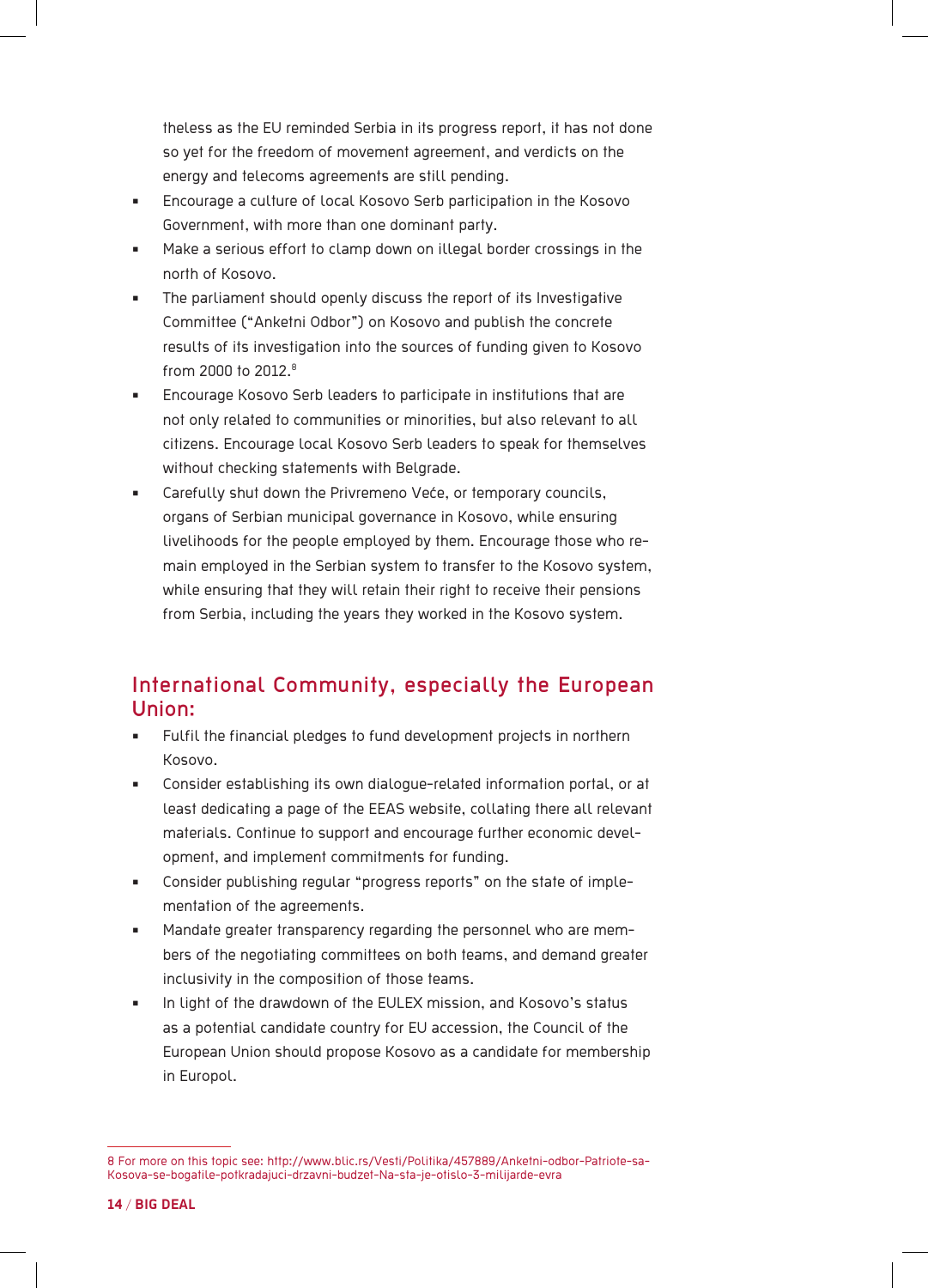theless as the EU reminded Serbia in its progress report, it has not done so yet for the freedom of movement agreement, and verdicts on the energy and telecoms agreements are still pending.

- Encourage a culture of local Kosovo Serb participation in the Kosovo Government, with more than one dominant party.
- Make a serious effort to clamp down on illegal border crossings in the north of Kosovo.
- The parliament should openly discuss the report of its Investigative Committee ("Anketni Odbor") on Kosovo and publish the concrete results of its investigation into the sources of funding given to Kosovo from 2000 to 2012.[8]
- Encourage Kosovo Serb leaders to participate in institutions that are not only related to communities or minorities, but also relevant to all citizens. Encourage local Kosovo Serb leaders to speak for themselves without checking statements with Belgrade.
- Carefully shut down the Privremeno Veće, or temporary councils, organs of Serbian municipal governance in Kosovo, while ensuring livelihoods for the people employed by them. Encourage those who remain employed in the Serbian system to transfer to the Kosovo system, while ensuring that they will retain their right to receive their pensions from Serbia, including the years they worked in the Kosovo system.

## International Community, especially the European Union:

- Fulfil the financial pledges to fund development projects in northern Kosovo.
- Consider establishing its own dialogue-related information portal, or at least dedicating a page of the EEAS website, collating there all relevant materials. Continue to support and encourage further economic development, and implement commitments for funding.
- Consider publishing regular "progress reports" on the state of implementation of the agreements.
- Mandate greater transparency regarding the personnel who are members of the negotiating committees on both teams, and demand greater inclusivity in the composition of those teams.
- In light of the drawdown of the EULEX mission, and Kosovo's status as a potential candidate country for EU accession, the Council of the European Union should propose Kosovo as a candidate for membership in Europol.

---

8 For more on this topic see: http://www.blic.rs/Vesti/Politika/457889/Anketni-odbor-Patriote-sa-Kosova-se-bogatile-potkradajuci-drzavni-budzet-Na-sta-je-otislo-3-milijarde-evra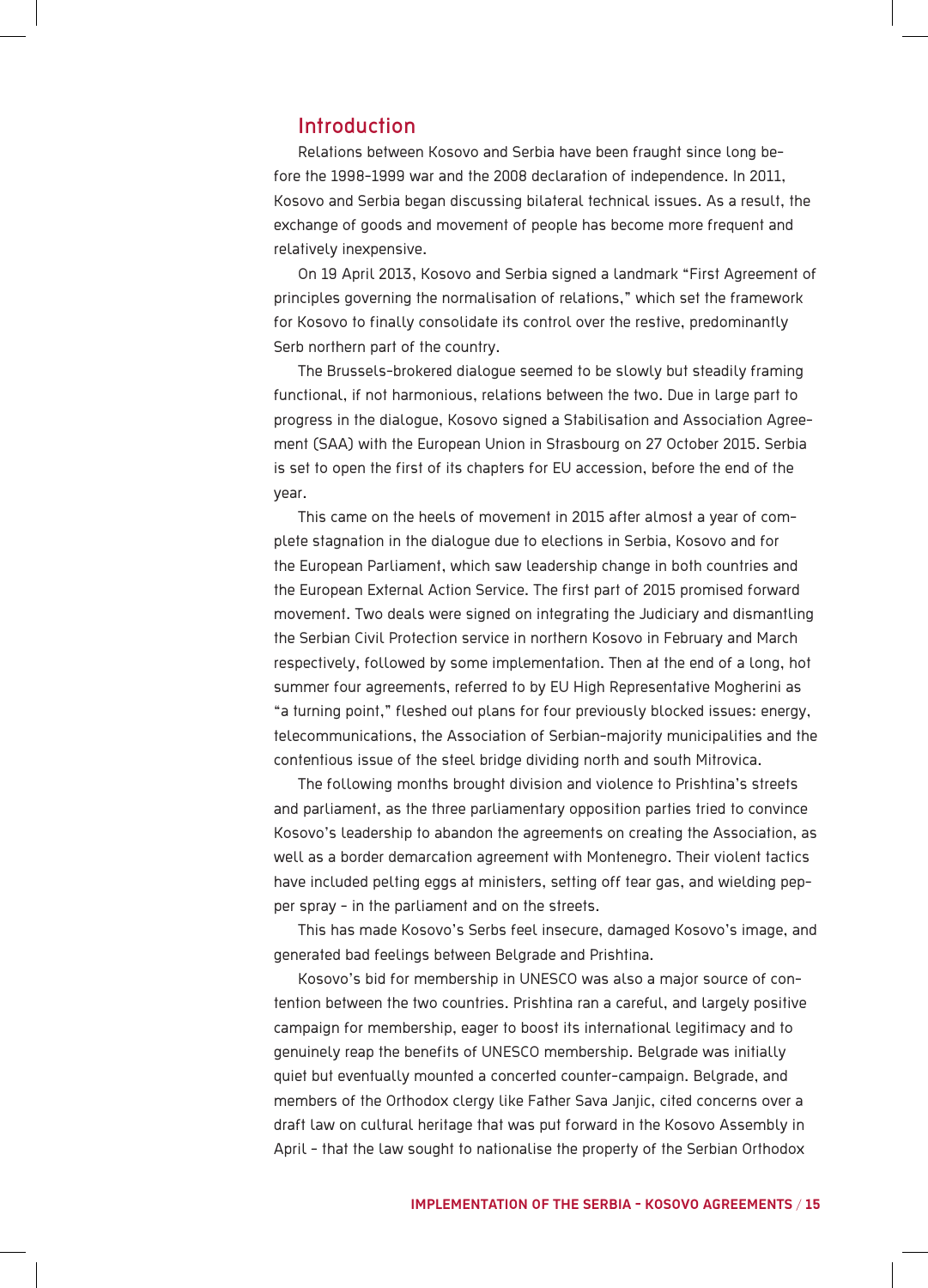## Introduction

Relations between Kosovo and Serbia have been fraught since long before the 1998-1999 war and the 2008 declaration of independence. In 2011, Kosovo and Serbia began discussing bilateral technical issues. As a result, the exchange of goods and movement of people has become more frequent and relatively inexpensive.

On 19 April 2013, Kosovo and Serbia signed a landmark "First Agreement of principles governing the normalisation of relations," which set the framework for Kosovo to finally consolidate its control over the restive, predominantly Serb northern part of the country.

The Brussels-brokered dialogue seemed to be slowly but steadily framing functional, if not harmonious, relations between the two. Due in large part to progress in the dialogue, Kosovo signed a Stabilisation and Association Agreement (SAA) with the European Union in Strasbourg on 27 October 2015. Serbia is set to open the first of its chapters for EU accession, before the end of the year.

This came on the heels of movement in 2015 after almost a year of complete stagnation in the dialogue due to elections in Serbia, Kosovo and for the European Parliament, which saw leadership change in both countries and the European External Action Service. The first part of 2015 promised forward movement. Two deals were signed on integrating the Judiciary and dismantling the Serbian Civil Protection service in northern Kosovo in February and March respectively, followed by some implementation. Then at the end of a long, hot summer four agreements, referred to by EU High Representative Mogherini as "a turning point," fleshed out plans for four previously blocked issues: energy, telecommunications, the Association of Serbian-majority municipalities and the contentious issue of the steel bridge dividing north and south Mitrovica.

The following months brought division and violence to Prishtina's streets and parliament, as the three parliamentary opposition parties tried to convince Kosovo's leadership to abandon the agreements on creating the Association, as well as a border demarcation agreement with Montenegro. Their violent tactics have included pelting eggs at ministers, setting off tear gas, and wielding pepper spray – in the parliament and on the streets.

This has made Kosovo's Serbs feel insecure, damaged Kosovo's image, and generated bad feelings between Belgrade and Prishtina.

Kosovo's bid for membership in UNESCO was also a major source of contention between the two countries. Prishtina ran a careful, and largely positive campaign for membership, eager to boost its international legitimacy and to genuinely reap the benefits of UNESCO membership. Belgrade was initially quiet but eventually mounted a concerted counter-campaign. Belgrade, and members of the Orthodox clergy like Father Sava Janjic, cited concerns over a draft law on cultural heritage that was put forward in the Kosovo Assembly in April – that the law sought to nationalise the property of the Serbian Orthodox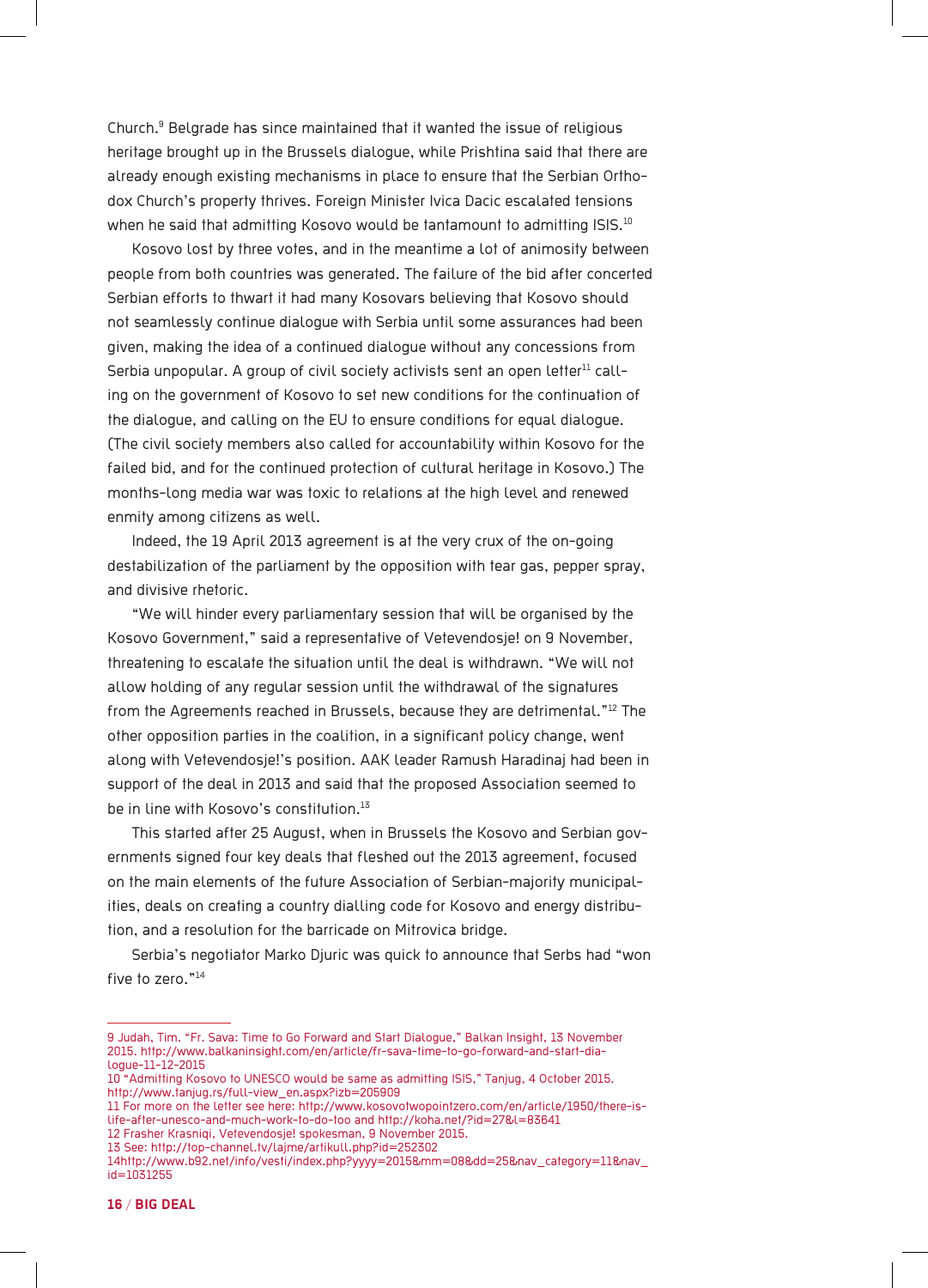Church.[9] Belgrade has since maintained that it wanted the issue of religious heritage brought up in the Brussels dialogue, while Prishtina said that there are already enough existing mechanisms in place to ensure that the Serbian Orthodox Church's property thrives. Foreign Minister Ivica Dacic escalated tensions when he said that admitting Kosovo would be tantamount to admitting ISIS.[10]

Kosovo lost by three votes, and in the meantime a lot of animosity between people from both countries was generated. The failure of the bid after concerted Serbian efforts to thwart it had many Kosovars believing that Kosovo should not seamlessly continue dialogue with Serbia until some assurances had been given, making the idea of a continued dialogue without any concessions from Serbia unpopular. A group of civil society activists sent an open letter[11] calling on the government of Kosovo to set new conditions for the continuation of the dialogue, and calling on the EU to ensure conditions for equal dialogue. (The civil society members also called for accountability within Kosovo for the failed bid, and for the continued protection of cultural heritage in Kosovo.) The months-long media war was toxic to relations at the high level and renewed enmity among citizens as well.

Indeed, the 19 April 2013 agreement is at the very crux of the on-going destabilization of the parliament by the opposition with tear gas, pepper spray, and divisive rhetoric.

"We will hinder every parliamentary session that will be organised by the Kosovo Government," said a representative of Vetevendosje! on 9 November, threatening to escalate the situation until the deal is withdrawn. "We will not allow holding of any regular session until the withdrawal of the signatures from the Agreements reached in Brussels, because they are detrimental."[12] The other opposition parties in the coalition, in a significant policy change, went along with Vetevendosje!'s position. AAK leader Ramush Haradinaj had been in support of the deal in 2013 and said that the proposed Association seemed to be in line with Kosovo's constitution.[13]

This started after 25 August, when in Brussels the Kosovo and Serbian governments signed four key deals that fleshed out the 2013 agreement, focused on the main elements of the future Association of Serbian-majority municipalities, deals on creating a country dialling code for Kosovo and energy distribution, and a resolution for the barricade on Mitrovica bridge.

Serbia's negotiator Marko Djuric was quick to announce that Serbs had "won five to zero."[14]

---

9 Judah, Tim. "Fr. Sava: Time to Go Forward and Start Dialogue," Balkan Insight, 13 November 2015. http://www.balkaninsight.com/en/article/fr-sava-time-to-go-forward-and-start-dialogue-11-12-2015

10 "Admitting Kosovo to UNESCO would be same as admitting ISIS," Tanjug, 4 October 2015. http://www.tanjug.rs/full-view_en.aspx?izb=205909

11 For more on the letter see here: http://www.kosovotwopointzero.com/en/article/1950/there-is-life-after-unesco-and-much-work-to-do-too and http://koha.net/?id=27&l=83641

12 Frasher Krasniqi, Vetevendosje! spokesman, 9 November 2015.

13 See: http://top-channel.tv/lajme/artikull.php?id=252302

14 http://www.b92.net/info/vesti/index.php?yyyy=2015&mm=08&dd=25&nav_category=11&nav_id=1031255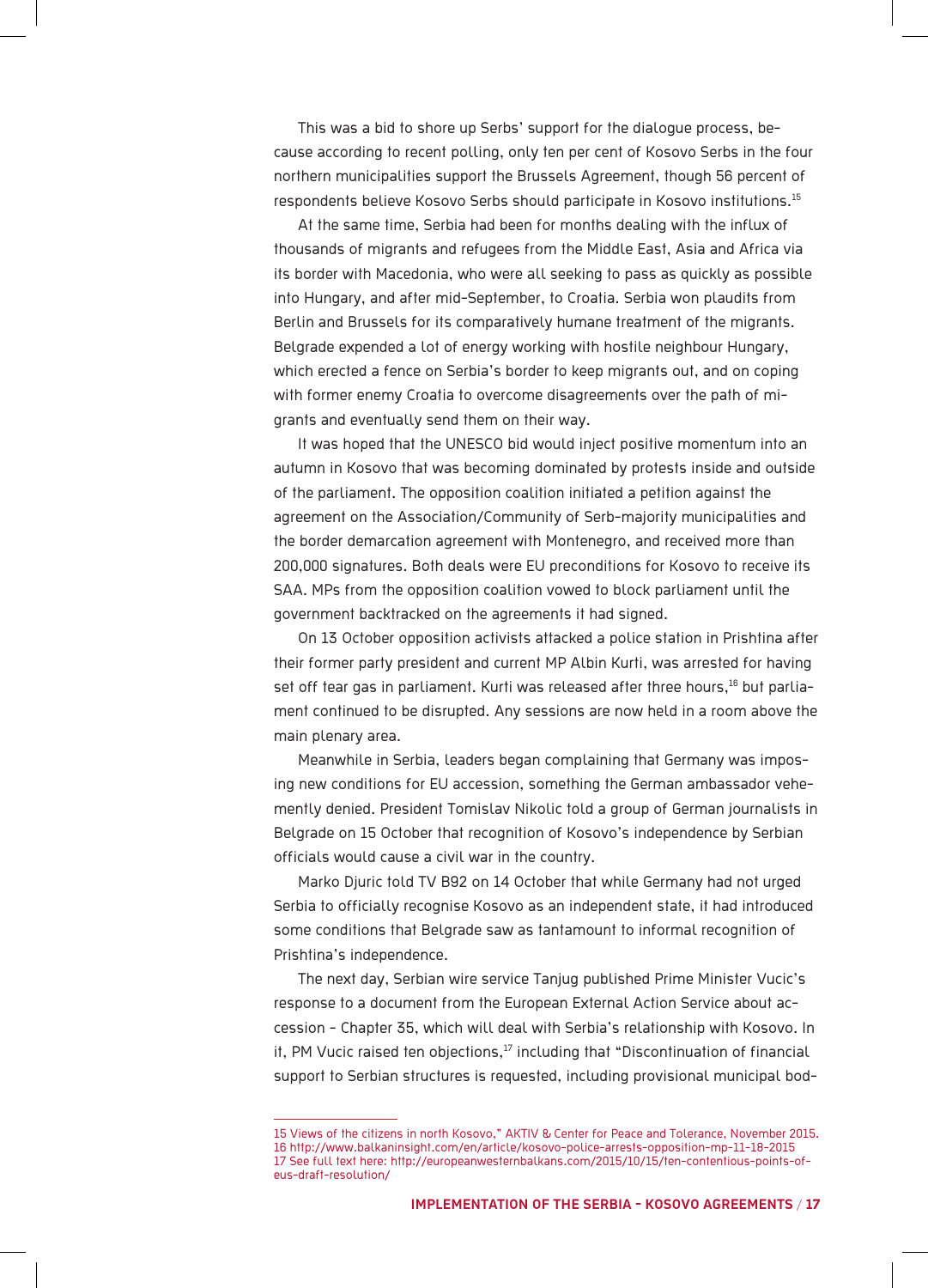This was a bid to shore up Serbs' support for the dialogue process, because according to recent polling, only ten per cent of Kosovo Serbs in the four northern municipalities support the Brussels Agreement, though 56 percent of respondents believe Kosovo Serbs should participate in Kosovo institutions.[15]

At the same time, Serbia had been for months dealing with the influx of thousands of migrants and refugees from the Middle East, Asia and Africa via its border with Macedonia, who were all seeking to pass as quickly as possible into Hungary, and after mid-September, to Croatia. Serbia won plaudits from Berlin and Brussels for its comparatively humane treatment of the migrants. Belgrade expended a lot of energy working with hostile neighbour Hungary, which erected a fence on Serbia's border to keep migrants out, and on coping with former enemy Croatia to overcome disagreements over the path of migrants and eventually send them on their way.

It was hoped that the UNESCO bid would inject positive momentum into an autumn in Kosovo that was becoming dominated by protests inside and outside of the parliament. The opposition coalition initiated a petition against the agreement on the Association/Community of Serb-majority municipalities and the border demarcation agreement with Montenegro, and received more than 200,000 signatures. Both deals were EU preconditions for Kosovo to receive its SAA. MPs from the opposition coalition vowed to block parliament until the government backtracked on the agreements it had signed.

On 13 October opposition activists attacked a police station in Prishtina after their former party president and current MP Albin Kurti, was arrested for having set off tear gas in parliament. Kurti was released after three hours,[16] but parliament continued to be disrupted. Any sessions are now held in a room above the main plenary area.

Meanwhile in Serbia, leaders began complaining that Germany was imposing new conditions for EU accession, something the German ambassador vehemently denied. President Tomislav Nikolic told a group of German journalists in Belgrade on 15 October that recognition of Kosovo's independence by Serbian officials would cause a civil war in the country.

Marko Djuric told TV B92 on 14 October that while Germany had not urged Serbia to officially recognise Kosovo as an independent state, it had introduced some conditions that Belgrade saw as tantamount to informal recognition of Prishtina's independence.

The next day, Serbian wire service Tanjug published Prime Minister Vucic's response to a document from the European External Action Service about accession - Chapter 35, which will deal with Serbia's relationship with Kosovo. In it, PM Vucic raised ten objections,[17] including that "Discontinuation of financial support to Serbian structures is requested, including provisional municipal bod-

---

15 Views of the citizens in north Kosovo," AKTIV & Center for Peace and Tolerance, November 2015.
16 http://www.balkaninsight.com/en/article/kosovo-police-arrests-opposition-mp-11-18-2015
17 See full text here: http://europeanwesternbalkans.com/2015/10/15/ten-contentious-points-of-eus-draft-resolution/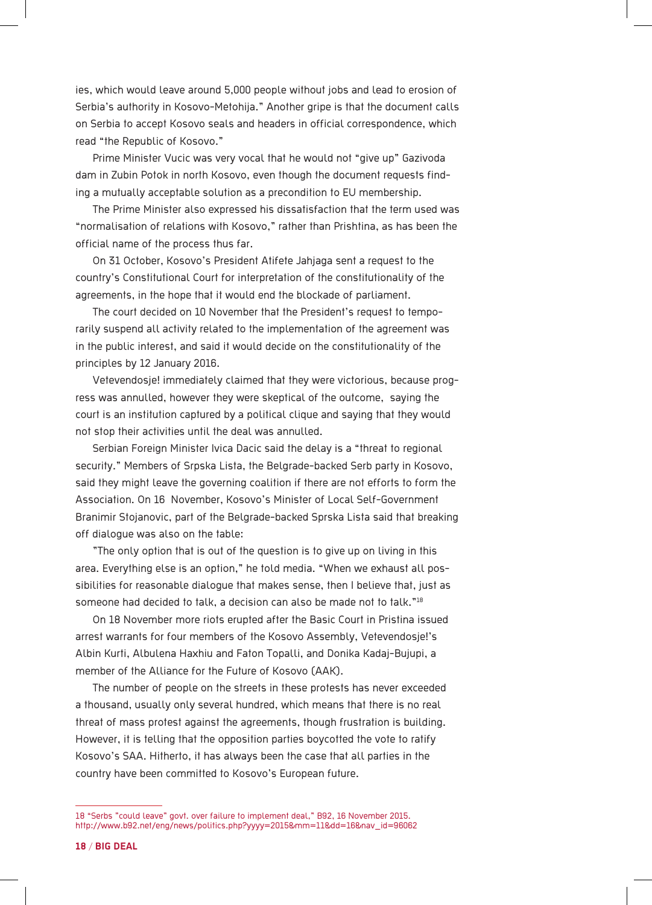ies, which would leave around 5,000 people without jobs and lead to erosion of Serbia's authority in Kosovo-Metohija." Another gripe is that the document calls on Serbia to accept Kosovo seals and headers in official correspondence, which read "the Republic of Kosovo."

Prime Minister Vucic was very vocal that he would not "give up" Gazivoda dam in Zubin Potok in north Kosovo, even though the document requests finding a mutually acceptable solution as a precondition to EU membership.

The Prime Minister also expressed his dissatisfaction that the term used was "normalisation of relations with Kosovo," rather than Prishtina, as has been the official name of the process thus far.

On 31 October, Kosovo's President Atifete Jahjaga sent a request to the country's Constitutional Court for interpretation of the constitutionality of the agreements, in the hope that it would end the blockade of parliament.

The court decided on 10 November that the President's request to temporarily suspend all activity related to the implementation of the agreement was in the public interest, and said it would decide on the constitutionality of the principles by 12 January 2016.

Vetevendosje! immediately claimed that they were victorious, because progress was annulled, however they were skeptical of the outcome, saying the court is an institution captured by a political clique and saying that they would not stop their activities until the deal was annulled.

Serbian Foreign Minister Ivica Dacic said the delay is a "threat to regional security." Members of Srpska Lista, the Belgrade-backed Serb party in Kosovo, said they might leave the governing coalition if there are not efforts to form the Association. On 16 November, Kosovo's Minister of Local Self-Government Branimir Stojanovic, part of the Belgrade-backed Sprska Lista said that breaking off dialogue was also on the table:

"The only option that is out of the question is to give up on living in this area. Everything else is an option," he told media. "When we exhaust all possibilities for reasonable dialogue that makes sense, then I believe that, just as someone had decided to talk, a decision can also be made not to talk."[18]

On 18 November more riots erupted after the Basic Court in Pristina issued arrest warrants for four members of the Kosovo Assembly, Vetevendosje!'s Albin Kurti, Albulena Haxhiu and Faton Topalli, and Donika Kadaj-Bujupi, a member of the Alliance for the Future of Kosovo (AAK).

The number of people on the streets in these protests has never exceeded a thousand, usually only several hundred, which means that there is no real threat of mass protest against the agreements, though frustration is building. However, it is telling that the opposition parties boycotted the vote to ratify Kosovo's SAA. Hitherto, it has always been the case that all parties in the country have been committed to Kosovo's European future.

---

18 "Serbs "could leave" govt. over failure to implement deal," B92, 16 November 2015. http://www.b92.net/eng/news/politics.php?yyyy=2015&mm=11&dd=16&nav_id=96062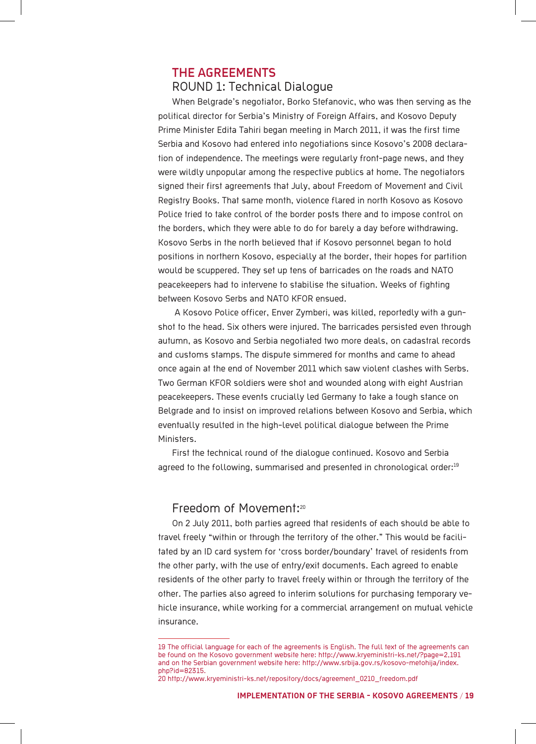## THE AGREEMENTS

### ROUND 1: Technical Dialogue

When Belgrade's negotiator, Borko Stefanovic, who was then serving as the political director for Serbia's Ministry of Foreign Affairs, and Kosovo Deputy Prime Minister Edita Tahiri began meeting in March 2011, it was the first time Serbia and Kosovo had entered into negotiations since Kosovo's 2008 declaration of independence. The meetings were regularly front-page news, and they were wildly unpopular among the respective publics at home. The negotiators signed their first agreements that July, about Freedom of Movement and Civil Registry Books. That same month, violence flared in north Kosovo as Kosovo Police tried to take control of the border posts there and to impose control on the borders, which they were able to do for barely a day before withdrawing. Kosovo Serbs in the north believed that if Kosovo personnel began to hold positions in northern Kosovo, especially at the border, their hopes for partition would be scuppered. They set up tens of barricades on the roads and NATO peacekeepers had to intervene to stabilise the situation. Weeks of fighting between Kosovo Serbs and NATO KFOR ensued.

A Kosovo Police officer, Enver Zymberi, was killed, reportedly with a gunshot to the head. Six others were injured. The barricades persisted even through autumn, as Kosovo and Serbia negotiated two more deals, on cadastral records and customs stamps. The dispute simmered for months and came to ahead once again at the end of November 2011 which saw violent clashes with Serbs. Two German KFOR soldiers were shot and wounded along with eight Austrian peacekeepers. These events crucially led Germany to take a tough stance on Belgrade and to insist on improved relations between Kosovo and Serbia, which eventually resulted in the high-level political dialogue between the Prime Ministers.

First the technical round of the dialogue continued. Kosovo and Serbia agreed to the following, summarised and presented in chronological order:[19]

### Freedom of Movement:[20]

On 2 July 2011, both parties agreed that residents of each should be able to travel freely "within or through the territory of the other." This would be facilitated by an ID card system for 'cross border/boundary' travel of residents from the other party, with the use of entry/exit documents. Each agreed to enable residents of the other party to travel freely within or through the territory of the other. The parties also agreed to interim solutions for purchasing temporary vehicle insurance, while working for a commercial arrangement on mutual vehicle insurance.

---

19 The official language for each of the agreements is English. The full text of the agreements can be found on the Kosovo government website here: http://www.kryeministri-ks.net/?page=2,191 and on the Serbian government website here: http://www.srbija.gov.rs/kosovo-metohija/index.php?id=82315.

20 http://www.kryeministri-ks.net/repository/docs/agreement_0210_freedom.pdf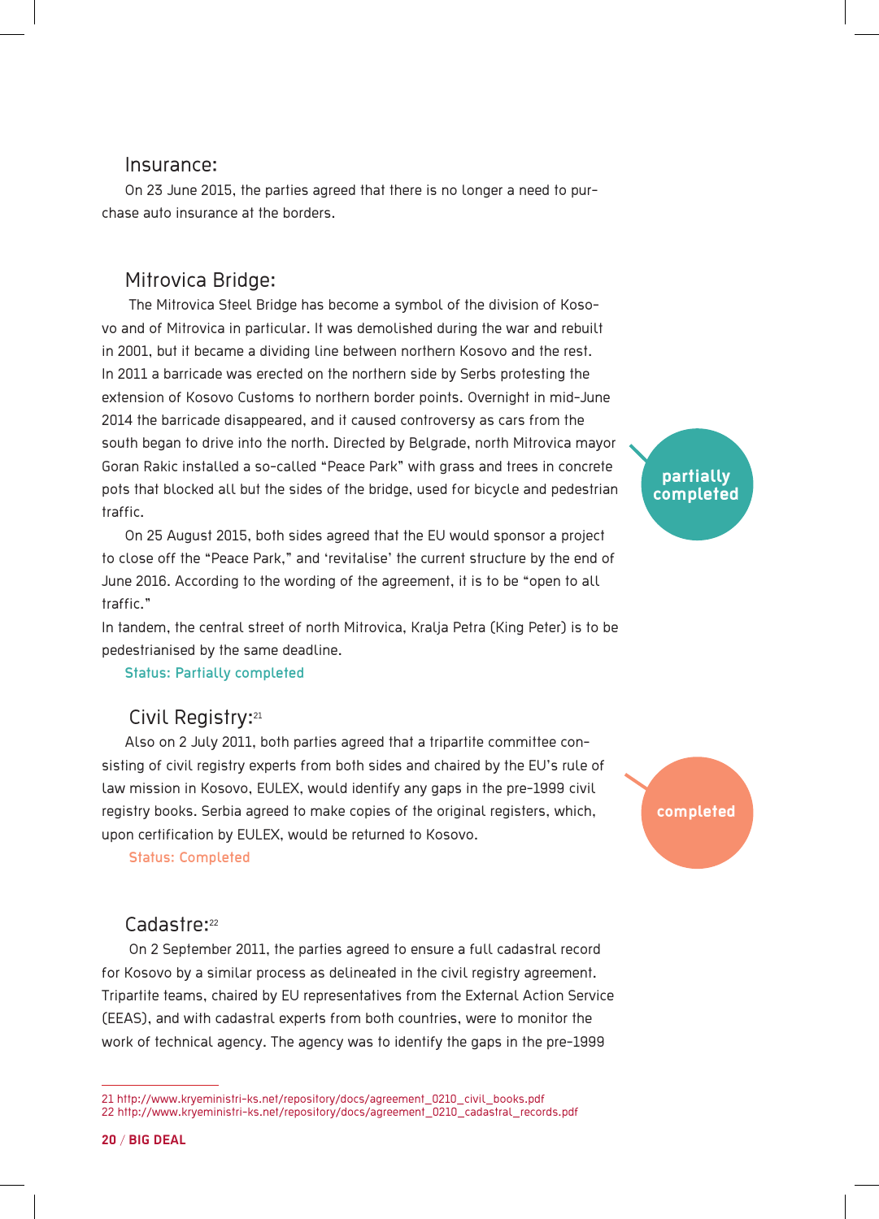## Insurance:

On 23 June 2015, the parties agreed that there is no longer a need to purchase auto insurance at the borders.

## Mitrovica Bridge:

The Mitrovica Steel Bridge has become a symbol of the division of Kosovo and of Mitrovica in particular. It was demolished during the war and rebuilt in 2001, but it became a dividing line between northern Kosovo and the rest. In 2011 a barricade was erected on the northern side by Serbs protesting the extension of Kosovo Customs to northern border points. Overnight in mid-June 2014 the barricade disappeared, and it caused controversy as cars from the south began to drive into the north. Directed by Belgrade, north Mitrovica mayor Goran Rakic installed a so-called "Peace Park" with grass and trees in concrete pots that blocked all but the sides of the bridge, used for bicycle and pedestrian traffic.

**partially completed**

On 25 August 2015, both sides agreed that the EU would sponsor a project to close off the "Peace Park," and 'revitalise' the current structure by the end of June 2016. According to the wording of the agreement, it is to be "open to all traffic."

In tandem, the central street of north Mitrovica, Kralja Petra (King Peter) is to be pedestrianised by the same deadline.

**Status: Partially completed**

## Civil Registry:[21]

Also on 2 July 2011, both parties agreed that a tripartite committee consisting of civil registry experts from both sides and chaired by the EU's rule of law mission in Kosovo, EULEX, would identify any gaps in the pre-1999 civil registry books. Serbia agreed to make copies of the original registers, which, upon certification by EULEX, would be returned to Kosovo.

**completed**

**Status: Completed**

## Cadastre:[22]

On 2 September 2011, the parties agreed to ensure a full cadastral record for Kosovo by a similar process as delineated in the civil registry agreement. Tripartite teams, chaired by EU representatives from the External Action Service (EEAS), and with cadastral experts from both countries, were to monitor the work of technical agency. The agency was to identify the gaps in the pre-1999

---

21 http://www.kryeministri-ks.net/repository/docs/agreement_0210_civil_books.pdf
22 http://www.kryeministri-ks.net/repository/docs/agreement_0210_cadastral_records.pdf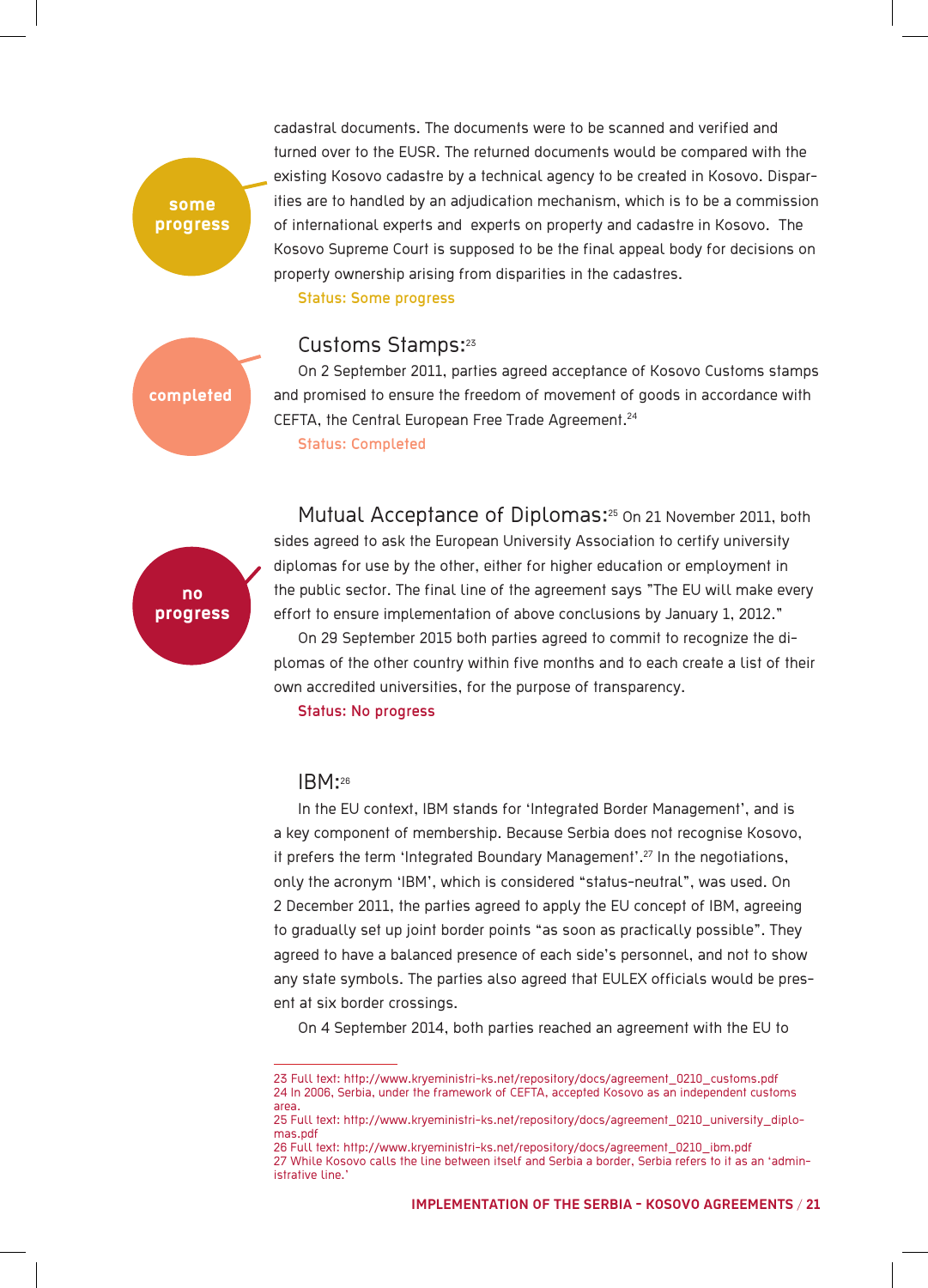some progress

cadastral documents. The documents were to be scanned and verified and turned over to the EUSR. The returned documents would be compared with the existing Kosovo cadastre by a technical agency to be created in Kosovo. Disparities are to handled by an adjudication mechanism, which is to be a commission of international experts and experts on property and cadastre in Kosovo. The Kosovo Supreme Court is supposed to be the final appeal body for decisions on property ownership arising from disparities in the cadastres.

Status: Some progress

completed

### Customs Stamps:[23]

On 2 September 2011, parties agreed acceptance of Kosovo Customs stamps and promised to ensure the freedom of movement of goods in accordance with CEFTA, the Central European Free Trade Agreement.[24]

Status: Completed

no progress

### Mutual Acceptance of Diplomas:[25]

On 21 November 2011, both sides agreed to ask the European University Association to certify university diplomas for use by the other, either for higher education or employment in the public sector. The final line of the agreement says "The EU will make every effort to ensure implementation of above conclusions by January 1, 2012."

On 29 September 2015 both parties agreed to commit to recognize the diplomas of the other country within five months and to each create a list of their own accredited universities, for the purpose of transparency.

Status: No progress

### IBM:[26]

In the EU context, IBM stands for 'Integrated Border Management', and is a key component of membership. Because Serbia does not recognise Kosovo, it prefers the term 'Integrated Boundary Management'.[27] In the negotiations, only the acronym 'IBM', which is considered "status-neutral", was used. On 2 December 2011, the parties agreed to apply the EU concept of IBM, agreeing to gradually set up joint border points "as soon as practically possible". They agreed to have a balanced presence of each side's personnel, and not to show any state symbols. The parties also agreed that EULEX officials would be present at six border crossings.

On 4 September 2014, both parties reached an agreement with the EU to

---

23 Full text: http://www.kryeministri-ks.net/repository/docs/agreement_0210_customs.pdf

24 In 2006, Serbia, under the framework of CEFTA, accepted Kosovo as an independent customs area.

25 Full text: http://www.kryeministri-ks.net/repository/docs/agreement_0210_university_diplomas.pdf

26 Full text: http://www.kryeministri-ks.net/repository/docs/agreement_0210_ibm.pdf

27 While Kosovo calls the line between itself and Serbia a border, Serbia refers to it as an 'administrative line.'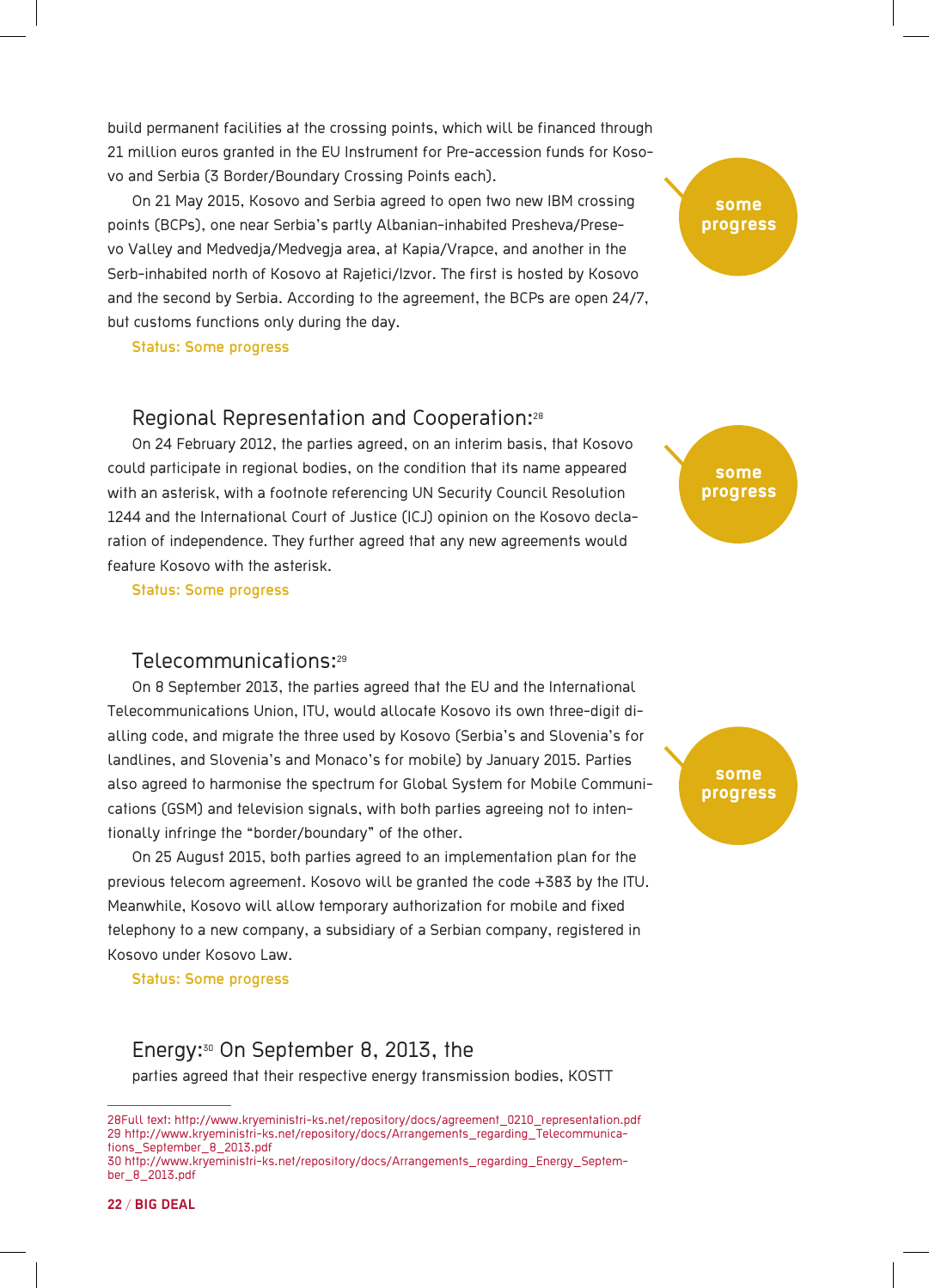build permanent facilities at the crossing points, which will be financed through 21 million euros granted in the EU Instrument for Pre-accession funds for Kosovo and Serbia (3 Border/Boundary Crossing Points each).

On 21 May 2015, Kosovo and Serbia agreed to open two new IBM crossing points (BCPs), one near Serbia's partly Albanian-inhabited Presheva/Presevo Valley and Medvedja/Medvegja area, at Kapia/Vrapce, and another in the Serb-inhabited north of Kosovo at Rajetici/Izvor. The first is hosted by Kosovo and the second by Serbia. According to the agreement, the BCPs are open 24/7, but customs functions only during the day.

Status: Some progress

**some progress**

## Regional Representation and Cooperation:[28]

On 24 February 2012, the parties agreed, on an interim basis, that Kosovo could participate in regional bodies, on the condition that its name appeared with an asterisk, with a footnote referencing UN Security Council Resolution 1244 and the International Court of Justice (ICJ) opinion on the Kosovo declaration of independence. They further agreed that any new agreements would feature Kosovo with the asterisk.

Status: Some progress

**some progress**

## Telecommunications:[29]

On 8 September 2013, the parties agreed that the EU and the International Telecommunications Union, ITU, would allocate Kosovo its own three-digit dialling code, and migrate the three used by Kosovo (Serbia's and Slovenia's for landlines, and Slovenia's and Monaco's for mobile) by January 2015. Parties also agreed to harmonise the spectrum for Global System for Mobile Communications (GSM) and television signals, with both parties agreeing not to intentionally infringe the "border/boundary" of the other.

On 25 August 2015, both parties agreed to an implementation plan for the previous telecom agreement. Kosovo will be granted the code +383 by the ITU. Meanwhile, Kosovo will allow temporary authorization for mobile and fixed telephony to a new company, a subsidiary of a Serbian company, registered in Kosovo under Kosovo Law.

Status: Some progress

**some progress**

## Energy:[30] On September 8, 2013, the

parties agreed that their respective energy transmission bodies, KOSTT

---

28Full text: http://www.kryeministri-ks.net/repository/docs/agreement_0210_representation.pdf
29 http://www.kryeministri-ks.net/repository/docs/Arrangements_regarding_Telecommunications_September_8_2013.pdf
30 http://www.kryeministri-ks.net/repository/docs/Arrangements_regarding_Energy_September_8_2013.pdf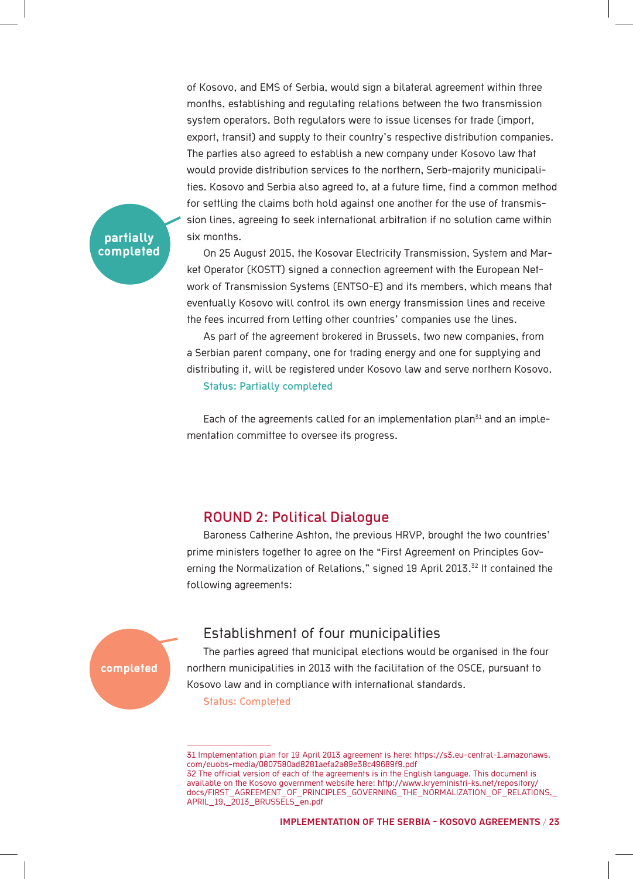of Kosovo, and EMS of Serbia, would sign a bilateral agreement within three months, establishing and regulating relations between the two transmission system operators. Both regulators were to issue licenses for trade (import, export, transit) and supply to their country's respective distribution companies. The parties also agreed to establish a new company under Kosovo law that would provide distribution services to the northern, Serb-majority municipalities. Kosovo and Serbia also agreed to, at a future time, find a common method for settling the claims both hold against one another for the use of transmission lines, agreeing to seek international arbitration if no solution came within six months.

**partially completed**

On 25 August 2015, the Kosovar Electricity Transmission, System and Market Operator (KOSTT) signed a connection agreement with the European Network of Transmission Systems (ENTSO-E) and its members, which means that eventually Kosovo will control its own energy transmission lines and receive the fees incurred from letting other countries' companies use the lines.

As part of the agreement brokered in Brussels, two new companies, from a Serbian parent company, one for trading energy and one for supplying and distributing it, will be registered under Kosovo law and serve northern Kosovo.

**Status: Partially completed**

Each of the agreements called for an implementation plan[31] and an implementation committee to oversee its progress.

## ROUND 2: Political Dialogue

Baroness Catherine Ashton, the previous HRVP, brought the two countries' prime ministers together to agree on the "First Agreement on Principles Governing the Normalization of Relations," signed 19 April 2013.[32] It contained the following agreements:

### Establishment of four municipalities

**completed**

The parties agreed that municipal elections would be organised in the four northern municipalities in 2013 with the facilitation of the OSCE, pursuant to Kosovo law and in compliance with international standards.

**Status: Completed**

---

31 Implementation plan for 19 April 2013 agreement is here: https://s3.eu-central-1.amazonaws.com/euobs-media/0807580ad8281aefa2a89e38c49689f9.pdf

32 The official version of each of the agreements is in the English language. This document is available on the Kosovo government website here: http://www.kryeministri-ks.net/repository/docs/FIRST_AGREEMENT_OF_PRINCIPLES_GOVERNING_THE_NORMALIZATION_OF_RELATIONS,_APRIL_19,_2013_BRUSSELS_en.pdf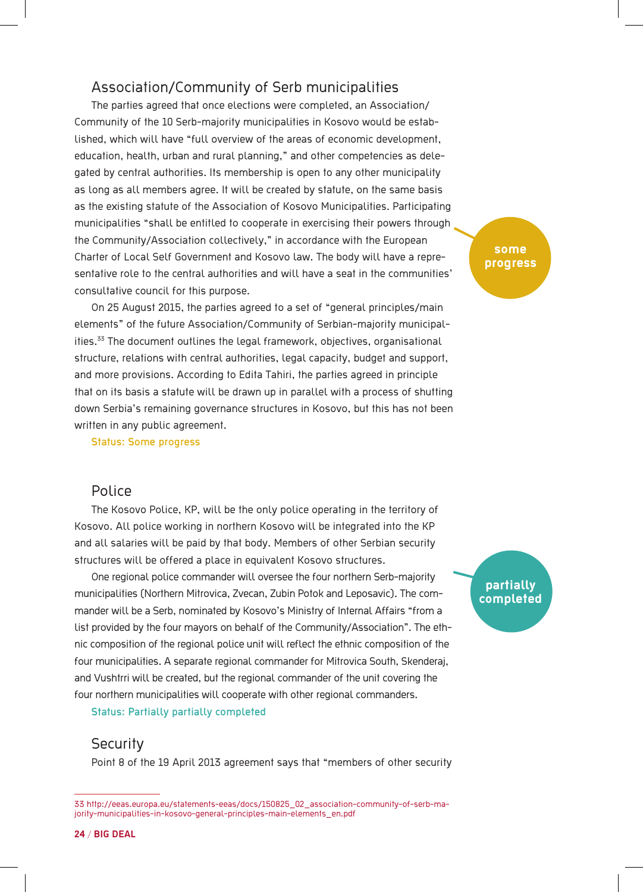## Association/Community of Serb municipalities

The parties agreed that once elections were completed, an Association/Community of the 10 Serb-majority municipalities in Kosovo would be established, which will have "full overview of the areas of economic development, education, health, urban and rural planning," and other competencies as delegated by central authorities. Its membership is open to any other municipality as long as all members agree. It will be created by statute, on the same basis as the existing statute of the Association of Kosovo Municipalities. Participating municipalities "shall be entitled to cooperate in exercising their powers through the Community/Association collectively," in accordance with the European Charter of Local Self Government and Kosovo law. The body will have a representative role to the central authorities and will have a seat in the communities' consultative council for this purpose.

some progress

On 25 August 2015, the parties agreed to a set of "general principles/main elements" of the future Association/Community of Serbian-majority municipalities.[33] The document outlines the legal framework, objectives, organisational structure, relations with central authorities, legal capacity, budget and support, and more provisions. According to Edita Tahiri, the parties agreed in principle that on its basis a statute will be drawn up in parallel with a process of shutting down Serbia's remaining governance structures in Kosovo, but this has not been written in any public agreement.

Status: Some progress

## Police

The Kosovo Police, KP, will be the only police operating in the territory of Kosovo. All police working in northern Kosovo will be integrated into the KP and all salaries will be paid by that body. Members of other Serbian security structures will be offered a place in equivalent Kosovo structures.

partially completed

One regional police commander will oversee the four northern Serb-majority municipalities (Northern Mitrovica, Zvecan, Zubin Potok and Leposavic). The commander will be a Serb, nominated by Kosovo's Ministry of Internal Affairs "from a list provided by the four mayors on behalf of the Community/Association". The ethnic composition of the regional police unit will reflect the ethnic composition of the four municipalities. A separate regional commander for Mitrovica South, Skenderaj, and Vushtrri will be created, but the regional commander of the unit covering the four northern municipalities will cooperate with other regional commanders.

Status: Partially partially completed

## Security

Point 8 of the 19 April 2013 agreement says that "members of other security

33 http://eeas.europa.eu/statements-eeas/docs/150825_02_association-community-of-serb-majority-municipalities-in-kosovo-general-principles-main-elements_en.pdf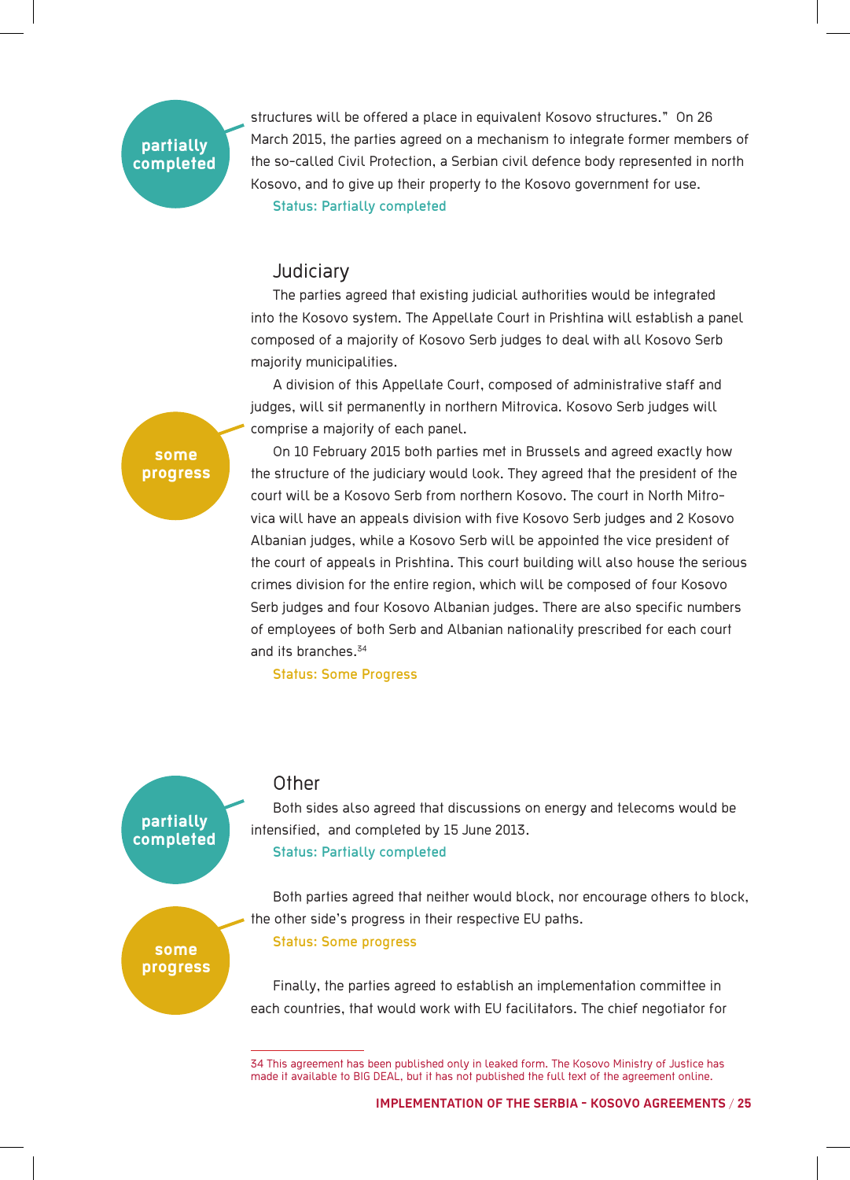partially completed

structures will be offered a place in equivalent Kosovo structures." On 26 March 2015, the parties agreed on a mechanism to integrate former members of the so-called Civil Protection, a Serbian civil defence body represented in north Kosovo, and to give up their property to the Kosovo government for use.

Status: Partially completed

### Judiciary

The parties agreed that existing judicial authorities would be integrated into the Kosovo system. The Appellate Court in Prishtina will establish a panel composed of a majority of Kosovo Serb judges to deal with all Kosovo Serb majority municipalities.

A division of this Appellate Court, composed of administrative staff and judges, will sit permanently in northern Mitrovica. Kosovo Serb judges will comprise a majority of each panel.

some progress

On 10 February 2015 both parties met in Brussels and agreed exactly how the structure of the judiciary would look. They agreed that the president of the court will be a Kosovo Serb from northern Kosovo. The court in North Mitrovica will have an appeals division with five Kosovo Serb judges and 2 Kosovo Albanian judges, while a Kosovo Serb will be appointed the vice president of the court of appeals in Prishtina. This court building will also house the serious crimes division for the entire region, which will be composed of four Kosovo Serb judges and four Kosovo Albanian judges. There are also specific numbers of employees of both Serb and Albanian nationality prescribed for each court and its branches.[34]

Status: Some Progress

### Other

partially completed

Both sides also agreed that discussions on energy and telecoms would be intensified, and completed by 15 June 2013.

Status: Partially completed

some progress

Both parties agreed that neither would block, nor encourage others to block, the other side's progress in their respective EU paths.

Status: Some progress

Finally, the parties agreed to establish an implementation committee in each countries, that would work with EU facilitators. The chief negotiator for

34 This agreement has been published only in leaked form. The Kosovo Ministry of Justice has made it available to BIG DEAL, but it has not published the full text of the agreement online.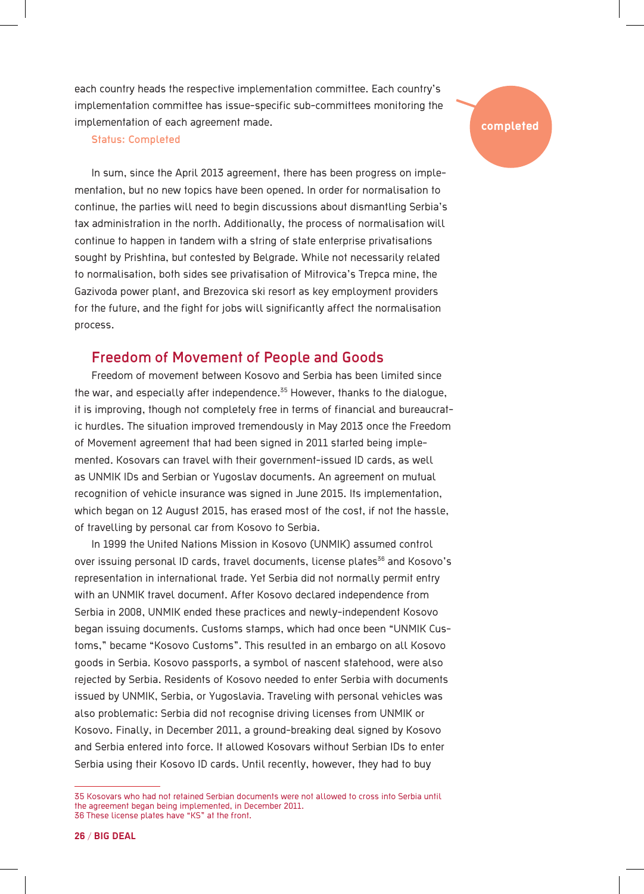each country heads the respective implementation committee. Each country's implementation committee has issue-specific sub-committees monitoring the implementation of each agreement made.

Status: Completed

completed

In sum, since the April 2013 agreement, there has been progress on implementation, but no new topics have been opened. In order for normalisation to continue, the parties will need to begin discussions about dismantling Serbia's tax administration in the north. Additionally, the process of normalisation will continue to happen in tandem with a string of state enterprise privatisations sought by Prishtina, but contested by Belgrade. While not necessarily related to normalisation, both sides see privatisation of Mitrovica's Trepca mine, the Gazivoda power plant, and Brezovica ski resort as key employment providers for the future, and the fight for jobs will significantly affect the normalisation process.

## Freedom of Movement of People and Goods

Freedom of movement between Kosovo and Serbia has been limited since the war, and especially after independence.[35] However, thanks to the dialogue, it is improving, though not completely free in terms of financial and bureaucratic hurdles. The situation improved tremendously in May 2013 once the Freedom of Movement agreement that had been signed in 2011 started being implemented. Kosovars can travel with their government-issued ID cards, as well as UNMIK IDs and Serbian or Yugoslav documents. An agreement on mutual recognition of vehicle insurance was signed in June 2015. Its implementation, which began on 12 August 2015, has erased most of the cost, if not the hassle, of travelling by personal car from Kosovo to Serbia.

In 1999 the United Nations Mission in Kosovo (UNMIK) assumed control over issuing personal ID cards, travel documents, license plates[36] and Kosovo's representation in international trade. Yet Serbia did not normally permit entry with an UNMIK travel document. After Kosovo declared independence from Serbia in 2008, UNMIK ended these practices and newly-independent Kosovo began issuing documents. Customs stamps, which had once been "UNMIK Customs," became "Kosovo Customs". This resulted in an embargo on all Kosovo goods in Serbia. Kosovo passports, a symbol of nascent statehood, were also rejected by Serbia. Residents of Kosovo needed to enter Serbia with documents issued by UNMIK, Serbia, or Yugoslavia. Traveling with personal vehicles was also problematic: Serbia did not recognise driving licenses from UNMIK or Kosovo. Finally, in December 2011, a ground-breaking deal signed by Kosovo and Serbia entered into force. It allowed Kosovars without Serbian IDs to enter Serbia using their Kosovo ID cards. Until recently, however, they had to buy

---

35 Kosovars who had not retained Serbian documents were not allowed to cross into Serbia until the agreement began being implemented, in December 2011.

36 These license plates have "KS" at the front.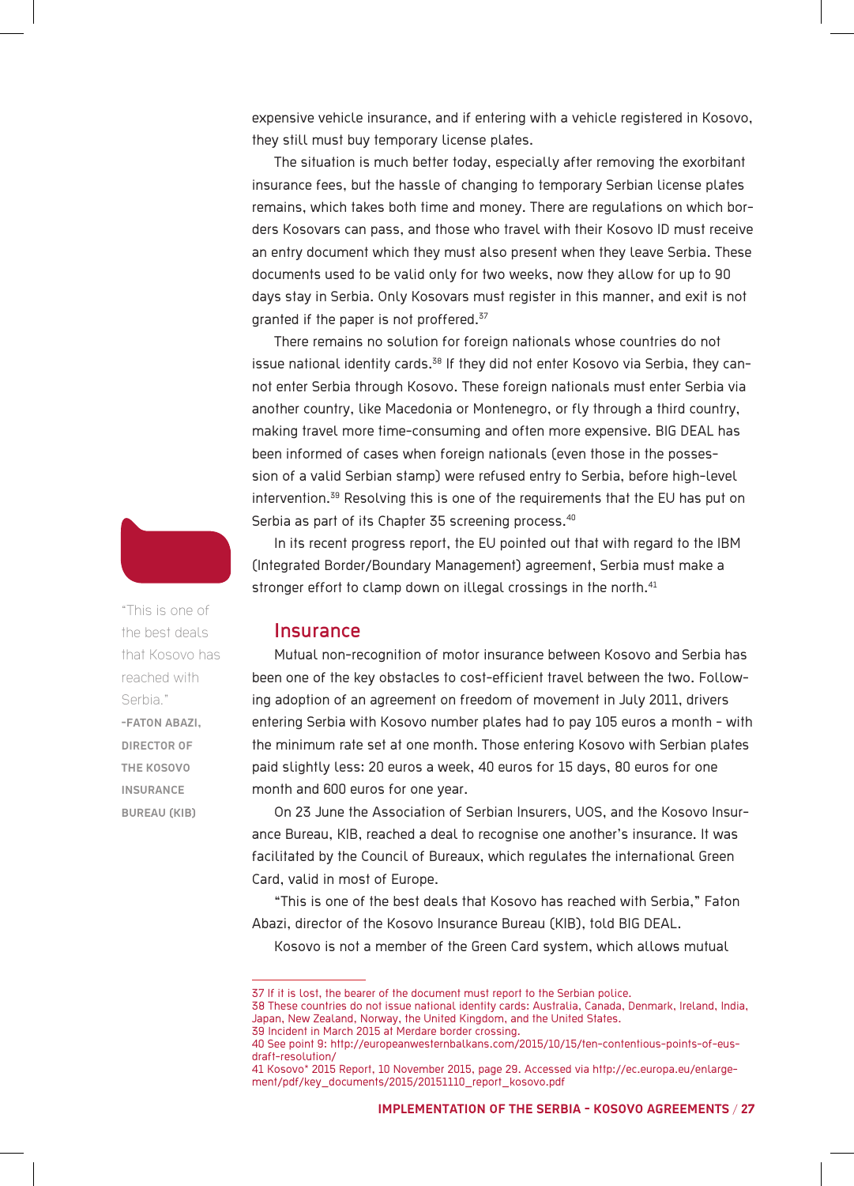expensive vehicle insurance, and if entering with a vehicle registered in Kosovo, they still must buy temporary license plates.

The situation is much better today, especially after removing the exorbitant insurance fees, but the hassle of changing to temporary Serbian license plates remains, which takes both time and money. There are regulations on which borders Kosovars can pass, and those who travel with their Kosovo ID must receive an entry document which they must also present when they leave Serbia. These documents used to be valid only for two weeks, now they allow for up to 90 days stay in Serbia. Only Kosovars must register in this manner, and exit is not granted if the paper is not proffered.[37]

There remains no solution for foreign nationals whose countries do not issue national identity cards.[38] If they did not enter Kosovo via Serbia, they cannot enter Serbia through Kosovo. These foreign nationals must enter Serbia via another country, like Macedonia or Montenegro, or fly through a third country, making travel more time-consuming and often more expensive. BIG DEAL has been informed of cases when foreign nationals (even those in the possession of a valid Serbian stamp) were refused entry to Serbia, before high-level intervention.[39] Resolving this is one of the requirements that the EU has put on Serbia as part of its Chapter 35 screening process.[40]

In its recent progress report, the EU pointed out that with regard to the IBM (Integrated Border/Boundary Management) agreement, Serbia must make a stronger effort to clamp down on illegal crossings in the north.[41]

> "This is one of the best deals that Kosovo has reached with Serbia."
> **-FATON ABAZI, DIRECTOR OF THE KOSOVO INSURANCE BUREAU (KIB)**

## Insurance

Mutual non-recognition of motor insurance between Kosovo and Serbia has been one of the key obstacles to cost-efficient travel between the two. Following adoption of an agreement on freedom of movement in July 2011, drivers entering Serbia with Kosovo number plates had to pay 105 euros a month - with the minimum rate set at one month. Those entering Kosovo with Serbian plates paid slightly less: 20 euros a week, 40 euros for 15 days, 80 euros for one month and 600 euros for one year.

On 23 June the Association of Serbian Insurers, UOS, and the Kosovo Insurance Bureau, KIB, reached a deal to recognise one another's insurance. It was facilitated by the Council of Bureaux, which regulates the international Green Card, valid in most of Europe.

"This is one of the best deals that Kosovo has reached with Serbia," Faton Abazi, director of the Kosovo Insurance Bureau (KIB), told BIG DEAL.

Kosovo is not a member of the Green Card system, which allows mutual

---

37 If it is lost, the bearer of the document must report to the Serbian police.
38 These countries do not issue national identity cards: Australia, Canada, Denmark, Ireland, India, Japan, New Zealand, Norway, the United Kingdom, and the United States.
39 Incident in March 2015 at Merdare border crossing.
40 See point 9: http://europeanwesternbalkans.com/2015/10/15/ten-contentious-points-of-eus-draft-resolution/
41 Kosovo* 2015 Report, 10 November 2015, page 29. Accessed via http://ec.europa.eu/enlargement/pdf/key_documents/2015/20151110_report_kosovo.pdf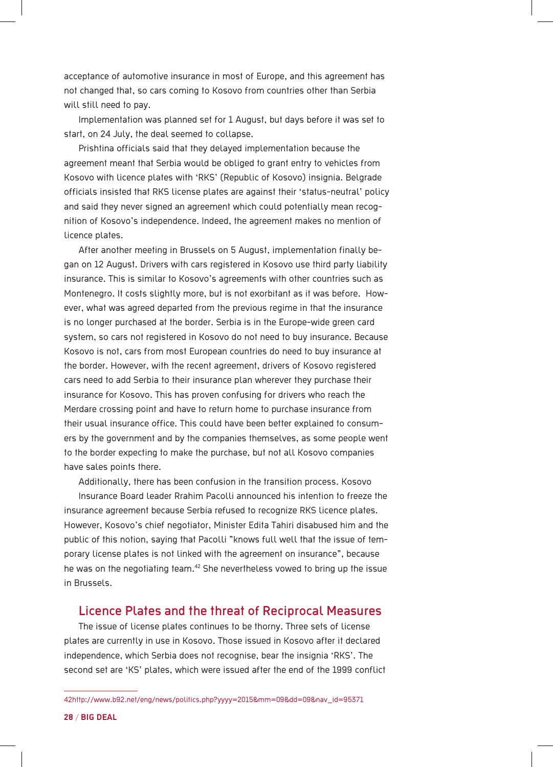acceptance of automotive insurance in most of Europe, and this agreement has not changed that, so cars coming to Kosovo from countries other than Serbia will still need to pay.

Implementation was planned set for 1 August, but days before it was set to start, on 24 July, the deal seemed to collapse.

Prishtina officials said that they delayed implementation because the agreement meant that Serbia would be obliged to grant entry to vehicles from Kosovo with licence plates with 'RKS' (Republic of Kosovo) insignia. Belgrade officials insisted that RKS license plates are against their 'status-neutral' policy and said they never signed an agreement which could potentially mean recognition of Kosovo's independence. Indeed, the agreement makes no mention of licence plates.

After another meeting in Brussels on 5 August, implementation finally began on 12 August. Drivers with cars registered in Kosovo use third party liability insurance. This is similar to Kosovo's agreements with other countries such as Montenegro. It costs slightly more, but is not exorbitant as it was before. However, what was agreed departed from the previous regime in that the insurance is no longer purchased at the border. Serbia is in the Europe-wide green card system, so cars not registered in Kosovo do not need to buy insurance. Because Kosovo is not, cars from most European countries do need to buy insurance at the border. However, with the recent agreement, drivers of Kosovo registered cars need to add Serbia to their insurance plan wherever they purchase their insurance for Kosovo. This has proven confusing for drivers who reach the Merdare crossing point and have to return home to purchase insurance from their usual insurance office. This could have been better explained to consumers by the government and by the companies themselves, as some people went to the border expecting to make the purchase, but not all Kosovo companies have sales points there.

Additionally, there has been confusion in the transition process. Kosovo Insurance Board leader Rrahim Pacolli announced his intention to freeze the insurance agreement because Serbia refused to recognize RKS licence plates. However, Kosovo's chief negotiator, Minister Edita Tahiri disabused him and the public of this notion, saying that Pacolli "knows full well that the issue of temporary license plates is not linked with the agreement on insurance", because he was on the negotiating team.[42] She nevertheless vowed to bring up the issue in Brussels.

## Licence Plates and the threat of Reciprocal Measures

The issue of license plates continues to be thorny. Three sets of license plates are currently in use in Kosovo. Those issued in Kosovo after it declared independence, which Serbia does not recognise, bear the insignia 'RKS'. The second set are 'KS' plates, which were issued after the end of the 1999 conflict

42http://www.b92.net/eng/news/politics.php?yyyy=2015&mm=09&dd=09&nav_id=95371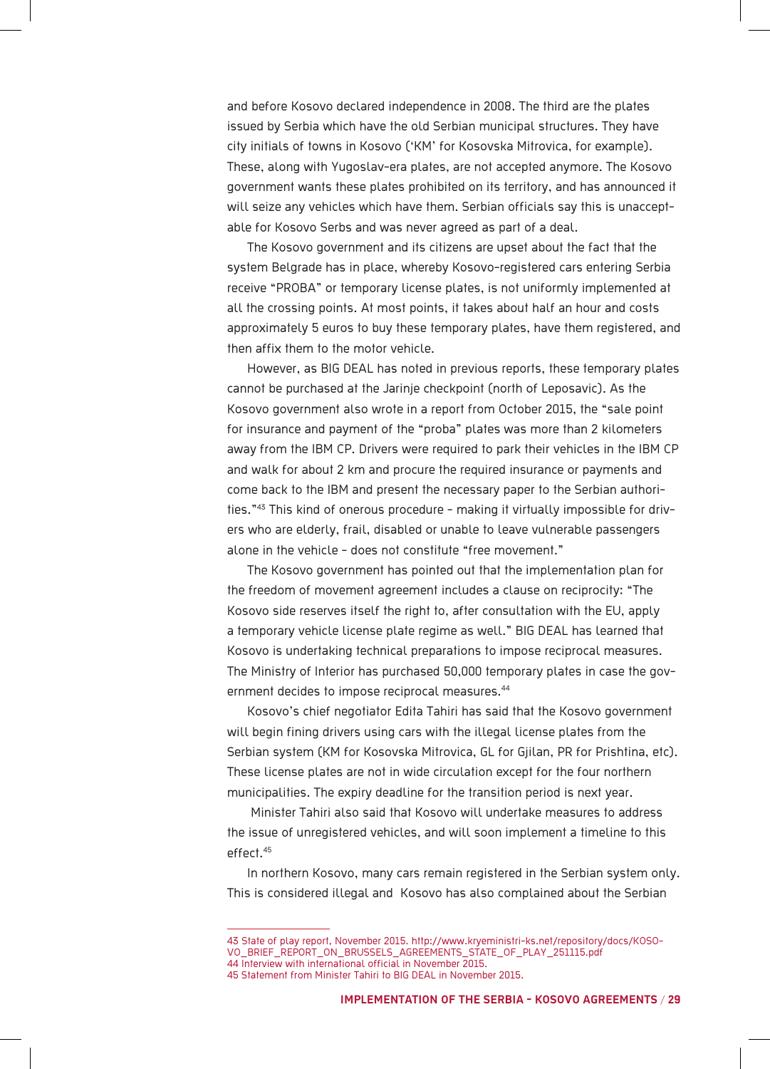and before Kosovo declared independence in 2008. The third are the plates issued by Serbia which have the old Serbian municipal structures. They have city initials of towns in Kosovo ('KM' for Kosovska Mitrovica, for example). These, along with Yugoslav-era plates, are not accepted anymore. The Kosovo government wants these plates prohibited on its territory, and has announced it will seize any vehicles which have them. Serbian officials say this is unacceptable for Kosovo Serbs and was never agreed as part of a deal.

The Kosovo government and its citizens are upset about the fact that the system Belgrade has in place, whereby Kosovo-registered cars entering Serbia receive "PROBA" or temporary license plates, is not uniformly implemented at all the crossing points. At most points, it takes about half an hour and costs approximately 5 euros to buy these temporary plates, have them registered, and then affix them to the motor vehicle.

However, as BIG DEAL has noted in previous reports, these temporary plates cannot be purchased at the Jarinje checkpoint (north of Leposavic). As the Kosovo government also wrote in a report from October 2015, the "sale point for insurance and payment of the "proba" plates was more than 2 kilometers away from the IBM CP. Drivers were required to park their vehicles in the IBM CP and walk for about 2 km and procure the required insurance or payments and come back to the IBM and present the necessary paper to the Serbian authorities."[43] This kind of onerous procedure - making it virtually impossible for drivers who are elderly, frail, disabled or unable to leave vulnerable passengers alone in the vehicle - does not constitute "free movement."

The Kosovo government has pointed out that the implementation plan for the freedom of movement agreement includes a clause on reciprocity: "The Kosovo side reserves itself the right to, after consultation with the EU, apply a temporary vehicle license plate regime as well." BIG DEAL has learned that Kosovo is undertaking technical preparations to impose reciprocal measures. The Ministry of Interior has purchased 50,000 temporary plates in case the government decides to impose reciprocal measures.[44]

Kosovo's chief negotiator Edita Tahiri has said that the Kosovo government will begin fining drivers using cars with the illegal license plates from the Serbian system (KM for Kosovska Mitrovica, GL for Gjilan, PR for Prishtina, etc). These license plates are not in wide circulation except for the four northern municipalities. The expiry deadline for the transition period is next year.

Minister Tahiri also said that Kosovo will undertake measures to address the issue of unregistered vehicles, and will soon implement a timeline to this effect.[45]

In northern Kosovo, many cars remain registered in the Serbian system only. This is considered illegal and Kosovo has also complained about the Serbian

---

43 State of play report, November 2015. http://www.kryeministri-ks.net/repository/docs/KOSOVO_BRIEF_REPORT_ON_BRUSSELS_AGREEMENTS_STATE_OF_PLAY_251115.pdf
44 Interview with international official in November 2015.
45 Statement from Minister Tahiri to BIG DEAL in November 2015.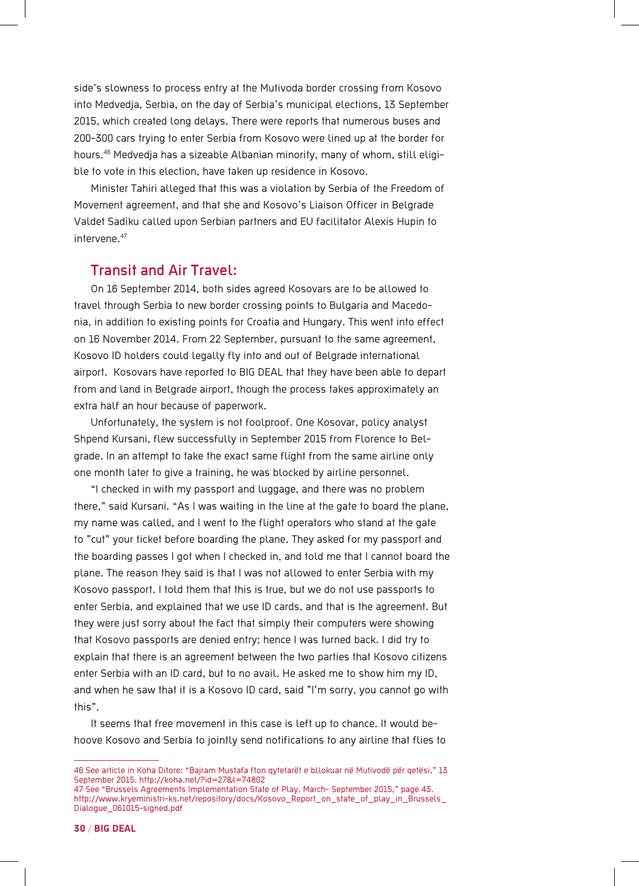side's slowness to process entry at the Mutivoda border crossing from Kosovo into Medvedja, Serbia, on the day of Serbia's municipal elections, 13 September 2015, which created long delays. There were reports that numerous buses and 200-300 cars trying to enter Serbia from Kosovo were lined up at the border for hours.[46] Medvedja has a sizeable Albanian minority, many of whom, still eligible to vote in this election, have taken up residence in Kosovo.

Minister Tahiri alleged that this was a violation by Serbia of the Freedom of Movement agreement, and that she and Kosovo's Liaison Officer in Belgrade Valdet Sadiku called upon Serbian partners and EU facilitator Alexis Hupin to intervene.[47]

## Transit and Air Travel:

On 16 September 2014, both sides agreed Kosovars are to be allowed to travel through Serbia to new border crossing points to Bulgaria and Macedonia, in addition to existing points for Croatia and Hungary. This went into effect on 16 November 2014. From 22 September, pursuant to the same agreement, Kosovo ID holders could legally fly into and out of Belgrade international airport. Kosovars have reported to BIG DEAL that they have been able to depart from and land in Belgrade airport, though the process takes approximately an extra half an hour because of paperwork.

Unfortunately, the system is not foolproof. One Kosovar, policy analyst Shpend Kursani, flew successfully in September 2015 from Florence to Belgrade. In an attempt to take the exact same flight from the same airline only one month later to give a training, he was blocked by airline personnel.

"I checked in with my passport and luggage, and there was no problem there," said Kursani. "As I was waiting in the line at the gate to board the plane, my name was called, and I went to the flight operators who stand at the gate to "cut" your ticket before boarding the plane. They asked for my passport and the boarding passes I got when I checked in, and told me that I cannot board the plane. The reason they said is that I was not allowed to enter Serbia with my Kosovo passport. I told them that this is true, but we do not use passports to enter Serbia, and explained that we use ID cards, and that is the agreement. But they were just sorry about the fact that simply their computers were showing that Kosovo passports are denied entry; hence I was turned back. I did try to explain that there is an agreement between the two parties that Kosovo citizens enter Serbia with an ID card, but to no avail. He asked me to show him my ID, and when he saw that it is a Kosovo ID card, said "I'm sorry, you cannot go with this".

It seems that free movement in this case is left up to chance. It would behoove Kosovo and Serbia to jointly send notifications to any airline that flies to

---

46 See article in Koha Ditore: "Bajram Mustafa fton qytetarët e bllokuar në Mutivodë për qetësi," 13 September 2015. http://koha.net/?id=27&l=74802

47 See "Brussels Agreements Implementation State of Play, March- September 2015," page 43. http://www.kryeministri-ks.net/repository/docs/Kosovo_Report_on_state_of_play_in_Brussels_Dialogue_061015-signed.pdf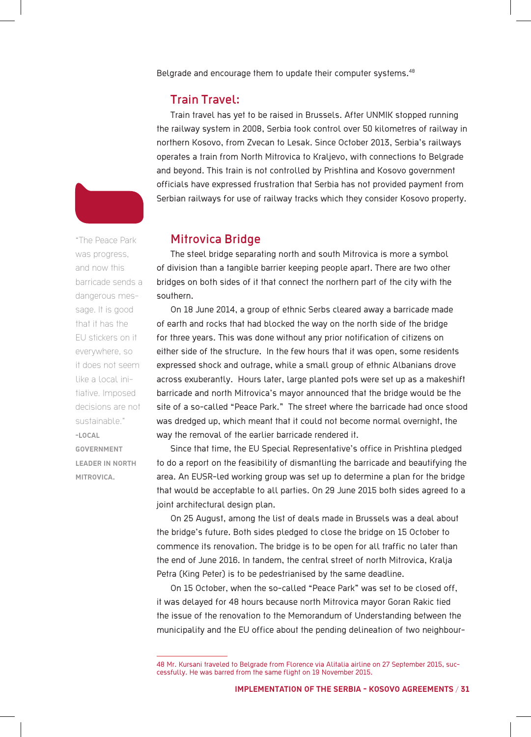Belgrade and encourage them to update their computer systems.[48]

## Train Travel:

Train travel has yet to be raised in Brussels. After UNMIK stopped running the railway system in 2008, Serbia took control over 50 kilometres of railway in northern Kosovo, from Zvecan to Lesak. Since October 2013, Serbia's railways operates a train from North Mitrovica to Kraljevo, with connections to Belgrade and beyond. This train is not controlled by Prishtina and Kosovo government officials have expressed frustration that Serbia has not provided payment from Serbian railways for use of railway tracks which they consider Kosovo property.

> "The Peace Park was progress, and now this barricade sends a dangerous message. It is good that it has the EU stickers on it everywhere, so it does not seem like a local initiative. Imposed decisions are not sustainable."
>
> **-LOCAL GOVERNMENT LEADER IN NORTH MITROVICA.**

## Mitrovica Bridge

The steel bridge separating north and south Mitrovica is more a symbol of division than a tangible barrier keeping people apart. There are two other bridges on both sides of it that connect the northern part of the city with the southern.

On 18 June 2014, a group of ethnic Serbs cleared away a barricade made of earth and rocks that had blocked the way on the north side of the bridge for three years. This was done without any prior notification of citizens on either side of the structure. In the few hours that it was open, some residents expressed shock and outrage, while a small group of ethnic Albanians drove across exuberantly. Hours later, large planted pots were set up as a makeshift barricade and north Mitrovica's mayor announced that the bridge would be the site of a so-called "Peace Park." The street where the barricade had once stood was dredged up, which meant that it could not become normal overnight, the way the removal of the earlier barricade rendered it.

Since that time, the EU Special Representative's office in Prishtina pledged to do a report on the feasibility of dismantling the barricade and beautifying the area. An EUSR-led working group was set up to determine a plan for the bridge that would be acceptable to all parties. On 29 June 2015 both sides agreed to a joint architectural design plan.

On 25 August, among the list of deals made in Brussels was a deal about the bridge's future. Both sides pledged to close the bridge on 15 October to commence its renovation. The bridge is to be open for all traffic no later than the end of June 2016. In tandem, the central street of north Mitrovica, Kralja Petra (King Peter) is to be pedestrianised by the same deadline.

On 15 October, when the so-called "Peace Park" was set to be closed off, it was delayed for 48 hours because north Mitrovica mayor Goran Rakic tied the issue of the renovation to the Memorandum of Understanding between the municipality and the EU office about the pending delineation of two neighbour-

---

48 Mr. Kursani traveled to Belgrade from Florence via Alitalia airline on 27 September 2015, successfully. He was barred from the same flight on 19 November 2015.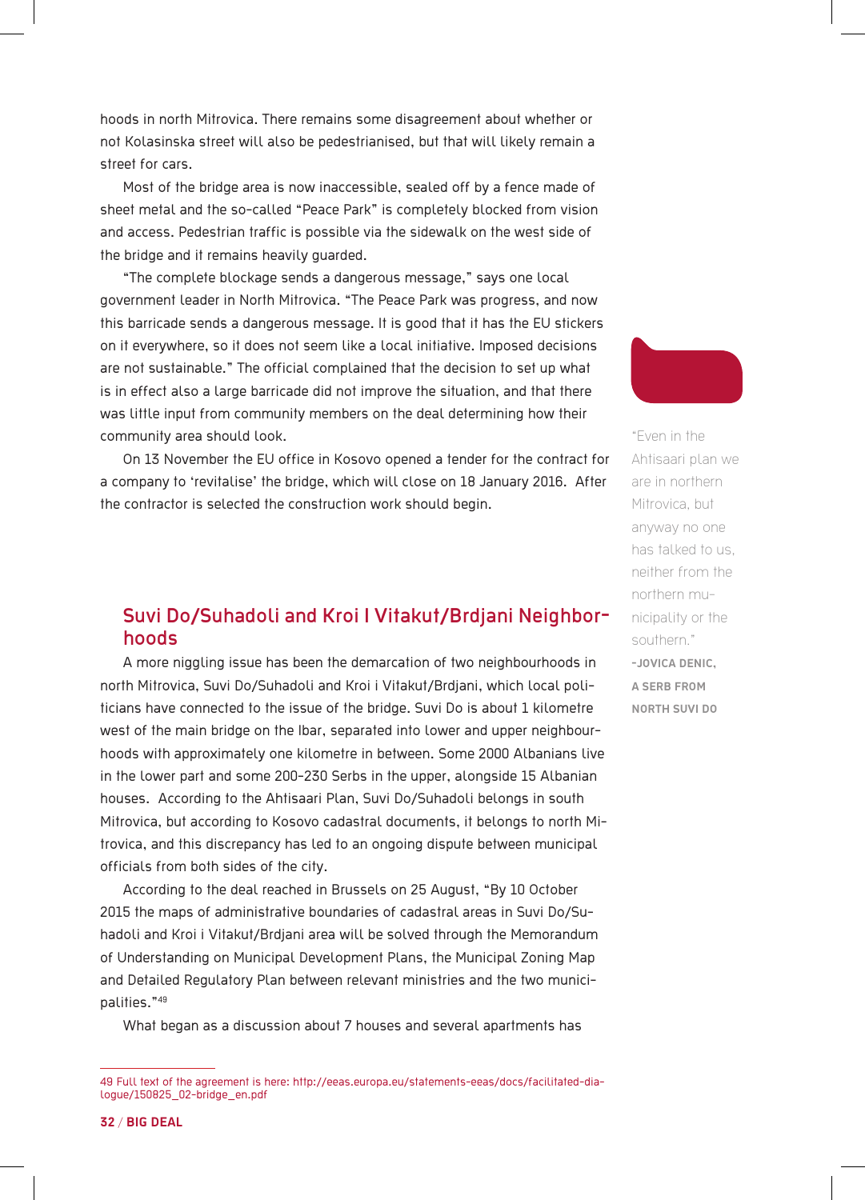hoods in north Mitrovica. There remains some disagreement about whether or not Kolasinska street will also be pedestrianised, but that will likely remain a street for cars.

Most of the bridge area is now inaccessible, sealed off by a fence made of sheet metal and the so-called "Peace Park" is completely blocked from vision and access. Pedestrian traffic is possible via the sidewalk on the west side of the bridge and it remains heavily guarded.

"The complete blockage sends a dangerous message," says one local government leader in North Mitrovica. "The Peace Park was progress, and now this barricade sends a dangerous message. It is good that it has the EU stickers on it everywhere, so it does not seem like a local initiative. Imposed decisions are not sustainable." The official complained that the decision to set up what is in effect also a large barricade did not improve the situation, and that there was little input from community members on the deal determining how their community area should look.

On 13 November the EU office in Kosovo opened a tender for the contract for a company to 'revitalise' the bridge, which will close on 18 January 2016. After the contractor is selected the construction work should begin.

> "Even in the Ahtisaari plan we are in northern Mitrovica, but anyway no one has talked to us, neither from the northern municipality or the southern."
>
> **-JOVICA DENIC, A SERB FROM NORTH SUVI DO**

## Suvi Do/Suhadoli and Kroi I Vitakut/Brdjani Neighborhoods

A more niggling issue has been the demarcation of two neighbourhoods in north Mitrovica, Suvi Do/Suhadoli and Kroi i Vitakut/Brdjani, which local politicians have connected to the issue of the bridge. Suvi Do is about 1 kilometre west of the main bridge on the Ibar, separated into lower and upper neighbourhoods with approximately one kilometre in between. Some 2000 Albanians live in the lower part and some 200-230 Serbs in the upper, alongside 15 Albanian houses. According to the Ahtisaari Plan, Suvi Do/Suhadoli belongs in south Mitrovica, but according to Kosovo cadastral documents, it belongs to north Mitrovica, and this discrepancy has led to an ongoing dispute between municipal officials from both sides of the city.

According to the deal reached in Brussels on 25 August, "By 10 October 2015 the maps of administrative boundaries of cadastral areas in Suvi Do/Suhadoli and Kroi i Vitakut/Brdjani area will be solved through the Memorandum of Understanding on Municipal Development Plans, the Municipal Zoning Map and Detailed Regulatory Plan between relevant ministries and the two municipalities."[49]

What began as a discussion about 7 houses and several apartments has

---

49 Full text of the agreement is here: http://eeas.europa.eu/statements-eeas/docs/facilitated-dialogue/150825_02-bridge_en.pdf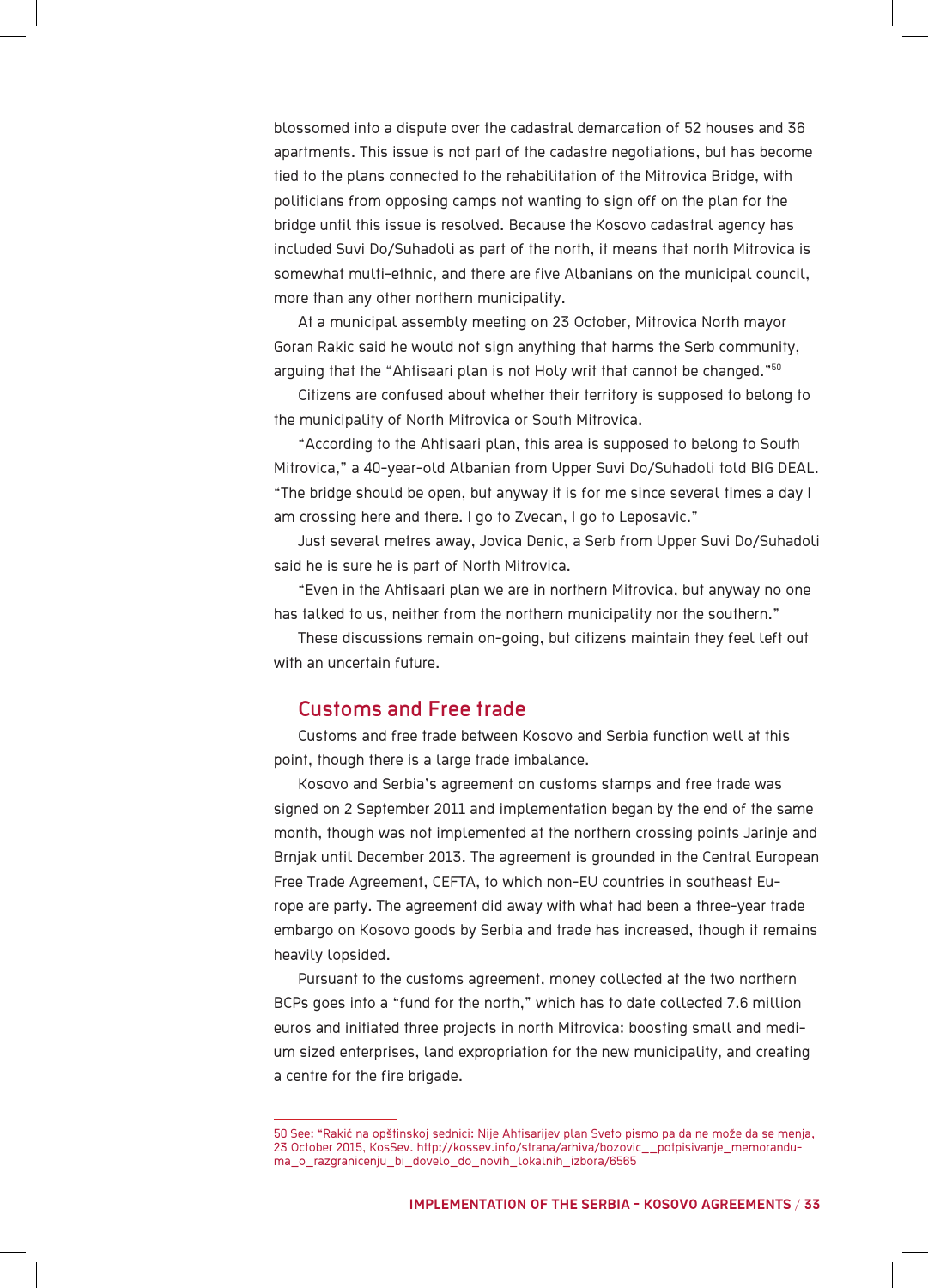blossomed into a dispute over the cadastral demarcation of 52 houses and 36 apartments. This issue is not part of the cadastre negotiations, but has become tied to the plans connected to the rehabilitation of the Mitrovica Bridge, with politicians from opposing camps not wanting to sign off on the plan for the bridge until this issue is resolved. Because the Kosovo cadastral agency has included Suvi Do/Suhadoli as part of the north, it means that north Mitrovica is somewhat multi-ethnic, and there are five Albanians on the municipal council, more than any other northern municipality.

At a municipal assembly meeting on 23 October, Mitrovica North mayor Goran Rakic said he would not sign anything that harms the Serb community, arguing that the "Ahtisaari plan is not Holy writ that cannot be changed."[50]

Citizens are confused about whether their territory is supposed to belong to the municipality of North Mitrovica or South Mitrovica.

"According to the Ahtisaari plan, this area is supposed to belong to South Mitrovica," a 40-year-old Albanian from Upper Suvi Do/Suhadoli told BIG DEAL. "The bridge should be open, but anyway it is for me since several times a day I am crossing here and there. I go to Zvecan, I go to Leposavic."

Just several metres away, Jovica Denic, a Serb from Upper Suvi Do/Suhadoli said he is sure he is part of North Mitrovica.

"Even in the Ahtisaari plan we are in northern Mitrovica, but anyway no one has talked to us, neither from the northern municipality nor the southern."

These discussions remain on-going, but citizens maintain they feel left out with an uncertain future.

## Customs and Free trade

Customs and free trade between Kosovo and Serbia function well at this point, though there is a large trade imbalance.

Kosovo and Serbia's agreement on customs stamps and free trade was signed on 2 September 2011 and implementation began by the end of the same month, though was not implemented at the northern crossing points Jarinje and Brnjak until December 2013. The agreement is grounded in the Central European Free Trade Agreement, CEFTA, to which non-EU countries in southeast Europe are party. The agreement did away with what had been a three-year trade embargo on Kosovo goods by Serbia and trade has increased, though it remains heavily lopsided.

Pursuant to the customs agreement, money collected at the two northern BCPs goes into a "fund for the north," which has to date collected 7.6 million euros and initiated three projects in north Mitrovica: boosting small and medium sized enterprises, land expropriation for the new municipality, and creating a centre for the fire brigade.

---

50 See: "Rakić na opštinskoj sednici: Nije Ahtisarijev plan Sveto pismo pa da ne može da se menja, 23 October 2015, KosSev. http://kossev.info/strana/arhiva/bozovic__potpisivanje_memorandu-ma_o_razgranicenju_bi_dovelo_do_novih_lokalnih_izbora/6565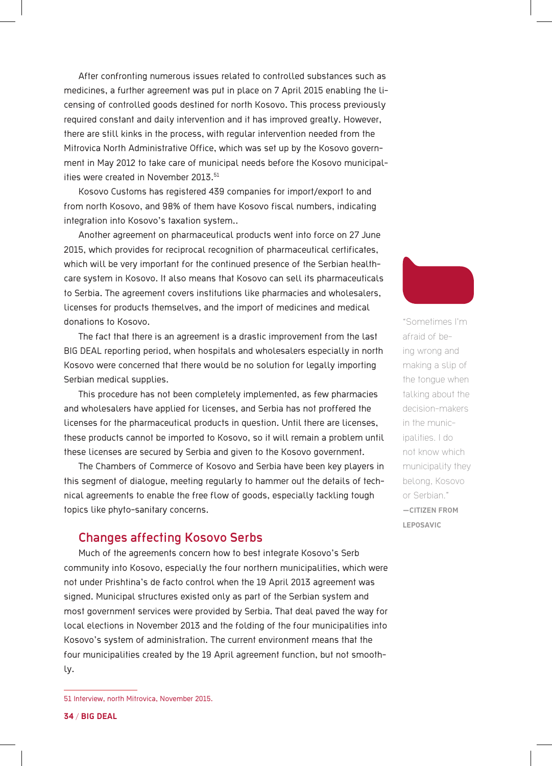After confronting numerous issues related to controlled substances such as medicines, a further agreement was put in place on 7 April 2015 enabling the licensing of controlled goods destined for north Kosovo. This process previously required constant and daily intervention and it has improved greatly. However, there are still kinks in the process, with regular intervention needed from the Mitrovica North Administrative Office, which was set up by the Kosovo government in May 2012 to take care of municipal needs before the Kosovo municipalities were created in November 2013.[51]

Kosovo Customs has registered 439 companies for import/export to and from north Kosovo, and 98% of them have Kosovo fiscal numbers, indicating integration into Kosovo's taxation system..

Another agreement on pharmaceutical products went into force on 27 June 2015, which provides for reciprocal recognition of pharmaceutical certificates, which will be very important for the continued presence of the Serbian healthcare system in Kosovo. It also means that Kosovo can sell its pharmaceuticals to Serbia. The agreement covers institutions like pharmacies and wholesalers, licenses for products themselves, and the import of medicines and medical donations to Kosovo.

The fact that there is an agreement is a drastic improvement from the last BIG DEAL reporting period, when hospitals and wholesalers especially in north Kosovo were concerned that there would be no solution for legally importing Serbian medical supplies.

This procedure has not been completely implemented, as few pharmacies and wholesalers have applied for licenses, and Serbia has not proffered the licenses for the pharmaceutical products in question. Until there are licenses, these products cannot be imported to Kosovo, so it will remain a problem until these licenses are secured by Serbia and given to the Kosovo government.

The Chambers of Commerce of Kosovo and Serbia have been key players in this segment of dialogue, meeting regularly to hammer out the details of technical agreements to enable the free flow of goods, especially tackling tough topics like phyto-sanitary concerns.

> "Sometimes I'm afraid of being wrong and making a slip of the tongue when talking about the decision-makers in the municipalities. I do not know which municipality they belong, Kosovo or Serbian."
>
> **—CITIZEN FROM LEPOSAVIC**

## Changes affecting Kosovo Serbs

Much of the agreements concern how to best integrate Kosovo's Serb community into Kosovo, especially the four northern municipalities, which were not under Prishtina's de facto control when the 19 April 2013 agreement was signed. Municipal structures existed only as part of the Serbian system and most government services were provided by Serbia. That deal paved the way for local elections in November 2013 and the folding of the four municipalities into Kosovo's system of administration. The current environment means that the four municipalities created by the 19 April agreement function, but not smoothly.

---

51 Interview, north Mitrovica, November 2015.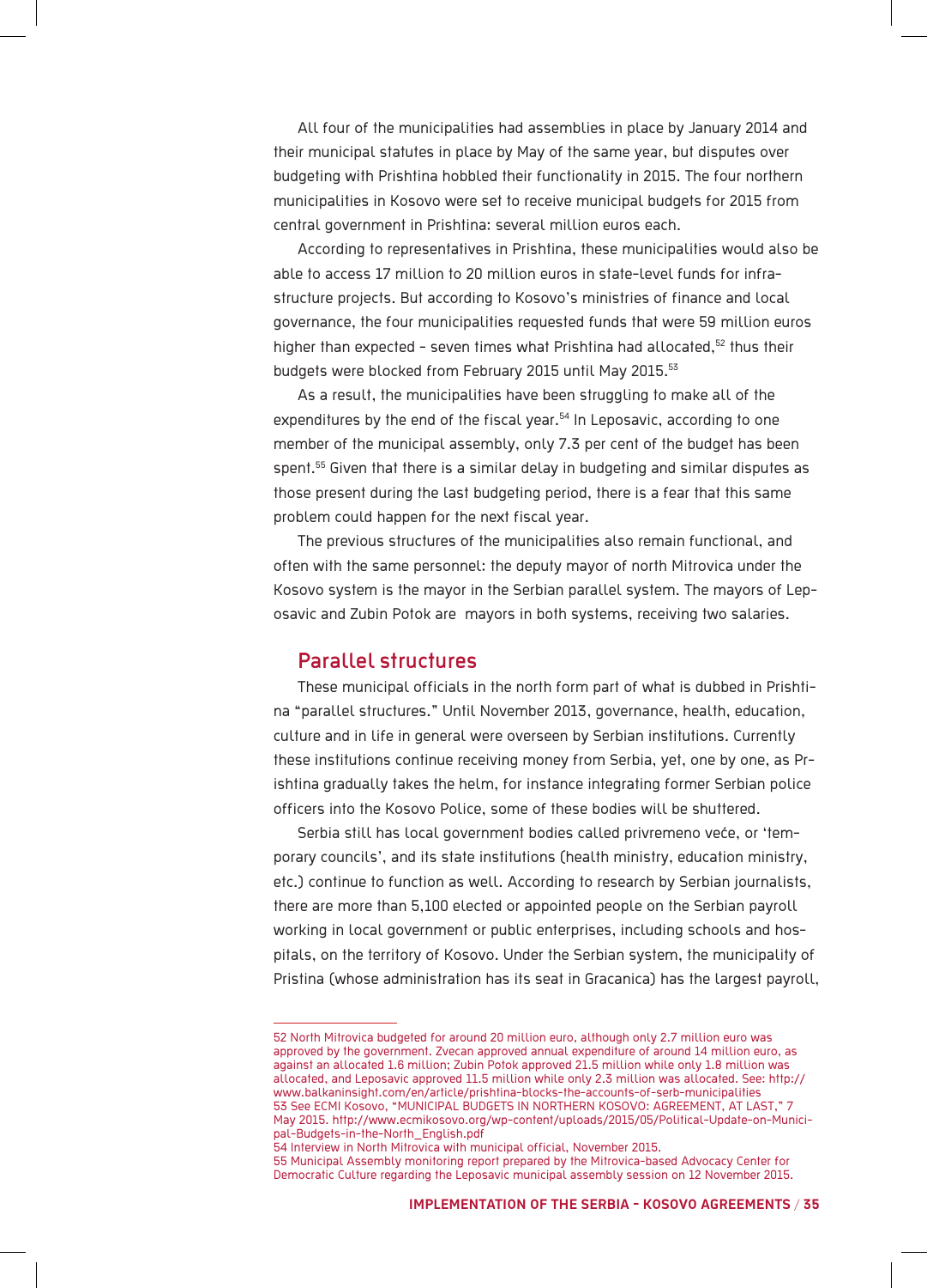All four of the municipalities had assemblies in place by January 2014 and their municipal statutes in place by May of the same year, but disputes over budgeting with Prishtina hobbled their functionality in 2015. The four northern municipalities in Kosovo were set to receive municipal budgets for 2015 from central government in Prishtina: several million euros each.

According to representatives in Prishtina, these municipalities would also be able to access 17 million to 20 million euros in state-level funds for infrastructure projects. But according to Kosovo's ministries of finance and local governance, the four municipalities requested funds that were 59 million euros higher than expected - seven times what Prishtina had allocated,[52] thus their budgets were blocked from February 2015 until May 2015.[53]

As a result, the municipalities have been struggling to make all of the expenditures by the end of the fiscal year.[54] In Leposavic, according to one member of the municipal assembly, only 7.3 per cent of the budget has been spent.[55] Given that there is a similar delay in budgeting and similar disputes as those present during the last budgeting period, there is a fear that this same problem could happen for the next fiscal year.

The previous structures of the municipalities also remain functional, and often with the same personnel: the deputy mayor of north Mitrovica under the Kosovo system is the mayor in the Serbian parallel system. The mayors of Leposavic and Zubin Potok are mayors in both systems, receiving two salaries.

## Parallel structures

These municipal officials in the north form part of what is dubbed in Prishtina "parallel structures." Until November 2013, governance, health, education, culture and in life in general were overseen by Serbian institutions. Currently these institutions continue receiving money from Serbia, yet, one by one, as Prishtina gradually takes the helm, for instance integrating former Serbian police officers into the Kosovo Police, some of these bodies will be shuttered.

Serbia still has local government bodies called privremeno veće, or 'temporary councils', and its state institutions (health ministry, education ministry, etc.) continue to function as well. According to research by Serbian journalists, there are more than 5,100 elected or appointed people on the Serbian payroll working in local government or public enterprises, including schools and hospitals, on the territory of Kosovo. Under the Serbian system, the municipality of Pristina (whose administration has its seat in Gracanica) has the largest payroll,

---

52 North Mitrovica budgeted for around 20 million euro, although only 2.7 million euro was approved by the government. Zvecan approved annual expenditure of around 14 million euro, as against an allocated 1.6 million; Zubin Potok approved 21.5 million while only 1.8 million was allocated, and Leposavic approved 11.5 million while only 2.3 million was allocated. See: http://www.balkaninsight.com/en/article/prishtina-blocks-the-accounts-of-serb-municipalities

53 See ECMI Kosovo, "MUNICIPAL BUDGETS IN NORTHERN KOSOVO: AGREEMENT, AT LAST," 7 May 2015. http://www.ecmikosovo.org/wp-content/uploads/2015/05/Political-Update-on-Municipal-Budgets-in-the-North_English.pdf

54 Interview in North Mitrovica with municipal official, November 2015.

55 Municipal Assembly monitoring report prepared by the Mitrovica-based Advocacy Center for Democratic Culture regarding the Leposavic municipal assembly session on 12 November 2015.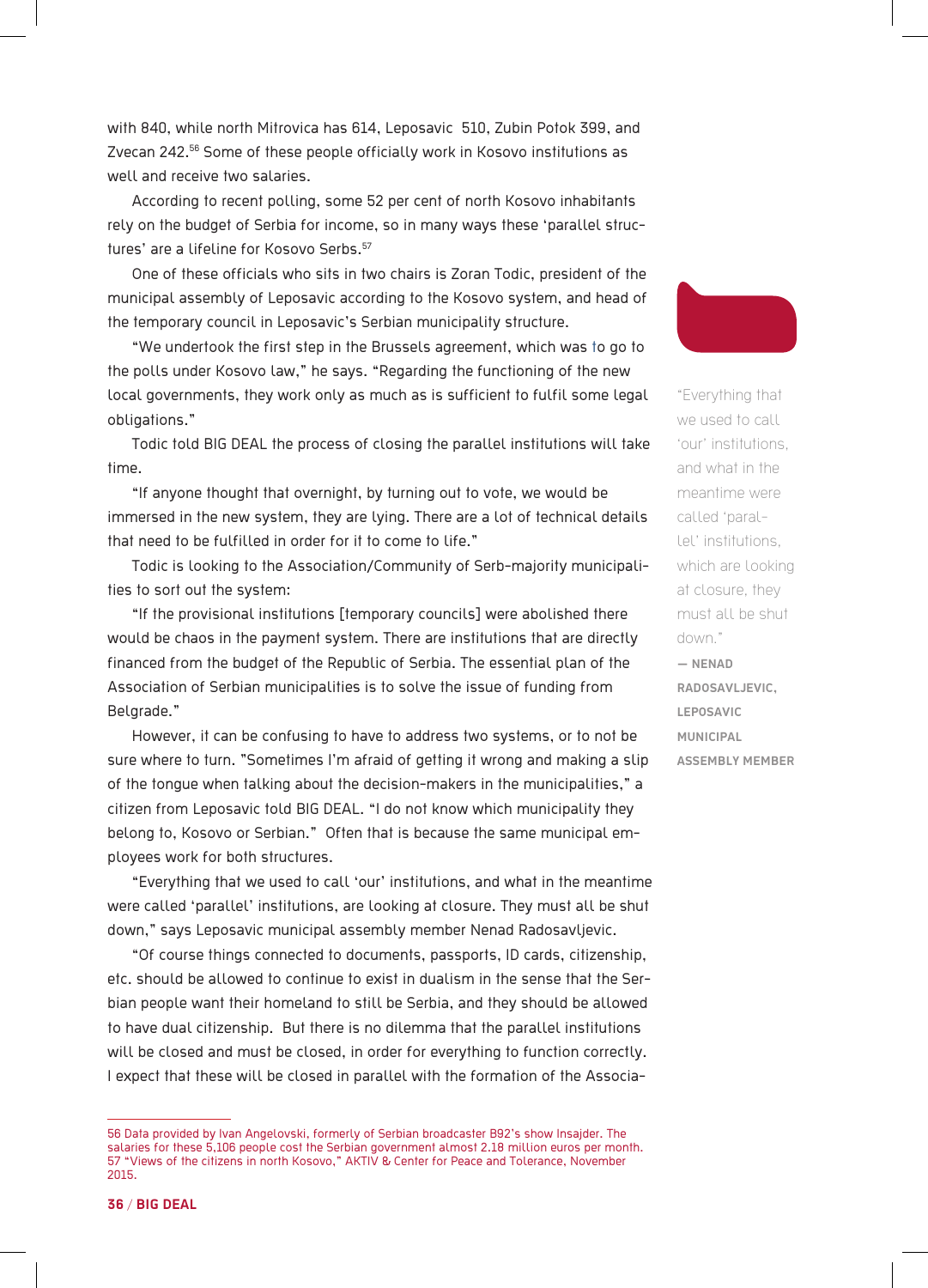with 840, while north Mitrovica has 614, Leposavic 510, Zubin Potok 399, and Zvecan 242.[56] Some of these people officially work in Kosovo institutions as well and receive two salaries.

According to recent polling, some 52 per cent of north Kosovo inhabitants rely on the budget of Serbia for income, so in many ways these 'parallel structures' are a lifeline for Kosovo Serbs.[57]

One of these officials who sits in two chairs is Zoran Todic, president of the municipal assembly of Leposavic according to the Kosovo system, and head of the temporary council in Leposavic's Serbian municipality structure.

"We undertook the first step in the Brussels agreement, which was to go to the polls under Kosovo law," he says. "Regarding the functioning of the new local governments, they work only as much as is sufficient to fulfil some legal obligations."

Todic told BIG DEAL the process of closing the parallel institutions will take time.

"If anyone thought that overnight, by turning out to vote, we would be immersed in the new system, they are lying. There are a lot of technical details that need to be fulfilled in order for it to come to life."

Todic is looking to the Association/Community of Serb-majority municipalities to sort out the system:

"If the provisional institutions [temporary councils] were abolished there would be chaos in the payment system. There are institutions that are directly financed from the budget of the Republic of Serbia. The essential plan of the Association of Serbian municipalities is to solve the issue of funding from Belgrade."

However, it can be confusing to have to address two systems, or to not be sure where to turn. "Sometimes I'm afraid of getting it wrong and making a slip of the tongue when talking about the decision-makers in the municipalities," a citizen from Leposavic told BIG DEAL. "I do not know which municipality they belong to, Kosovo or Serbian." Often that is because the same municipal employees work for both structures.

"Everything that we used to call 'our' institutions, and what in the meantime were called 'parallel' institutions, are looking at closure. They must all be shut down," says Leposavic municipal assembly member Nenad Radosavljevic.

> "Everything that we used to call 'our' institutions, and what in the meantime were called 'parallel' institutions, which are looking at closure, they must all be shut down."
>
> — **NENAD RADOSAVLJEVIC, LEPOSAVIC MUNICIPAL ASSEMBLY MEMBER**

"Of course things connected to documents, passports, ID cards, citizenship, etc. should be allowed to continue to exist in dualism in the sense that the Serbian people want their homeland to still be Serbia, and they should be allowed to have dual citizenship. But there is no dilemma that the parallel institutions will be closed and must be closed, in order for everything to function correctly. I expect that these will be closed in parallel with the formation of the Associa-

---

56 Data provided by Ivan Angelovski, formerly of Serbian broadcaster B92's show Insajder. The salaries for these 5,106 people cost the Serbian government almost 2.18 million euros per month.

57 "Views of the citizens in north Kosovo," AKTIV & Center for Peace and Tolerance, November 2015.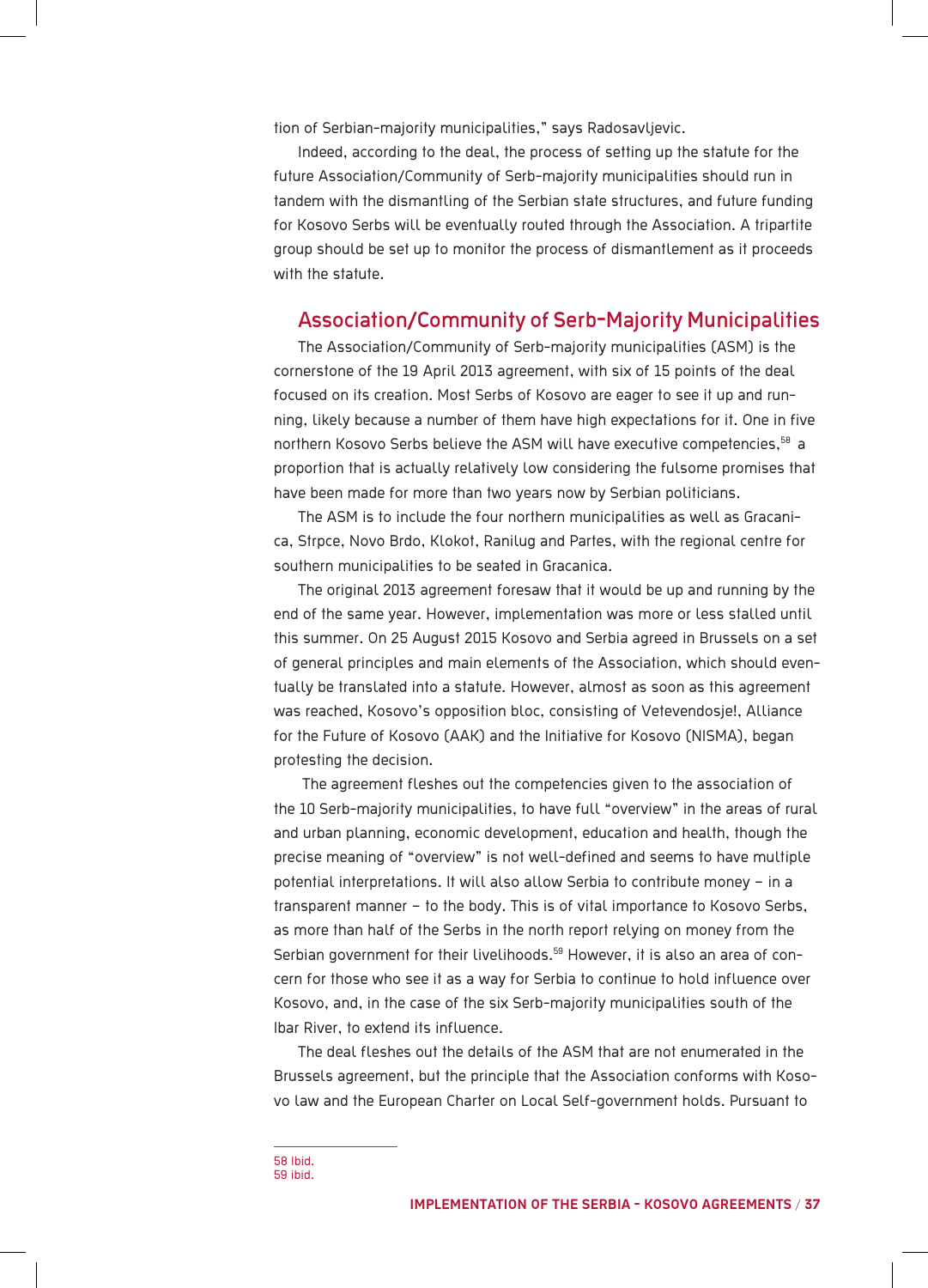tion of Serbian-majority municipalities," says Radosavljevic.

Indeed, according to the deal, the process of setting up the statute for the future Association/Community of Serb-majority municipalities should run in tandem with the dismantling of the Serbian state structures, and future funding for Kosovo Serbs will be eventually routed through the Association. A tripartite group should be set up to monitor the process of dismantlement as it proceeds with the statute.

## Association/Community of Serb-Majority Municipalities

The Association/Community of Serb-majority municipalities (ASM) is the cornerstone of the 19 April 2013 agreement, with six of 15 points of the deal focused on its creation. Most Serbs of Kosovo are eager to see it up and running, likely because a number of them have high expectations for it. One in five northern Kosovo Serbs believe the ASM will have executive competencies,[58] a proportion that is actually relatively low considering the fulsome promises that have been made for more than two years now by Serbian politicians.

The ASM is to include the four northern municipalities as well as Gracanica, Strpce, Novo Brdo, Klokot, Ranilug and Partes, with the regional centre for southern municipalities to be seated in Gracanica.

The original 2013 agreement foresaw that it would be up and running by the end of the same year. However, implementation was more or less stalled until this summer. On 25 August 2015 Kosovo and Serbia agreed in Brussels on a set of general principles and main elements of the Association, which should eventually be translated into a statute. However, almost as soon as this agreement was reached, Kosovo's opposition bloc, consisting of Vetevendosje!, Alliance for the Future of Kosovo (AAK) and the Initiative for Kosovo (NISMA), began protesting the decision.

The agreement fleshes out the competencies given to the association of the 10 Serb-majority municipalities, to have full "overview" in the areas of rural and urban planning, economic development, education and health, though the precise meaning of "overview" is not well-defined and seems to have multiple potential interpretations. It will also allow Serbia to contribute money – in a transparent manner – to the body. This is of vital importance to Kosovo Serbs, as more than half of the Serbs in the north report relying on money from the Serbian government for their livelihoods.[59] However, it is also an area of concern for those who see it as a way for Serbia to continue to hold influence over Kosovo, and, in the case of the six Serb-majority municipalities south of the Ibar River, to extend its influence.

The deal fleshes out the details of the ASM that are not enumerated in the Brussels agreement, but the principle that the Association conforms with Kosovo law and the European Charter on Local Self-government holds. Pursuant to

58 Ibid.
59 ibid.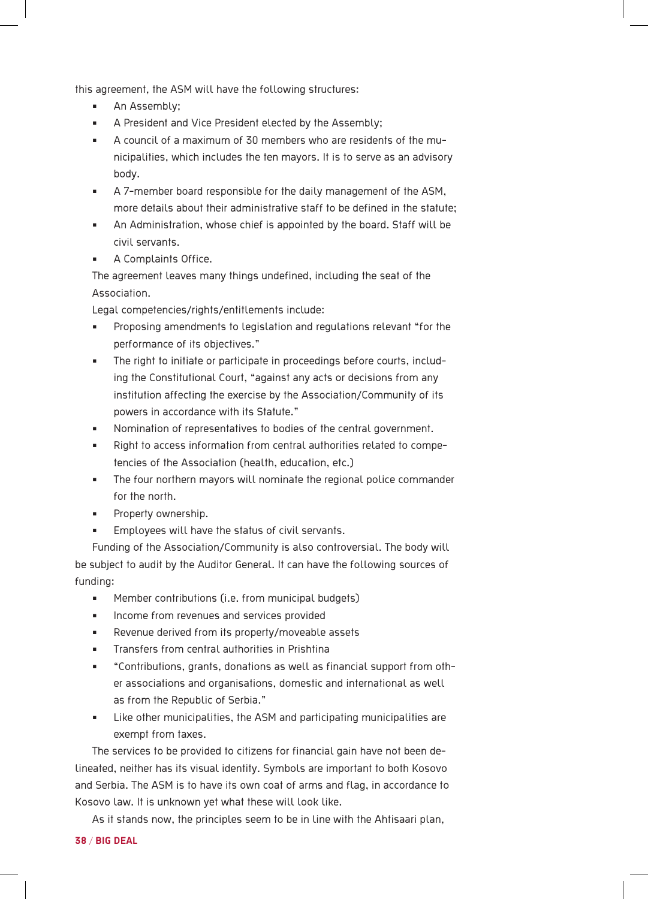this agreement, the ASM will have the following structures:

- An Assembly;
- A President and Vice President elected by the Assembly;
- A council of a maximum of 30 members who are residents of the municipalities, which includes the ten mayors. It is to serve as an advisory body.
- A 7-member board responsible for the daily management of the ASM, more details about their administrative staff to be defined in the statute;
- An Administration, whose chief is appointed by the board. Staff will be civil servants.
- A Complaints Office.

The agreement leaves many things undefined, including the seat of the Association.

Legal competencies/rights/entitlements include:

- Proposing amendments to legislation and regulations relevant "for the performance of its objectives."
- The right to initiate or participate in proceedings before courts, including the Constitutional Court, "against any acts or decisions from any institution affecting the exercise by the Association/Community of its powers in accordance with its Statute."
- Nomination of representatives to bodies of the central government.
- Right to access information from central authorities related to competencies of the Association (health, education, etc.)
- The four northern mayors will nominate the regional police commander for the north.
- Property ownership.
- Employees will have the status of civil servants.

Funding of the Association/Community is also controversial. The body will be subject to audit by the Auditor General. It can have the following sources of funding:

- Member contributions (i.e. from municipal budgets)
- Income from revenues and services provided
- Revenue derived from its property/moveable assets
- Transfers from central authorities in Prishtina
- "Contributions, grants, donations as well as financial support from other associations and organisations, domestic and international as well as from the Republic of Serbia."
- Like other municipalities, the ASM and participating municipalities are exempt from taxes.

The services to be provided to citizens for financial gain have not been delineated, neither has its visual identity. Symbols are important to both Kosovo and Serbia. The ASM is to have its own coat of arms and flag, in accordance to Kosovo law. It is unknown yet what these will look like.

As it stands now, the principles seem to be in line with the Ahtisaari plan,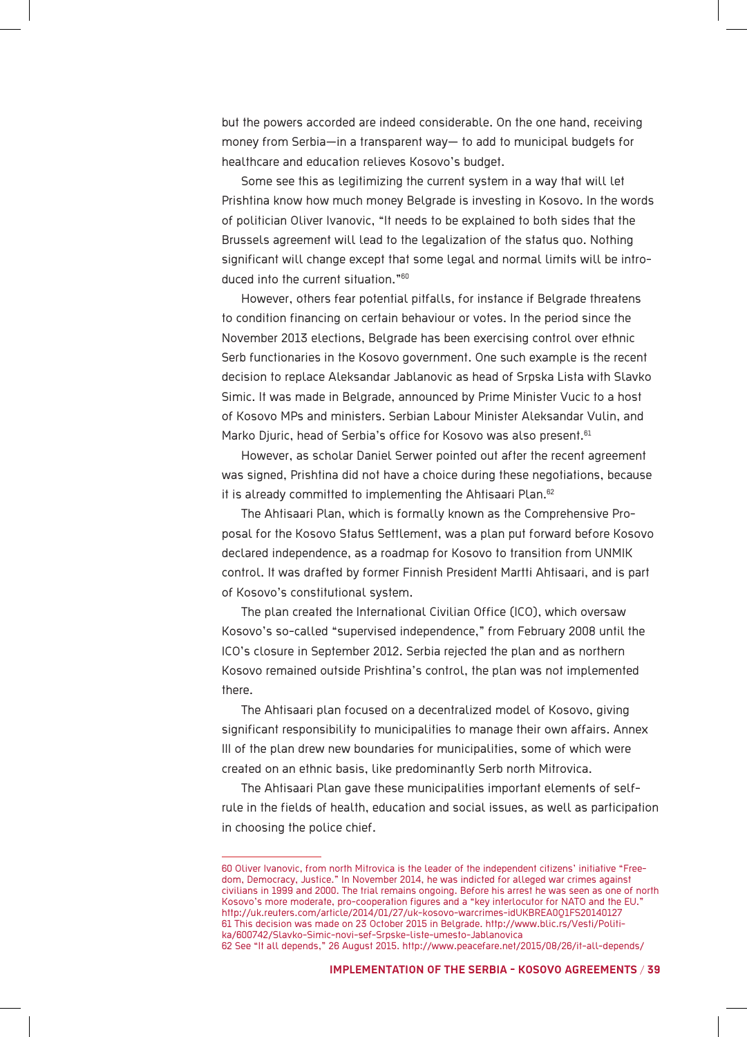but the powers accorded are indeed considerable. On the one hand, receiving money from Serbia—in a transparent way— to add to municipal budgets for healthcare and education relieves Kosovo's budget.

Some see this as legitimizing the current system in a way that will let Prishtina know how much money Belgrade is investing in Kosovo. In the words of politician Oliver Ivanovic, "It needs to be explained to both sides that the Brussels agreement will lead to the legalization of the status quo. Nothing significant will change except that some legal and normal limits will be introduced into the current situation."[60]

However, others fear potential pitfalls, for instance if Belgrade threatens to condition financing on certain behaviour or votes. In the period since the November 2013 elections, Belgrade has been exercising control over ethnic Serb functionaries in the Kosovo government. One such example is the recent decision to replace Aleksandar Jablanovic as head of Srpska Lista with Slavko Simic. It was made in Belgrade, announced by Prime Minister Vucic to a host of Kosovo MPs and ministers. Serbian Labour Minister Aleksandar Vulin, and Marko Djuric, head of Serbia's office for Kosovo was also present.[61]

However, as scholar Daniel Serwer pointed out after the recent agreement was signed, Prishtina did not have a choice during these negotiations, because it is already committed to implementing the Ahtisaari Plan.[62]

The Ahtisaari Plan, which is formally known as the Comprehensive Proposal for the Kosovo Status Settlement, was a plan put forward before Kosovo declared independence, as a roadmap for Kosovo to transition from UNMIK control. It was drafted by former Finnish President Martti Ahtisaari, and is part of Kosovo's constitutional system.

The plan created the International Civilian Office (ICO), which oversaw Kosovo's so-called "supervised independence," from February 2008 until the ICO's closure in September 2012. Serbia rejected the plan and as northern Kosovo remained outside Prishtina's control, the plan was not implemented there.

The Ahtisaari plan focused on a decentralized model of Kosovo, giving significant responsibility to municipalities to manage their own affairs. Annex III of the plan drew new boundaries for municipalities, some of which were created on an ethnic basis, like predominantly Serb north Mitrovica.

The Ahtisaari Plan gave these municipalities important elements of self-rule in the fields of health, education and social issues, as well as participation in choosing the police chief.

---

60 Oliver Ivanovic, from north Mitrovica is the leader of the independent citizens' initiative "Freedom, Democracy, Justice." In November 2014, he was indicted for alleged war crimes against civilians in 1999 and 2000. The trial remains ongoing. Before his arrest he was seen as one of north Kosovo's more moderate, pro-cooperation figures and a "key interlocutor for NATO and the EU." http://uk.reuters.com/article/2014/01/27/uk-kosovo-warcrimes-idUKBREA0Q1FS20140127

61 This decision was made on 23 October 2015 in Belgrade. http://www.blic.rs/Vesti/Politika/600742/Slavko-Simic-novi-sef-Srpske-liste-umesto-Jablanovica

62 See "It all depends," 26 August 2015. http://www.peacefare.net/2015/08/26/it-all-depends/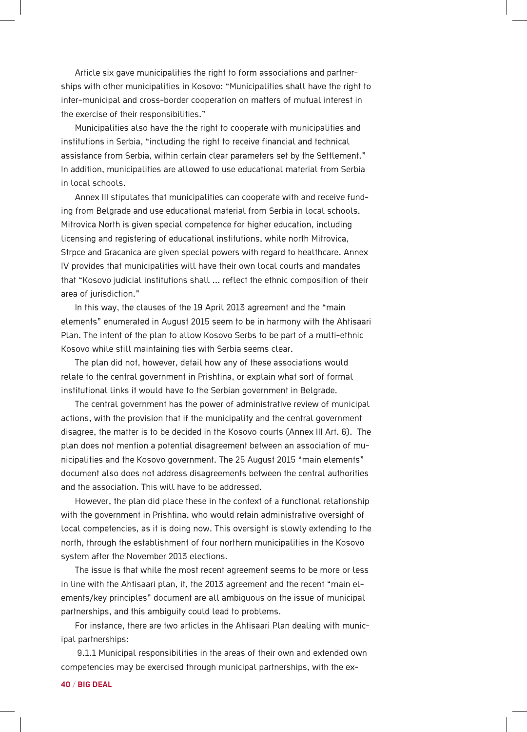Article six gave municipalities the right to form associations and partnerships with other municipalities in Kosovo: "Municipalities shall have the right to inter-municipal and cross-border cooperation on matters of mutual interest in the exercise of their responsibilities."

Municipalities also have the the right to cooperate with municipalities and institutions in Serbia, "including the right to receive financial and technical assistance from Serbia, within certain clear parameters set by the Settlement." In addition, municipalities are allowed to use educational material from Serbia in local schools.

Annex III stipulates that municipalities can cooperate with and receive funding from Belgrade and use educational material from Serbia in local schools. Mitrovica North is given special competence for higher education, including licensing and registering of educational institutions, while north Mitrovica, Strpce and Gracanica are given special powers with regard to healthcare. Annex IV provides that municipalities will have their own local courts and mandates that "Kosovo judicial institutions shall ... reflect the ethnic composition of their area of jurisdiction."

In this way, the clauses of the 19 April 2013 agreement and the "main elements" enumerated in August 2015 seem to be in harmony with the Ahtisaari Plan. The intent of the plan to allow Kosovo Serbs to be part of a multi-ethnic Kosovo while still maintaining ties with Serbia seems clear.

The plan did not, however, detail how any of these associations would relate to the central government in Prishtina, or explain what sort of formal institutional links it would have to the Serbian government in Belgrade.

The central government has the power of administrative review of municipal actions, with the provision that if the municipality and the central government disagree, the matter is to be decided in the Kosovo courts (Annex III Art. 6). The plan does not mention a potential disagreement between an association of municipalities and the Kosovo government. The 25 August 2015 "main elements" document also does not address disagreements between the central authorities and the association. This will have to be addressed.

However, the plan did place these in the context of a functional relationship with the government in Prishtina, who would retain administrative oversight of local competencies, as it is doing now. This oversight is slowly extending to the north, through the establishment of four northern municipalities in the Kosovo system after the November 2013 elections.

The issue is that while the most recent agreement seems to be more or less in line with the Ahtisaari plan, it, the 2013 agreement and the recent "main elements/key principles" document are all ambiguous on the issue of municipal partnerships, and this ambiguity could lead to problems.

For instance, there are two articles in the Ahtisaari Plan dealing with municipal partnerships:

9.1.1 Municipal responsibilities in the areas of their own and extended own competencies may be exercised through municipal partnerships, with the ex-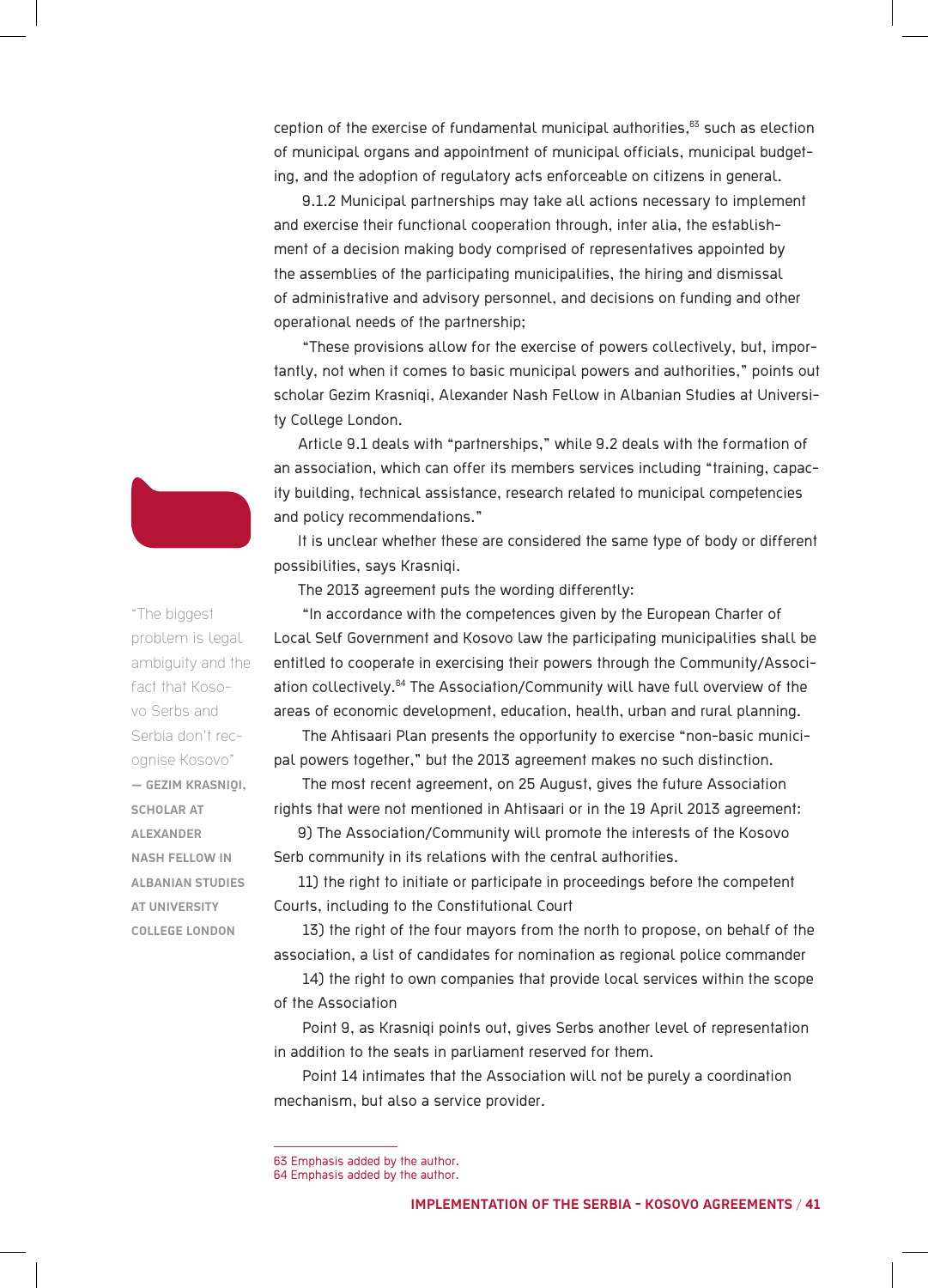ception of the exercise of fundamental municipal authorities,[63] such as election of municipal organs and appointment of municipal officials, municipal budgeting, and the adoption of regulatory acts enforceable on citizens in general.

9.1.2 Municipal partnerships may take all actions necessary to implement and exercise their functional cooperation through, inter alia, the establishment of a decision making body comprised of representatives appointed by the assemblies of the participating municipalities, the hiring and dismissal of administrative and advisory personnel, and decisions on funding and other operational needs of the partnership;

"These provisions allow for the exercise of powers collectively, but, importantly, not when it comes to basic municipal powers and authorities," points out scholar Gezim Krasniqi, Alexander Nash Fellow in Albanian Studies at University College London.

Article 9.1 deals with "partnerships," while 9.2 deals with the formation of an association, which can offer its members services including "training, capacity building, technical assistance, research related to municipal competencies and policy recommendations."

It is unclear whether these are considered the same type of body or different possibilities, says Krasniqi.

> "The biggest problem is legal ambiguity and the fact that Kosovo Serbs and Serbia don't recognise Kosovo"
>
> — GEZIM KRASNIQI, SCHOLAR AT ALEXANDER NASH FELLOW IN ALBANIAN STUDIES AT UNIVERSITY COLLEGE LONDON

The 2013 agreement puts the wording differently:

"In accordance with the competences given by the European Charter of Local Self Government and Kosovo law the participating municipalities shall be entitled to cooperate in exercising their powers through the Community/Association collectively.[64] The Association/Community will have full overview of the areas of economic development, education, health, urban and rural planning.

The Ahtisaari Plan presents the opportunity to exercise "non-basic municipal powers together," but the 2013 agreement makes no such distinction.

The most recent agreement, on 25 August, gives the future Association rights that were not mentioned in Ahtisaari or in the 19 April 2013 agreement:

9) The Association/Community will promote the interests of the Kosovo Serb community in its relations with the central authorities.

11) the right to initiate or participate in proceedings before the competent Courts, including to the Constitutional Court

13) the right of the four mayors from the north to propose, on behalf of the association, a list of candidates for nomination as regional police commander

14) the right to own companies that provide local services within the scope of the Association

Point 9, as Krasniqi points out, gives Serbs another level of representation in addition to the seats in parliament reserved for them.

Point 14 intimates that the Association will not be purely a coordination mechanism, but also a service provider.

---

63 Emphasis added by the author.
64 Emphasis added by the author.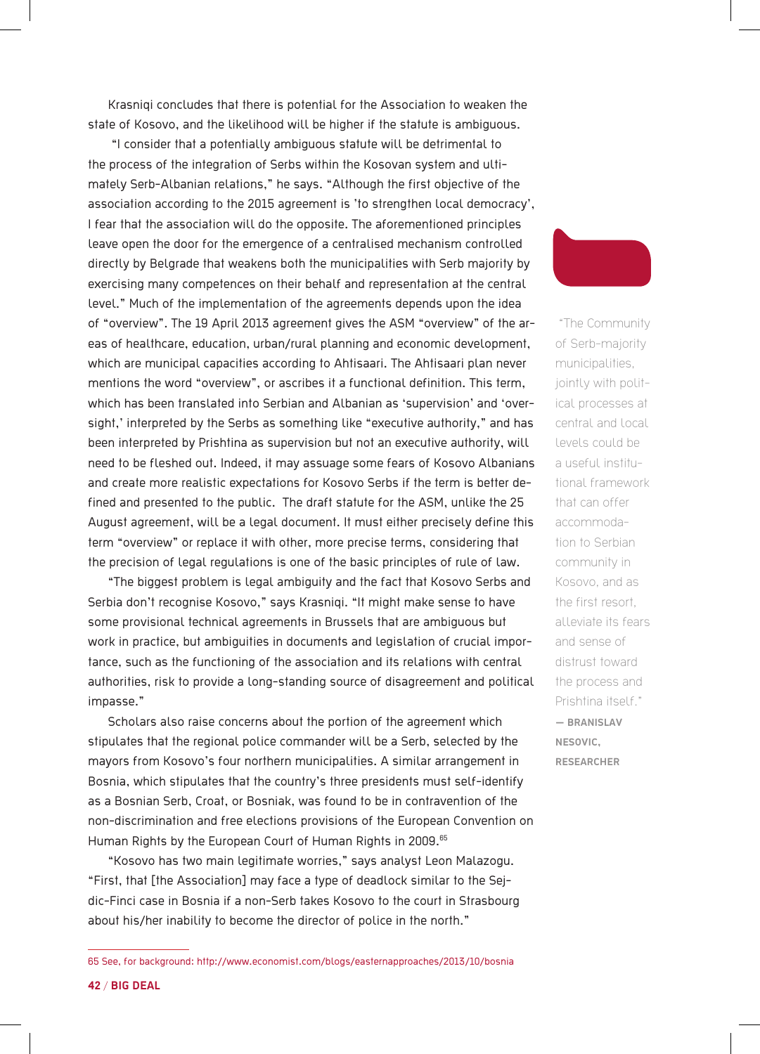Krasniqi concludes that there is potential for the Association to weaken the state of Kosovo, and the likelihood will be higher if the statute is ambiguous.

"I consider that a potentially ambiguous statute will be detrimental to the process of the integration of Serbs within the Kosovan system and ultimately Serb-Albanian relations," he says. "Although the first objective of the association according to the 2015 agreement is 'to strengthen local democracy', I fear that the association will do the opposite. The aforementioned principles leave open the door for the emergence of a centralised mechanism controlled directly by Belgrade that weakens both the municipalities with Serb majority by exercising many competences on their behalf and representation at the central level." Much of the implementation of the agreements depends upon the idea of "overview". The 19 April 2013 agreement gives the ASM "overview" of the areas of healthcare, education, urban/rural planning and economic development, which are municipal capacities according to Ahtisaari. The Ahtisaari plan never mentions the word "overview", or ascribes it a functional definition. This term, which has been translated into Serbian and Albanian as 'supervision' and 'oversight,' interpreted by the Serbs as something like "executive authority," and has been interpreted by Prishtina as supervision but not an executive authority, will need to be fleshed out. Indeed, it may assuage some fears of Kosovo Albanians and create more realistic expectations for Kosovo Serbs if the term is better defined and presented to the public. The draft statute for the ASM, unlike the 25 August agreement, will be a legal document. It must either precisely define this term "overview" or replace it with other, more precise terms, considering that the precision of legal regulations is one of the basic principles of rule of law.

> "The Community of Serb-majority municipalities, jointly with political processes at central and local levels could be a useful institutional framework that can offer accommodation to Serbian community in Kosovo, and as the first resort, alleviate its fears and sense of distrust toward the process and Prishtina itself."
>
> **— BRANISLAV NESOVIC, RESEARCHER**

"The biggest problem is legal ambiguity and the fact that Kosovo Serbs and Serbia don't recognise Kosovo," says Krasniqi. "It might make sense to have some provisional technical agreements in Brussels that are ambiguous but work in practice, but ambiguities in documents and legislation of crucial importance, such as the functioning of the association and its relations with central authorities, risk to provide a long-standing source of disagreement and political impasse."

Scholars also raise concerns about the portion of the agreement which stipulates that the regional police commander will be a Serb, selected by the mayors from Kosovo's four northern municipalities. A similar arrangement in Bosnia, which stipulates that the country's three presidents must self-identify as a Bosnian Serb, Croat, or Bosniak, was found to be in contravention of the non-discrimination and free elections provisions of the European Convention on Human Rights by the European Court of Human Rights in 2009.[65]

"Kosovo has two main legitimate worries," says analyst Leon Malazogu. "First, that [the Association] may face a type of deadlock similar to the Sejdic-Finci case in Bosnia if a non-Serb takes Kosovo to the court in Strasbourg about his/her inability to become the director of police in the north."

---

65 See, for background: http://www.economist.com/blogs/easternapproaches/2013/10/bosnia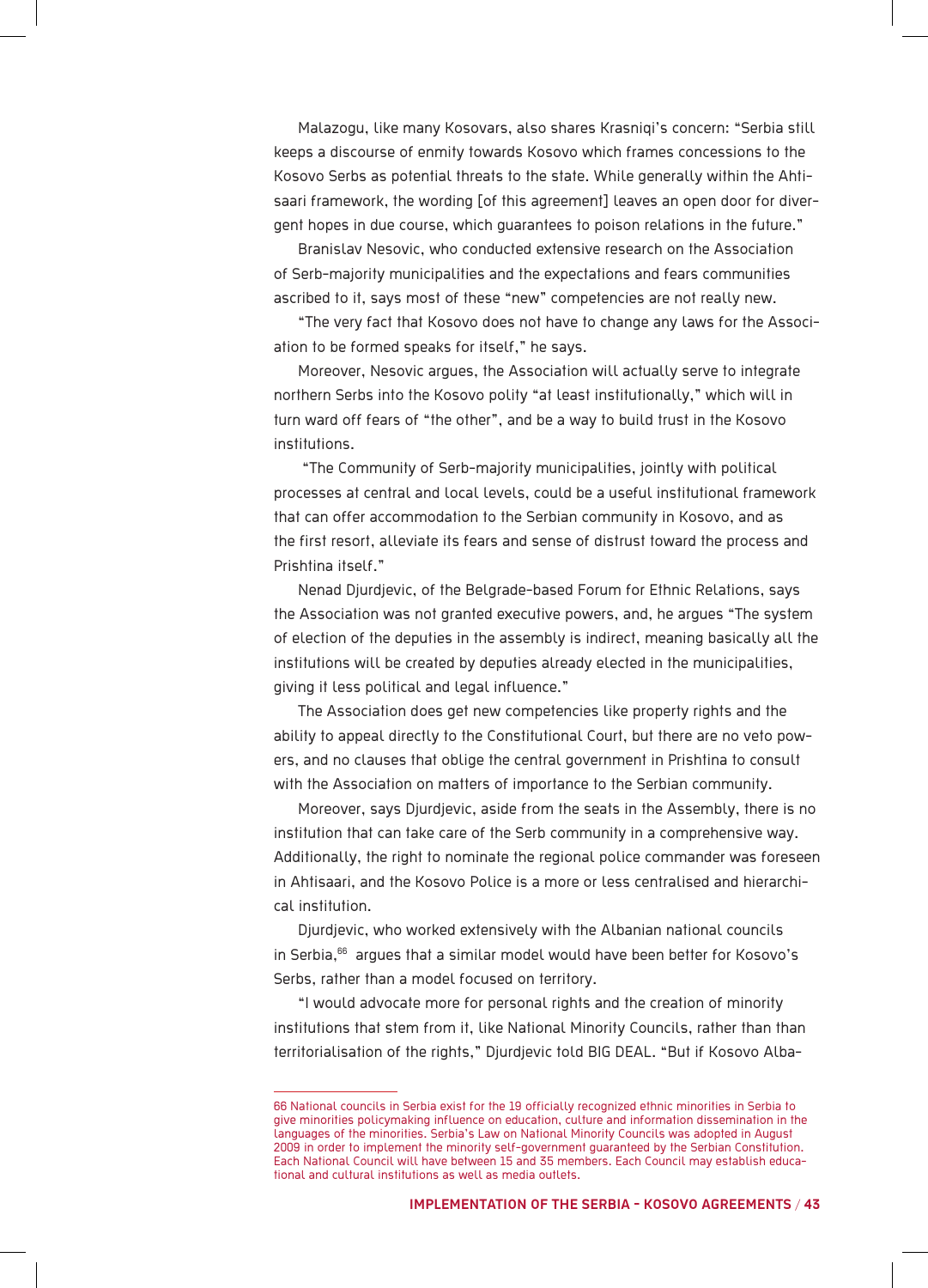Malazogu, like many Kosovars, also shares Krasniqi's concern: "Serbia still keeps a discourse of enmity towards Kosovo which frames concessions to the Kosovo Serbs as potential threats to the state. While generally within the Ahtisaari framework, the wording [of this agreement] leaves an open door for divergent hopes in due course, which guarantees to poison relations in the future."

Branislav Nesovic, who conducted extensive research on the Association of Serb-majority municipalities and the expectations and fears communities ascribed to it, says most of these "new" competencies are not really new.

"The very fact that Kosovo does not have to change any laws for the Association to be formed speaks for itself," he says.

Moreover, Nesovic argues, the Association will actually serve to integrate northern Serbs into the Kosovo polity "at least institutionally," which will in turn ward off fears of "the other", and be a way to build trust in the Kosovo institutions.

"The Community of Serb-majority municipalities, jointly with political processes at central and local levels, could be a useful institutional framework that can offer accommodation to the Serbian community in Kosovo, and as the first resort, alleviate its fears and sense of distrust toward the process and Prishtina itself."

Nenad Djurdjevic, of the Belgrade-based Forum for Ethnic Relations, says the Association was not granted executive powers, and, he argues "The system of election of the deputies in the assembly is indirect, meaning basically all the institutions will be created by deputies already elected in the municipalities, giving it less political and legal influence."

The Association does get new competencies like property rights and the ability to appeal directly to the Constitutional Court, but there are no veto powers, and no clauses that oblige the central government in Prishtina to consult with the Association on matters of importance to the Serbian community.

Moreover, says Djurdjevic, aside from the seats in the Assembly, there is no institution that can take care of the Serb community in a comprehensive way. Additionally, the right to nominate the regional police commander was foreseen in Ahtisaari, and the Kosovo Police is a more or less centralised and hierarchical institution.

Djurdjevic, who worked extensively with the Albanian national councils in Serbia,[66] argues that a similar model would have been better for Kosovo's Serbs, rather than a model focused on territory.

"I would advocate more for personal rights and the creation of minority institutions that stem from it, like National Minority Councils, rather than than territorialisation of the rights," Djurdjevic told BIG DEAL. "But if Kosovo Alba-

---

66 National councils in Serbia exist for the 19 officially recognized ethnic minorities in Serbia to give minorities policymaking influence on education, culture and information dissemination in the languages of the minorities. Serbia's Law on National Minority Councils was adopted in August 2009 in order to implement the minority self-government guaranteed by the Serbian Constitution. Each National Council will have between 15 and 35 members. Each Council may establish educational and cultural institutions as well as media outlets.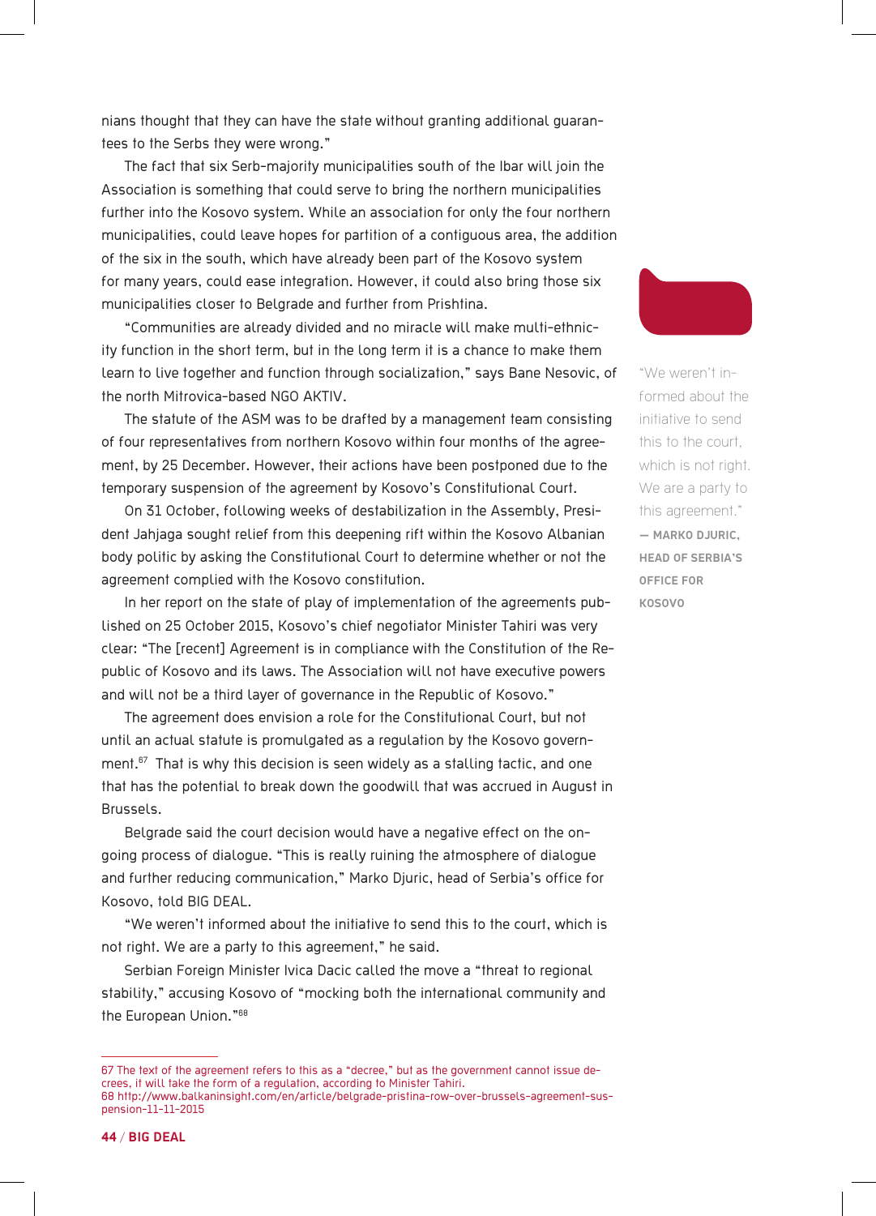nians thought that they can have the state without granting additional guarantees to the Serbs they were wrong."

The fact that six Serb-majority municipalities south of the Ibar will join the Association is something that could serve to bring the northern municipalities further into the Kosovo system. While an association for only the four northern municipalities, could leave hopes for partition of a contiguous area, the addition of the six in the south, which have already been part of the Kosovo system for many years, could ease integration. However, it could also bring those six municipalities closer to Belgrade and further from Prishtina.

"Communities are already divided and no miracle will make multi-ethnicity function in the short term, but in the long term it is a chance to make them learn to live together and function through socialization," says Bane Nesovic, of the north Mitrovica-based NGO AKTIV.

The statute of the ASM was to be drafted by a management team consisting of four representatives from northern Kosovo within four months of the agreement, by 25 December. However, their actions have been postponed due to the temporary suspension of the agreement by Kosovo's Constitutional Court.

On 31 October, following weeks of destabilization in the Assembly, President Jahjaga sought relief from this deepening rift within the Kosovo Albanian body politic by asking the Constitutional Court to determine whether or not the agreement complied with the Kosovo constitution.

In her report on the state of play of implementation of the agreements published on 25 October 2015, Kosovo's chief negotiator Minister Tahiri was very clear: "The [recent] Agreement is in compliance with the Constitution of the Republic of Kosovo and its laws. The Association will not have executive powers and will not be a third layer of governance in the Republic of Kosovo."

The agreement does envision a role for the Constitutional Court, but not until an actual statute is promulgated as a regulation by the Kosovo government.[67] That is why this decision is seen widely as a stalling tactic, and one that has the potential to break down the goodwill that was accrued in August in Brussels.

Belgrade said the court decision would have a negative effect on the ongoing process of dialogue. "This is really ruining the atmosphere of dialogue and further reducing communication," Marko Djuric, head of Serbia's office for Kosovo, told BIG DEAL.

"We weren't informed about the initiative to send this to the court, which is not right. We are a party to this agreement," he said.

Serbian Foreign Minister Ivica Dacic called the move a "threat to regional stability," accusing Kosovo of "mocking both the international community and the European Union."[68]

> "We weren't informed about the initiative to send this to the court, which is not right. We are a party to this agreement."
>
> — **MARKO DJURIC, HEAD OF SERBIA'S OFFICE FOR KOSOVO**

---

67 The text of the agreement refers to this as a "decree," but as the government cannot issue decrees, it will take the form of a regulation, according to Minister Tahiri.

68 http://www.balkaninsight.com/en/article/belgrade-pristina-row-over-brussels-agreement-suspension-11-11-2015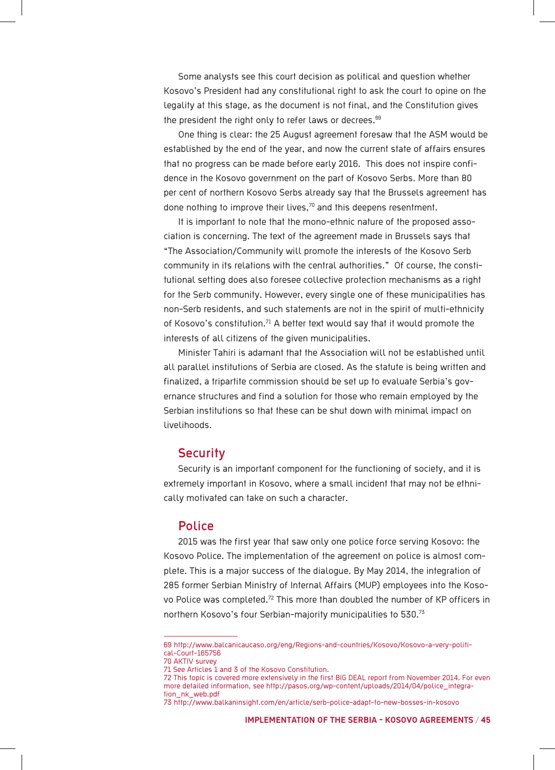Some analysts see this court decision as political and question whether Kosovo's President had any constitutional right to ask the court to opine on the legality at this stage, as the document is not final, and the Constitution gives the president the right only to refer laws or decrees.[69]

One thing is clear: the 25 August agreement foresaw that the ASM would be established by the end of the year, and now the current state of affairs ensures that no progress can be made before early 2016. This does not inspire confidence in the Kosovo government on the part of Kosovo Serbs. More than 80 per cent of northern Kosovo Serbs already say that the Brussels agreement has done nothing to improve their lives,[70] and this deepens resentment.

It is important to note that the mono-ethnic nature of the proposed association is concerning. The text of the agreement made in Brussels says that "The Association/Community will promote the interests of the Kosovo Serb community in its relations with the central authorities." Of course, the constitutional setting does also foresee collective protection mechanisms as a right for the Serb community. However, every single one of these municipalities has non-Serb residents, and such statements are not in the spirit of multi-ethnicity of Kosovo's constitution.[71] A better text would say that it would promote the interests of all citizens of the given municipalities.

Minister Tahiri is adamant that the Association will not be established until all parallel institutions of Serbia are closed. As the statute is being written and finalized, a tripartite commission should be set up to evaluate Serbia's governance structures and find a solution for those who remain employed by the Serbian institutions so that these can be shut down with minimal impact on livelihoods.

## Security

Security is an important component for the functioning of society, and it is extremely important in Kosovo, where a small incident that may not be ethnically motivated can take on such a character.

## Police

2015 was the first year that saw only one police force serving Kosovo: the Kosovo Police. The implementation of the agreement on police is almost complete. This is a major success of the dialogue. By May 2014, the integration of 285 former Serbian Ministry of Internal Affairs (MUP) employees into the Kosovo Police was completed.[72] This more than doubled the number of KP officers in northern Kosovo's four Serbian-majority municipalities to 530.[73]

---

69 http://www.balcanicaucaso.org/eng/Regions-and-countries/Kosovo/Kosovo-a-very-political-Court-165756
70 AKTIV survey
71 See Articles 1 and 3 of the Kosovo Constitution.
72 This topic is covered more extensively in the first BIG DEAL report from November 2014. For even more detailed information, see http://pasos.org/wp-content/uploads/2014/04/police_integration_nk_web.pdf
73 http://www.balkaninsight.com/en/article/serb-police-adapt-to-new-bosses-in-kosovo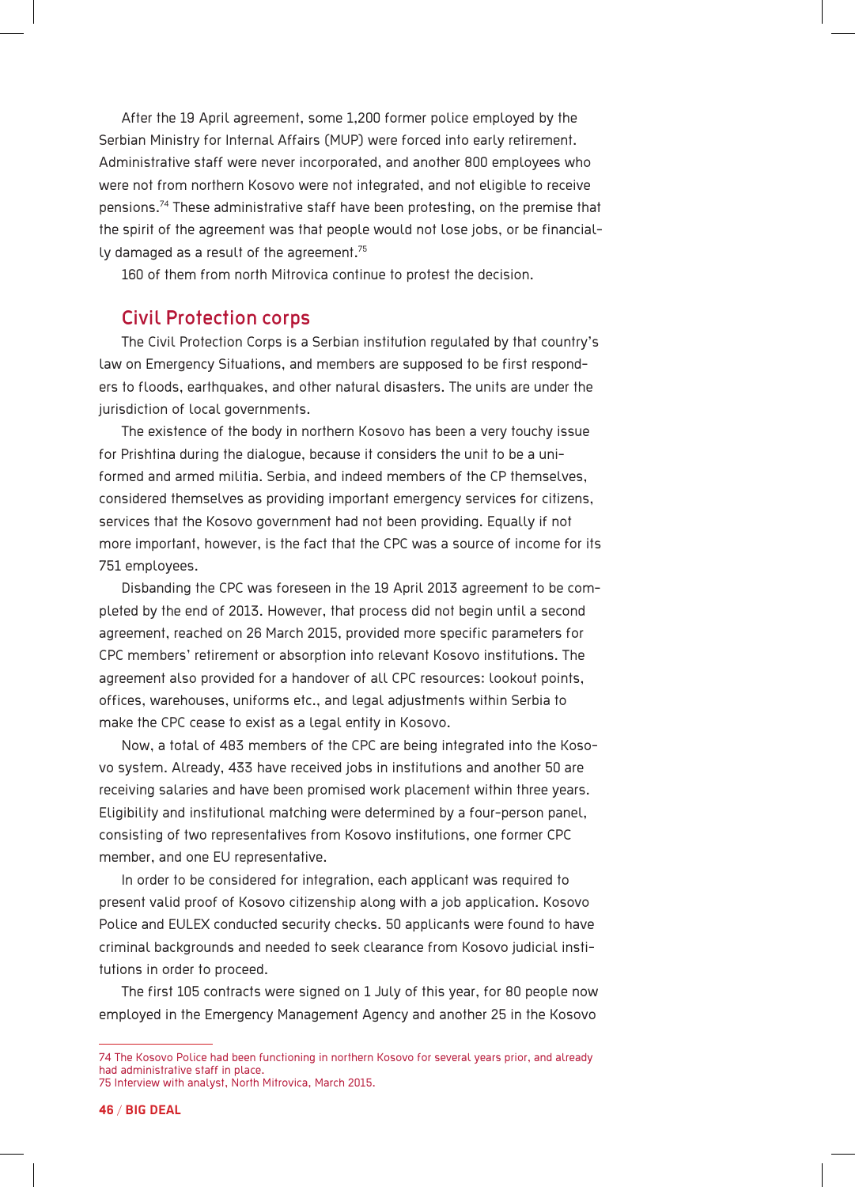After the 19 April agreement, some 1,200 former police employed by the Serbian Ministry for Internal Affairs (MUP) were forced into early retirement. Administrative staff were never incorporated, and another 800 employees who were not from northern Kosovo were not integrated, and not eligible to receive pensions.[74] These administrative staff have been protesting, on the premise that the spirit of the agreement was that people would not lose jobs, or be financially damaged as a result of the agreement.[75]

160 of them from north Mitrovica continue to protest the decision.

## Civil Protection corps

The Civil Protection Corps is a Serbian institution regulated by that country's law on Emergency Situations, and members are supposed to be first responders to floods, earthquakes, and other natural disasters. The units are under the jurisdiction of local governments.

The existence of the body in northern Kosovo has been a very touchy issue for Prishtina during the dialogue, because it considers the unit to be a uniformed and armed militia. Serbia, and indeed members of the CP themselves, considered themselves as providing important emergency services for citizens, services that the Kosovo government had not been providing. Equally if not more important, however, is the fact that the CPC was a source of income for its 751 employees.

Disbanding the CPC was foreseen in the 19 April 2013 agreement to be completed by the end of 2013. However, that process did not begin until a second agreement, reached on 26 March 2015, provided more specific parameters for CPC members' retirement or absorption into relevant Kosovo institutions. The agreement also provided for a handover of all CPC resources: lookout points, offices, warehouses, uniforms etc., and legal adjustments within Serbia to make the CPC cease to exist as a legal entity in Kosovo.

Now, a total of 483 members of the CPC are being integrated into the Kosovo system. Already, 433 have received jobs in institutions and another 50 are receiving salaries and have been promised work placement within three years. Eligibility and institutional matching were determined by a four-person panel, consisting of two representatives from Kosovo institutions, one former CPC member, and one EU representative.

In order to be considered for integration, each applicant was required to present valid proof of Kosovo citizenship along with a job application. Kosovo Police and EULEX conducted security checks. 50 applicants were found to have criminal backgrounds and needed to seek clearance from Kosovo judicial institutions in order to proceed.

The first 105 contracts were signed on 1 July of this year, for 80 people now employed in the Emergency Management Agency and another 25 in the Kosovo

---

74 The Kosovo Police had been functioning in northern Kosovo for several years prior, and already had administrative staff in place.

75 Interview with analyst, North Mitrovica, March 2015.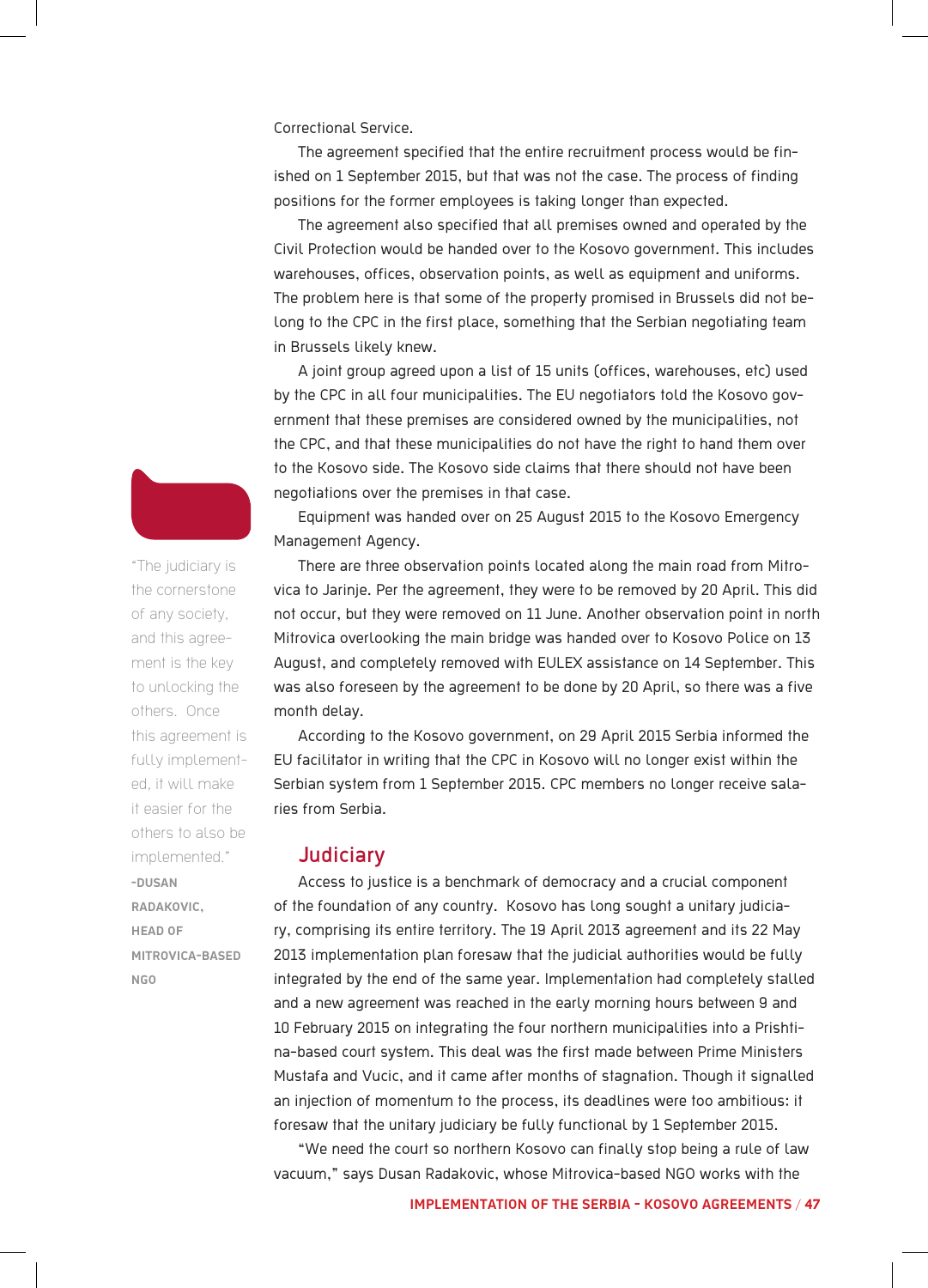Correctional Service.

The agreement specified that the entire recruitment process would be finished on 1 September 2015, but that was not the case. The process of finding positions for the former employees is taking longer than expected.

The agreement also specified that all premises owned and operated by the Civil Protection would be handed over to the Kosovo government. This includes warehouses, offices, observation points, as well as equipment and uniforms. The problem here is that some of the property promised in Brussels did not belong to the CPC in the first place, something that the Serbian negotiating team in Brussels likely knew.

A joint group agreed upon a list of 15 units (offices, warehouses, etc) used by the CPC in all four municipalities. The EU negotiators told the Kosovo government that these premises are considered owned by the municipalities, not the CPC, and that these municipalities do not have the right to hand them over to the Kosovo side. The Kosovo side claims that there should not have been negotiations over the premises in that case.

Equipment was handed over on 25 August 2015 to the Kosovo Emergency Management Agency.

There are three observation points located along the main road from Mitrovica to Jarinje. Per the agreement, they were to be removed by 20 April. This did not occur, but they were removed on 11 June. Another observation point in north Mitrovica overlooking the main bridge was handed over to Kosovo Police on 13 August, and completely removed with EULEX assistance on 14 September. This was also foreseen by the agreement to be done by 20 April, so there was a five month delay.

According to the Kosovo government, on 29 April 2015 Serbia informed the EU facilitator in writing that the CPC in Kosovo will no longer exist within the Serbian system from 1 September 2015. CPC members no longer receive salaries from Serbia.

> "The judiciary is the cornerstone of any society, and this agreement is the key to unlocking the others. Once this agreement is fully implemented, it will make it easier for the others to also be implemented."
>
> **-DUSAN RADAKOVIC, HEAD OF MITROVICA-BASED NGO**

## Judiciary

Access to justice is a benchmark of democracy and a crucial component of the foundation of any country. Kosovo has long sought a unitary judiciary, comprising its entire territory. The 19 April 2013 agreement and its 22 May 2013 implementation plan foresaw that the judicial authorities would be fully integrated by the end of the same year. Implementation had completely stalled and a new agreement was reached in the early morning hours between 9 and 10 February 2015 on integrating the four northern municipalities into a Prishtina-based court system. This deal was the first made between Prime Ministers Mustafa and Vucic, and it came after months of stagnation. Though it signalled an injection of momentum to the process, its deadlines were too ambitious: it foresaw that the unitary judiciary be fully functional by 1 September 2015.

"We need the court so northern Kosovo can finally stop being a rule of law vacuum," says Dusan Radakovic, whose Mitrovica-based NGO works with the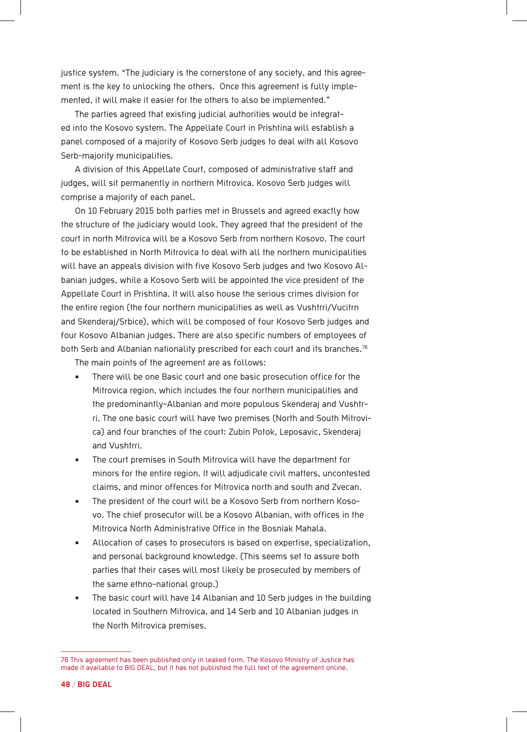justice system. "The judiciary is the cornerstone of any society, and this agreement is the key to unlocking the others.  Once this agreement is fully implemented, it will make it easier for the others to also be implemented."

The parties agreed that existing judicial authorities would be integrated into the Kosovo system. The Appellate Court in Prishtina will establish a panel composed of a majority of Kosovo Serb judges to deal with all Kosovo Serb-majority municipalities.

A division of this Appellate Court, composed of administrative staff and judges, will sit permanently in northern Mitrovica. Kosovo Serb judges will comprise a majority of each panel.

On 10 February 2015 both parties met in Brussels and agreed exactly how the structure of the judiciary would look. They agreed that the president of the court in north Mitrovica will be a Kosovo Serb from northern Kosovo. The court to be established in North Mitrovica to deal with all the northern municipalities will have an appeals division with five Kosovo Serb judges and two Kosovo Albanian judges, while a Kosovo Serb will be appointed the vice president of the Appellate Court in Prishtina. It will also house the serious crimes division for the entire region (the four northern municipalities as well as Vushtrri/Vucitrn and Skenderaj/Srbice), which will be composed of four Kosovo Serb judges and four Kosovo Albanian judges. There are also specific numbers of employees of both Serb and Albanian nationality prescribed for each court and its branches.[76]

The main points of the agreement are as follows:

- There will be one Basic court and one basic prosecution office for the Mitrovica region, which includes the four northern municipalities and the predominantly-Albanian and more populous Skenderaj and Vushtrri. The one basic court will have two premises (North and South Mitrovica) and four branches of the court: Zubin Potok, Leposavic, Skenderaj and Vushtrri.
- The court premises in South Mitrovica will have the department for minors for the entire region. It will adjudicate civil matters, uncontested claims, and minor offences for Mitrovica north and south and Zvecan.
- The president of the court will be a Kosovo Serb from northern Kosovo. The chief prosecutor will be a Kosovo Albanian, with offices in the Mitrovica North Administrative Office in the Bosniak Mahala.
- Allocation of cases to prosecutors is based on expertise, specialization, and personal background knowledge. (This seems set to assure both parties that their cases will most likely be prosecuted by members of the same ethno-national group.)
- The basic court will have 14 Albanian and 10 Serb judges in the building located in Southern Mitrovica, and 14 Serb and 10 Albanian judges in the North Mitrovica premises.

---

76 This agreement has been published only in leaked form. The Kosovo Ministry of Justice has made it available to BIG DEAL, but it has not published the full text of the agreement online.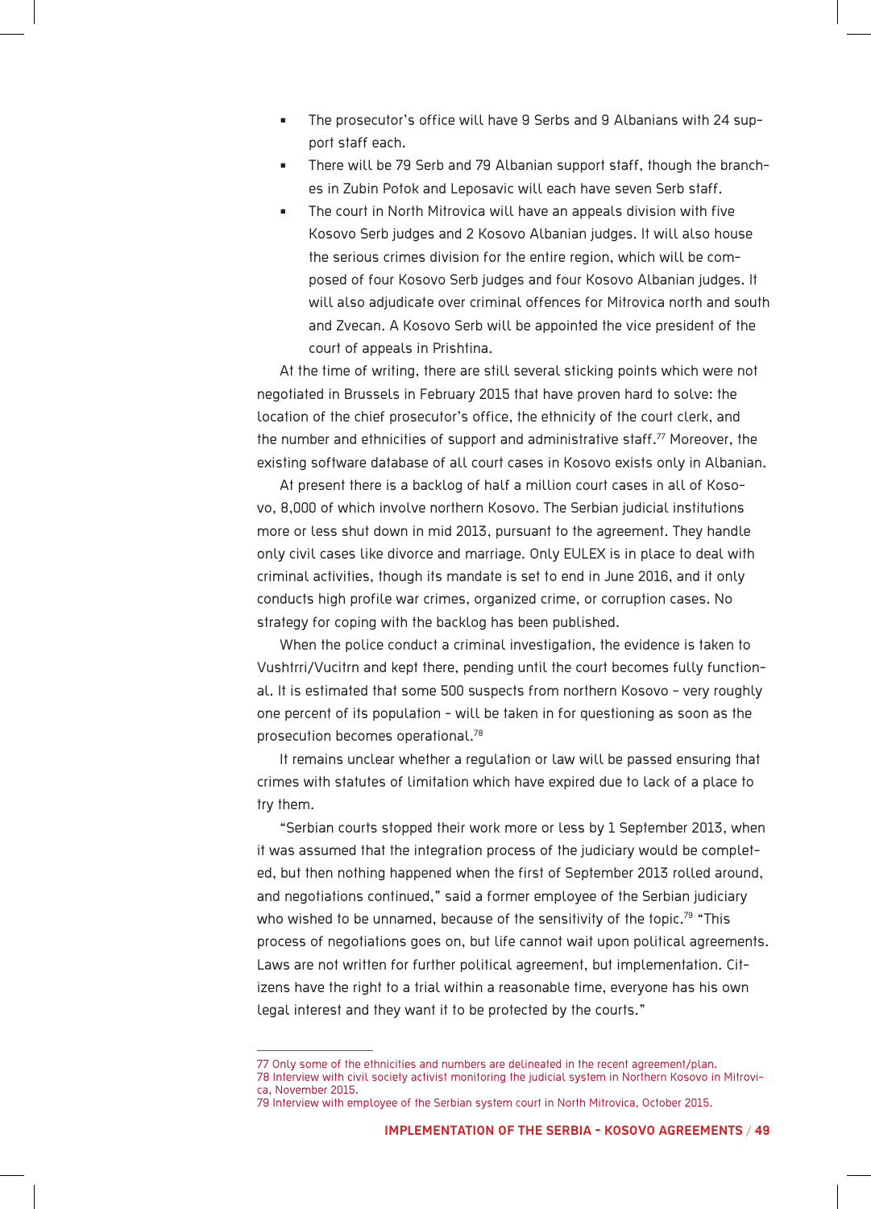- The prosecutor's office will have 9 Serbs and 9 Albanians with 24 support staff each.
- There will be 79 Serb and 79 Albanian support staff, though the branches in Zubin Potok and Leposavic will each have seven Serb staff.
- The court in North Mitrovica will have an appeals division with five Kosovo Serb judges and 2 Kosovo Albanian judges. It will also house the serious crimes division for the entire region, which will be composed of four Kosovo Serb judges and four Kosovo Albanian judges. It will also adjudicate over criminal offences for Mitrovica north and south and Zvecan. A Kosovo Serb will be appointed the vice president of the court of appeals in Prishtina.

At the time of writing, there are still several sticking points which were not negotiated in Brussels in February 2015 that have proven hard to solve: the location of the chief prosecutor's office, the ethnicity of the court clerk, and the number and ethnicities of support and administrative staff.[77] Moreover, the existing software database of all court cases in Kosovo exists only in Albanian.

At present there is a backlog of half a million court cases in all of Kosovo, 8,000 of which involve northern Kosovo. The Serbian judicial institutions more or less shut down in mid 2013, pursuant to the agreement. They handle only civil cases like divorce and marriage. Only EULEX is in place to deal with criminal activities, though its mandate is set to end in June 2016, and it only conducts high profile war crimes, organized crime, or corruption cases. No strategy for coping with the backlog has been published.

When the police conduct a criminal investigation, the evidence is taken to Vushtrri/Vucitrn and kept there, pending until the court becomes fully functional. It is estimated that some 500 suspects from northern Kosovo - very roughly one percent of its population - will be taken in for questioning as soon as the prosecution becomes operational.[78]

It remains unclear whether a regulation or law will be passed ensuring that crimes with statutes of limitation which have expired due to lack of a place to try them.

"Serbian courts stopped their work more or less by 1 September 2013, when it was assumed that the integration process of the judiciary would be completed, but then nothing happened when the first of September 2013 rolled around, and negotiations continued," said a former employee of the Serbian judiciary who wished to be unnamed, because of the sensitivity of the topic.[79] "This process of negotiations goes on, but life cannot wait upon political agreements. Laws are not written for further political agreement, but implementation. Citizens have the right to a trial within a reasonable time, everyone has his own legal interest and they want it to be protected by the courts."

---

77 Only some of the ethnicities and numbers are delineated in the recent agreement/plan.
78 Interview with civil society activist monitoring the judicial system in Northern Kosovo in Mitrovica, November 2015.
79 Interview with employee of the Serbian system court in North Mitrovica, October 2015.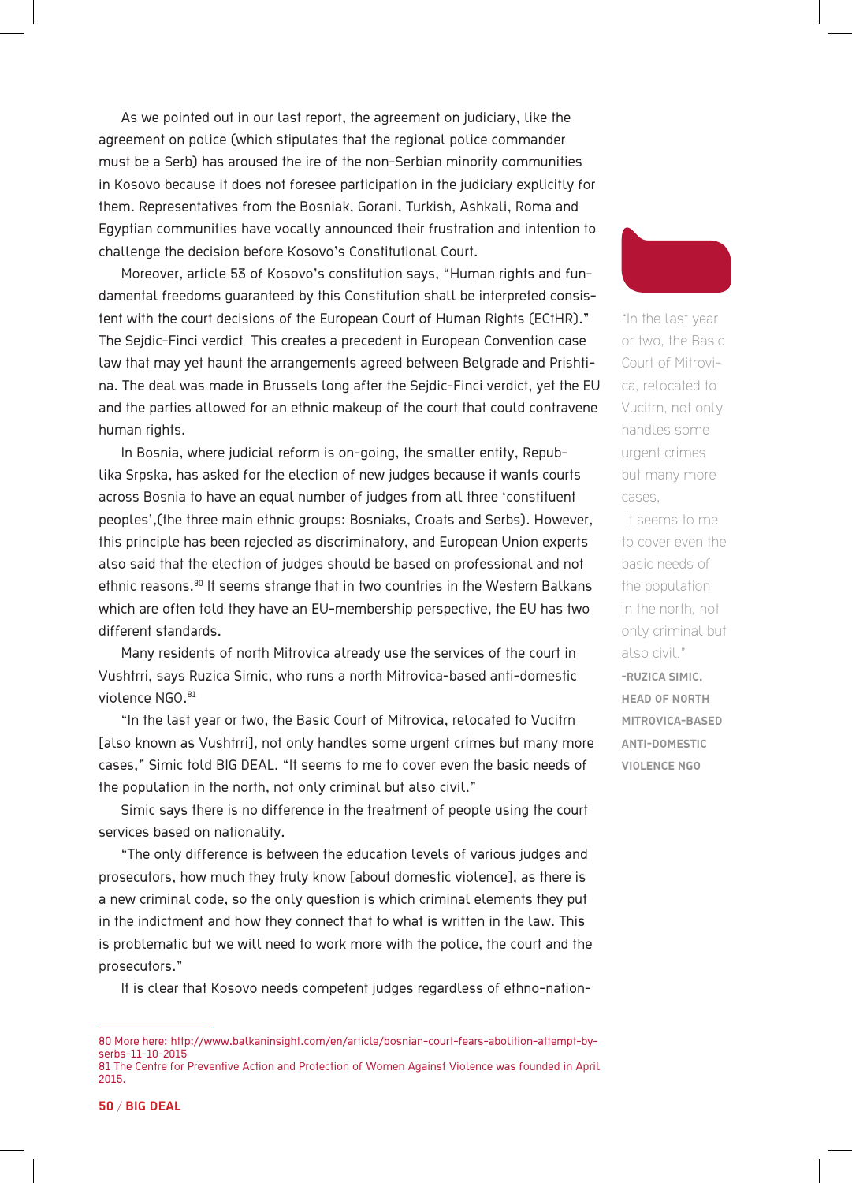As we pointed out in our last report, the agreement on judiciary, like the agreement on police (which stipulates that the regional police commander must be a Serb) has aroused the ire of the non-Serbian minority communities in Kosovo because it does not foresee participation in the judiciary explicitly for them. Representatives from the Bosniak, Gorani, Turkish, Ashkali, Roma and Egyptian communities have vocally announced their frustration and intention to challenge the decision before Kosovo's Constitutional Court.

Moreover, article 53 of Kosovo's constitution says, "Human rights and fundamental freedoms guaranteed by this Constitution shall be interpreted consistent with the court decisions of the European Court of Human Rights (ECtHR)." The Sejdic-Finci verdict  This creates a precedent in European Convention case law that may yet haunt the arrangements agreed between Belgrade and Prishtina. The deal was made in Brussels long after the Sejdic-Finci verdict, yet the EU and the parties allowed for an ethnic makeup of the court that could contravene human rights.

In Bosnia, where judicial reform is on-going, the smaller entity, Republika Srpska, has asked for the election of new judges because it wants courts across Bosnia to have an equal number of judges from all three 'constituent peoples',(the three main ethnic groups: Bosniaks, Croats and Serbs). However, this principle has been rejected as discriminatory, and European Union experts also said that the election of judges should be based on professional and not ethnic reasons.[80] It seems strange that in two countries in the Western Balkans which are often told they have an EU-membership perspective, the EU has two different standards.

Many residents of north Mitrovica already use the services of the court in Vushtrri, says Ruzica Simic, who runs a north Mitrovica-based anti-domestic violence NGO.[81]

"In the last year or two, the Basic Court of Mitrovica, relocated to Vucitrn [also known as Vushtrri], not only handles some urgent crimes but many more cases," Simic told BIG DEAL. "It seems to me to cover even the basic needs of the population in the north, not only criminal but also civil."

> "In the last year or two, the Basic Court of Mitrovica, relocated to Vucitrn, not only handles some urgent crimes but many more cases, it seems to me to cover even the basic needs of the population in the north, not only criminal but also civil."
>
> **-RUZICA SIMIC, HEAD OF NORTH MITROVICA-BASED ANTI-DOMESTIC VIOLENCE NGO**

Simic says there is no difference in the treatment of people using the court services based on nationality.

"The only difference is between the education levels of various judges and prosecutors, how much they truly know [about domestic violence], as there is a new criminal code, so the only question is which criminal elements they put in the indictment and how they connect that to what is written in the law. This is problematic but we will need to work more with the police, the court and the prosecutors."

It is clear that Kosovo needs competent judges regardless of ethno-nation-

---

80 More here: http://www.balkaninsight.com/en/article/bosnian-court-fears-abolition-attempt-by-serbs-11-10-2015

81 The Centre for Preventive Action and Protection of Women Against Violence was founded in April 2015.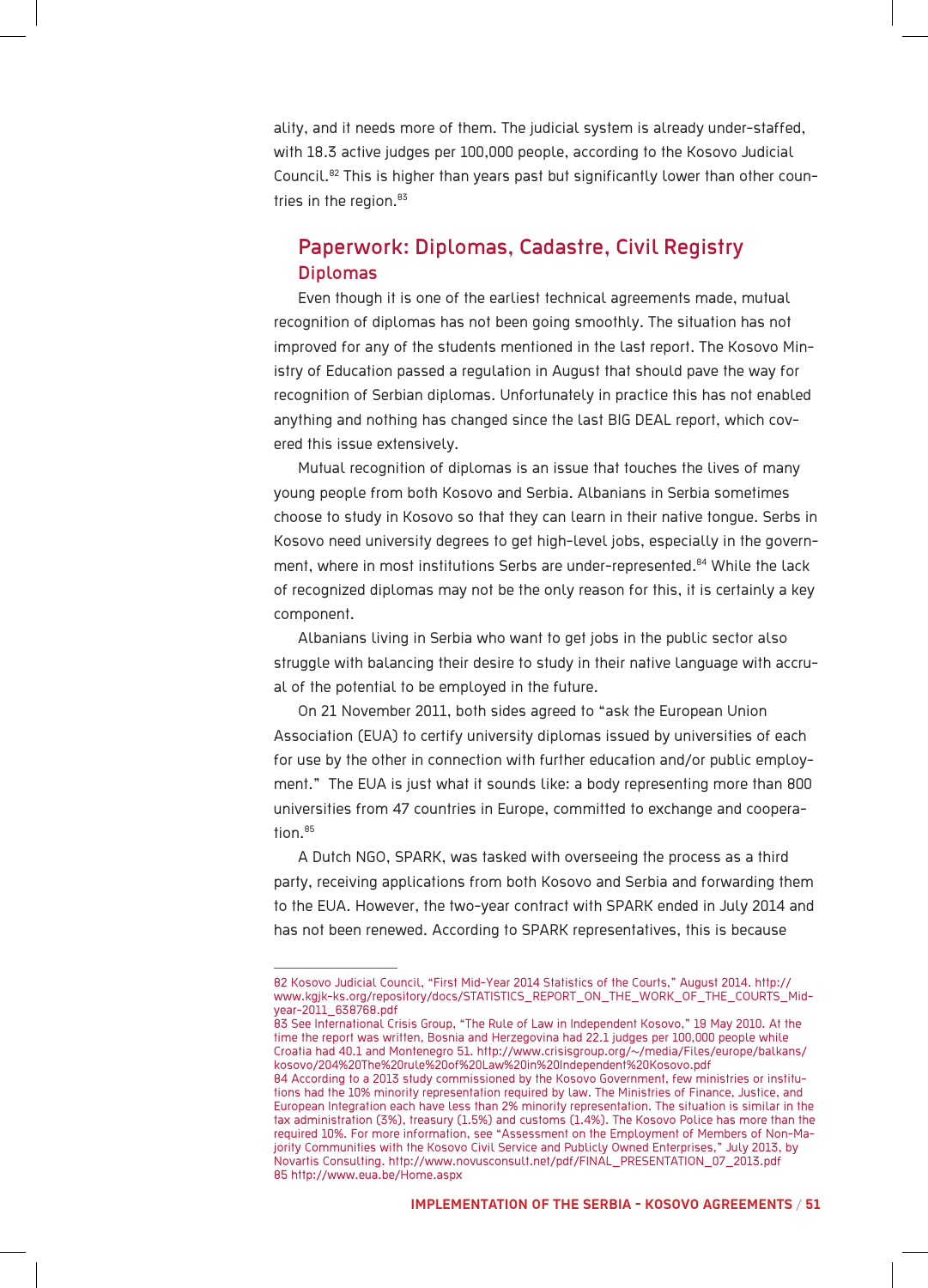ality, and it needs more of them. The judicial system is already under-staffed, with 18.3 active judges per 100,000 people, according to the Kosovo Judicial Council.[82] This is higher than years past but significantly lower than other countries in the region.[83]

## Paperwork: Diplomas, Cadastre, Civil Registry

### Diplomas

Even though it is one of the earliest technical agreements made, mutual recognition of diplomas has not been going smoothly. The situation has not improved for any of the students mentioned in the last report. The Kosovo Ministry of Education passed a regulation in August that should pave the way for recognition of Serbian diplomas. Unfortunately in practice this has not enabled anything and nothing has changed since the last BIG DEAL report, which covered this issue extensively.

Mutual recognition of diplomas is an issue that touches the lives of many young people from both Kosovo and Serbia. Albanians in Serbia sometimes choose to study in Kosovo so that they can learn in their native tongue. Serbs in Kosovo need university degrees to get high-level jobs, especially in the government, where in most institutions Serbs are under-represented.[84] While the lack of recognized diplomas may not be the only reason for this, it is certainly a key component.

Albanians living in Serbia who want to get jobs in the public sector also struggle with balancing their desire to study in their native language with accrual of the potential to be employed in the future.

On 21 November 2011, both sides agreed to "ask the European Union Association (EUA) to certify university diplomas issued by universities of each for use by the other in connection with further education and/or public employment." The EUA is just what it sounds like: a body representing more than 800 universities from 47 countries in Europe, committed to exchange and cooperation.[85]

A Dutch NGO, SPARK, was tasked with overseeing the process as a third party, receiving applications from both Kosovo and Serbia and forwarding them to the EUA. However, the two-year contract with SPARK ended in July 2014 and has not been renewed. According to SPARK representatives, this is because

---

82 Kosovo Judicial Council, "First Mid-Year 2014 Statistics of the Courts," August 2014. http://www.kgjk-ks.org/repository/docs/STATISTICS_REPORT_ON_THE_WORK_OF_THE_COURTS_Mid-year-2011_638768.pdf

83 See International Crisis Group, "The Rule of Law in Independent Kosovo," 19 May 2010. At the time the report was written, Bosnia and Herzegovina had 22.1 judges per 100,000 people while Croatia had 40.1 and Montenegro 51. http://www.crisisgroup.org/~/media/Files/europe/balkans/kosovo/204%20The%20rule%20of%20Law%20in%20Independent%20Kosovo.pdf

84 According to a 2013 study commissioned by the Kosovo Government, few ministries or institutions had the 10% minority representation required by law. The Ministries of Finance, Justice, and European Integration each have less than 2% minority representation. The situation is similar in the tax administration (3%), treasury (1.5%) and customs (1.4%). The Kosovo Police has more than the required 10%. For more information, see "Assessment on the Employment of Members of Non-Majority Communities with the Kosovo Civil Service and Publicly Owned Enterprises," July 2013, by Novartis Consulting. http://www.novusconsult.net/pdf/FINAL_PRESENTATION_07_2013.pdf

85 http://www.eua.be/Home.aspx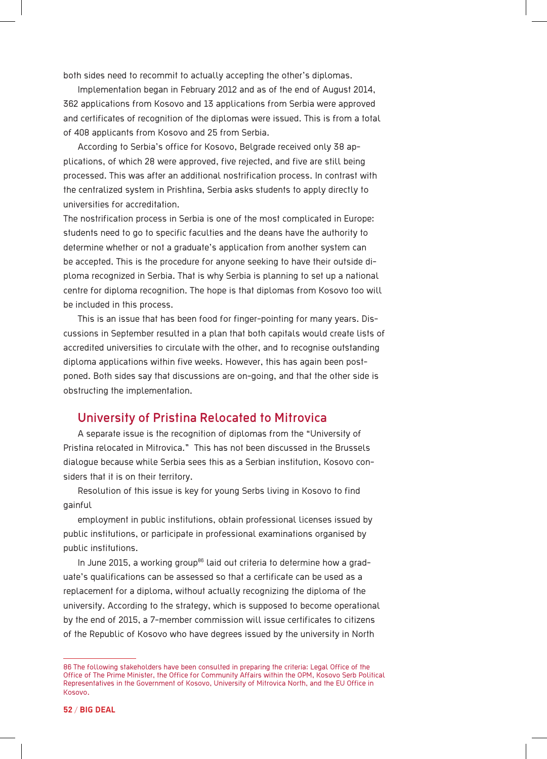both sides need to recommit to actually accepting the other's diplomas.

Implementation began in February 2012 and as of the end of August 2014, 362 applications from Kosovo and 13 applications from Serbia were approved and certificates of recognition of the diplomas were issued. This is from a total of 408 applicants from Kosovo and 25 from Serbia.

According to Serbia's office for Kosovo, Belgrade received only 38 applications, of which 28 were approved, five rejected, and five are still being processed. This was after an additional nostrification process. In contrast with the centralized system in Prishtina, Serbia asks students to apply directly to universities for accreditation.

The nostrification process in Serbia is one of the most complicated in Europe: students need to go to specific faculties and the deans have the authority to determine whether or not a graduate's application from another system can be accepted. This is the procedure for anyone seeking to have their outside diploma recognized in Serbia. That is why Serbia is planning to set up a national centre for diploma recognition. The hope is that diplomas from Kosovo too will be included in this process.

This is an issue that has been food for finger-pointing for many years. Discussions in September resulted in a plan that both capitals would create lists of accredited universities to circulate with the other, and to recognise outstanding diploma applications within five weeks. However, this has again been postponed. Both sides say that discussions are on-going, and that the other side is obstructing the implementation.

## University of Pristina Relocated to Mitrovica

A separate issue is the recognition of diplomas from the "University of Pristina relocated in Mitrovica." This has not been discussed in the Brussels dialogue because while Serbia sees this as a Serbian institution, Kosovo considers that it is on their territory.

Resolution of this issue is key for young Serbs living in Kosovo to find gainful employment in public institutions, obtain professional licenses issued by public institutions, or participate in professional examinations organised by public institutions.

In June 2015, a working group[86] laid out criteria to determine how a graduate's qualifications can be assessed so that a certificate can be used as a replacement for a diploma, without actually recognizing the diploma of the university. According to the strategy, which is supposed to become operational by the end of 2015, a 7-member commission will issue certificates to citizens of the Republic of Kosovo who have degrees issued by the university in North

---

86 The following stakeholders have been consulted in preparing the criteria: Legal Office of the Office of The Prime Minister, the Office for Community Affairs within the OPM, Kosovo Serb Political Representatives in the Government of Kosovo, University of Mitrovica North, and the EU Office in Kosovo.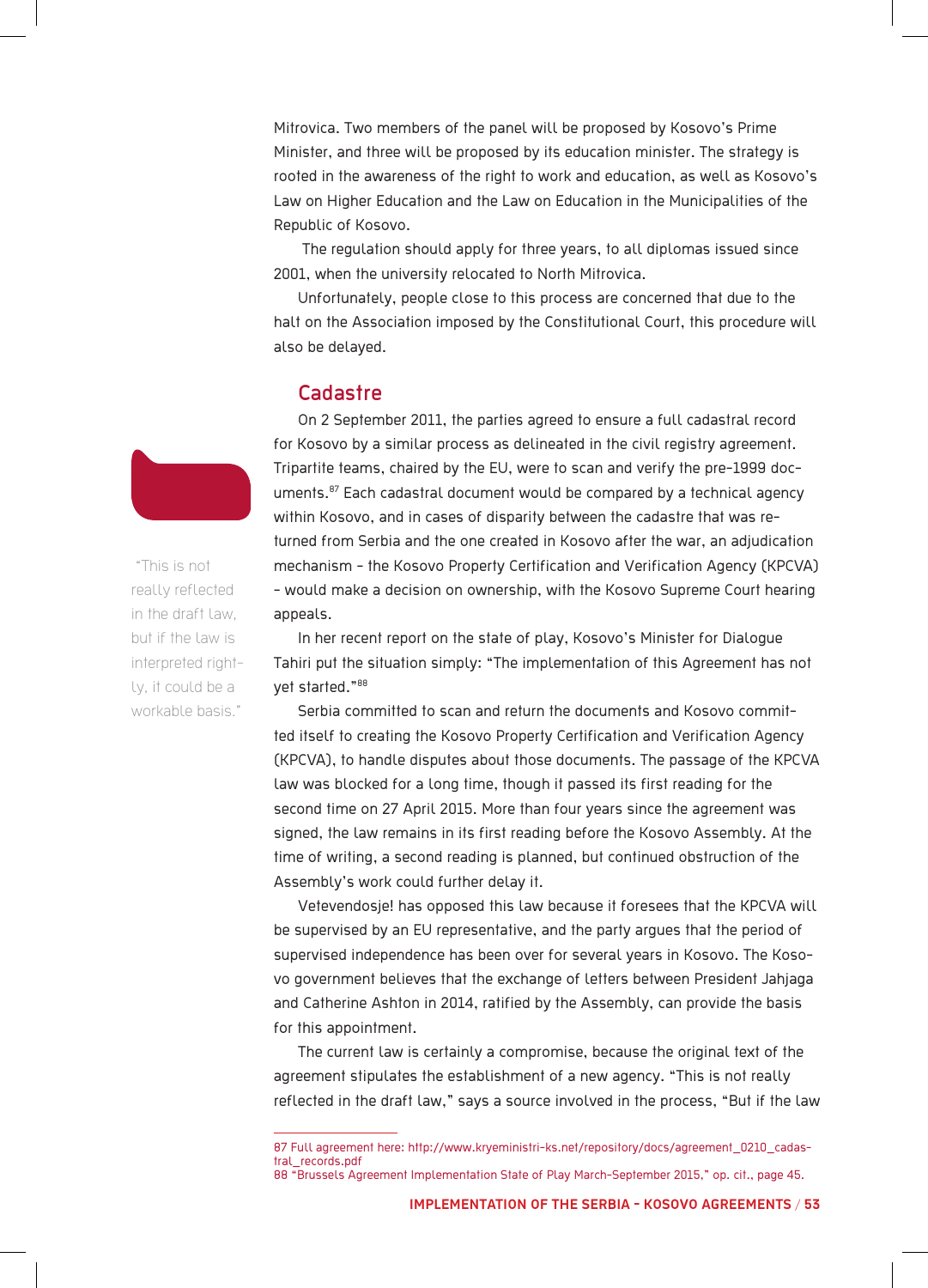Mitrovica. Two members of the panel will be proposed by Kosovo's Prime Minister, and three will be proposed by its education minister. The strategy is rooted in the awareness of the right to work and education, as well as Kosovo's Law on Higher Education and the Law on Education in the Municipalities of the Republic of Kosovo.

The regulation should apply for three years, to all diplomas issued since 2001, when the university relocated to North Mitrovica.

Unfortunately, people close to this process are concerned that due to the halt on the Association imposed by the Constitutional Court, this procedure will also be delayed.

## Cadastre

On 2 September 2011, the parties agreed to ensure a full cadastral record for Kosovo by a similar process as delineated in the civil registry agreement. Tripartite teams, chaired by the EU, were to scan and verify the pre-1999 documents.[87] Each cadastral document would be compared by a technical agency within Kosovo, and in cases of disparity between the cadastre that was returned from Serbia and the one created in Kosovo after the war, an adjudication mechanism – the Kosovo Property Certification and Verification Agency (KPCVA) – would make a decision on ownership, with the Kosovo Supreme Court hearing appeals.

In her recent report on the state of play, Kosovo's Minister for Dialogue Tahiri put the situation simply: "The implementation of this Agreement has not yet started."[88]

Serbia committed to scan and return the documents and Kosovo committed itself to creating the Kosovo Property Certification and Verification Agency (KPCVA), to handle disputes about those documents. The passage of the KPCVA law was blocked for a long time, though it passed its first reading for the second time on 27 April 2015. More than four years since the agreement was signed, the law remains in its first reading before the Kosovo Assembly. At the time of writing, a second reading is planned, but continued obstruction of the Assembly's work could further delay it.

Vetevendosje! has opposed this law because it foresees that the KPCVA will be supervised by an EU representative, and the party argues that the period of supervised independence has been over for several years in Kosovo. The Kosovo government believes that the exchange of letters between President Jahjaga and Catherine Ashton in 2014, ratified by the Assembly, can provide the basis for this appointment.

The current law is certainly a compromise, because the original text of the agreement stipulates the establishment of a new agency. "This is not really reflected in the draft law," says a source involved in the process, "But if the law

> "This is not really reflected in the draft law, but if the law is interpreted rightly, it could be a workable basis."

---

87 Full agreement here: http://www.kryeministri-ks.net/repository/docs/agreement_0210_cadastral_records.pdf

88 "Brussels Agreement Implementation State of Play March-September 2015," op. cit., page 45.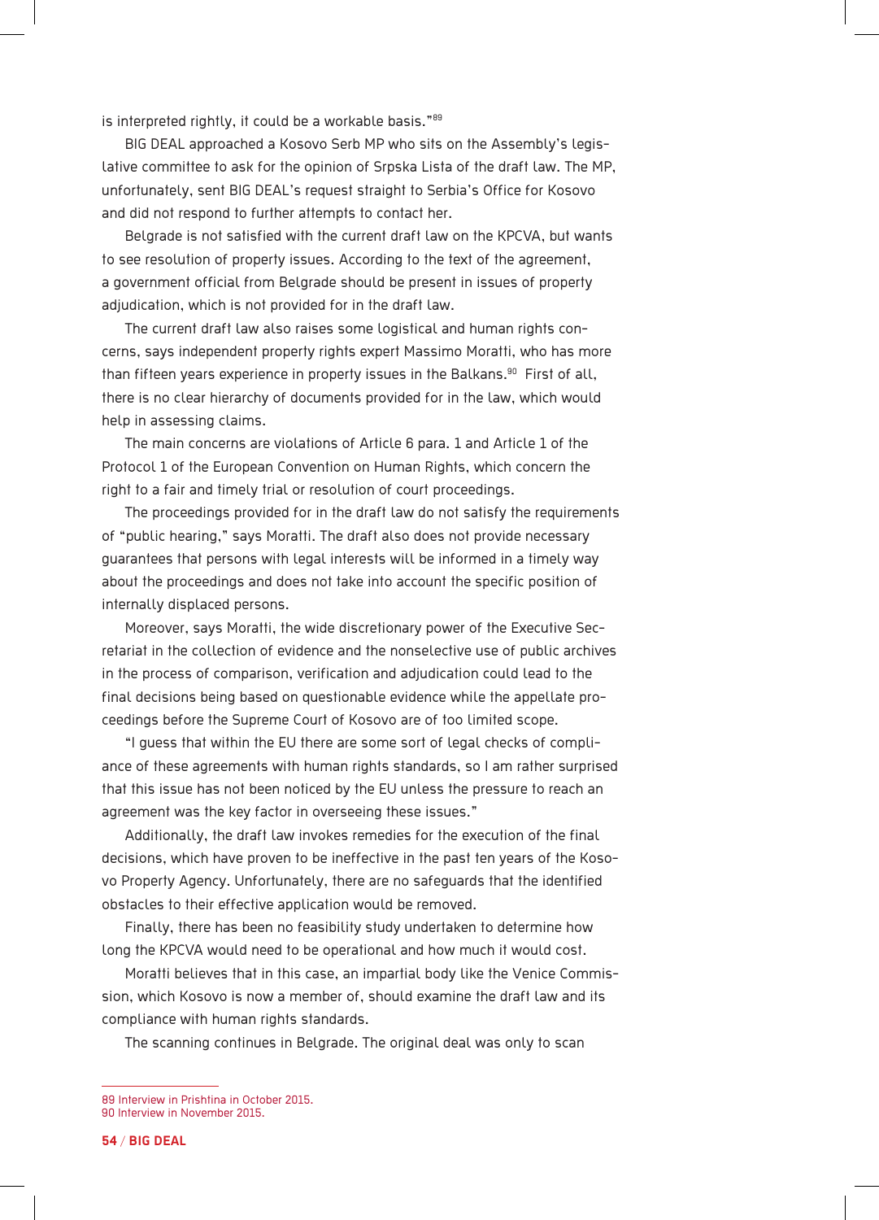is interpreted rightly, it could be a workable basis."[89]

BIG DEAL approached a Kosovo Serb MP who sits on the Assembly's legislative committee to ask for the opinion of Srpska Lista of the draft law. The MP, unfortunately, sent BIG DEAL's request straight to Serbia's Office for Kosovo and did not respond to further attempts to contact her.

Belgrade is not satisfied with the current draft law on the KPCVA, but wants to see resolution of property issues. According to the text of the agreement, a government official from Belgrade should be present in issues of property adjudication, which is not provided for in the draft law.

The current draft law also raises some logistical and human rights concerns, says independent property rights expert Massimo Moratti, who has more than fifteen years experience in property issues in the Balkans.[90] First of all, there is no clear hierarchy of documents provided for in the law, which would help in assessing claims.

The main concerns are violations of Article 6 para. 1 and Article 1 of the Protocol 1 of the European Convention on Human Rights, which concern the right to a fair and timely trial or resolution of court proceedings.

The proceedings provided for in the draft law do not satisfy the requirements of "public hearing," says Moratti. The draft also does not provide necessary guarantees that persons with legal interests will be informed in a timely way about the proceedings and does not take into account the specific position of internally displaced persons.

Moreover, says Moratti, the wide discretionary power of the Executive Secretariat in the collection of evidence and the nonselective use of public archives in the process of comparison, verification and adjudication could lead to the final decisions being based on questionable evidence while the appellate proceedings before the Supreme Court of Kosovo are of too limited scope.

"I guess that within the EU there are some sort of legal checks of compliance of these agreements with human rights standards, so I am rather surprised that this issue has not been noticed by the EU unless the pressure to reach an agreement was the key factor in overseeing these issues."

Additionally, the draft law invokes remedies for the execution of the final decisions, which have proven to be ineffective in the past ten years of the Kosovo Property Agency. Unfortunately, there are no safeguards that the identified obstacles to their effective application would be removed.

Finally, there has been no feasibility study undertaken to determine how long the KPCVA would need to be operational and how much it would cost.

Moratti believes that in this case, an impartial body like the Venice Commission, which Kosovo is now a member of, should examine the draft law and its compliance with human rights standards.

The scanning continues in Belgrade. The original deal was only to scan

---

89 Interview in Prishtina in October 2015.
90 Interview in November 2015.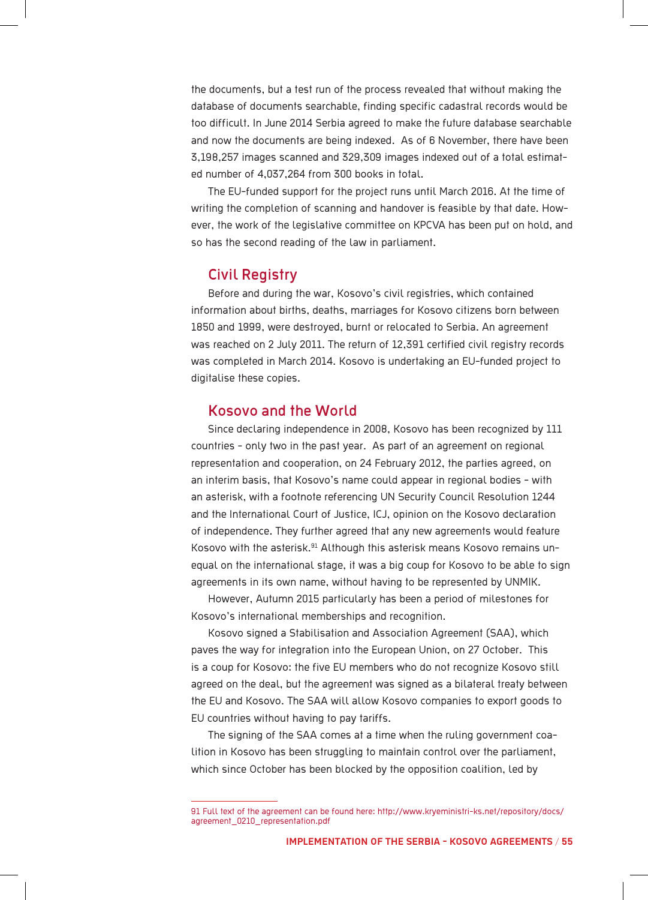the documents, but a test run of the process revealed that without making the database of documents searchable, finding specific cadastral records would be too difficult. In June 2014 Serbia agreed to make the future database searchable and now the documents are being indexed. As of 6 November, there have been 3,198,257 images scanned and 329,309 images indexed out of a total estimated number of 4,037,264 from 300 books in total.

The EU-funded support for the project runs until March 2016. At the time of writing the completion of scanning and handover is feasible by that date. However, the work of the legislative committee on KPCVA has been put on hold, and so has the second reading of the law in parliament.

## Civil Registry

Before and during the war, Kosovo's civil registries, which contained information about births, deaths, marriages for Kosovo citizens born between 1850 and 1999, were destroyed, burnt or relocated to Serbia. An agreement was reached on 2 July 2011. The return of 12,391 certified civil registry records was completed in March 2014. Kosovo is undertaking an EU-funded project to digitalise these copies.

## Kosovo and the World

Since declaring independence in 2008, Kosovo has been recognized by 111 countries – only two in the past year. As part of an agreement on regional representation and cooperation, on 24 February 2012, the parties agreed, on an interim basis, that Kosovo's name could appear in regional bodies – with an asterisk, with a footnote referencing UN Security Council Resolution 1244 and the International Court of Justice, ICJ, opinion on the Kosovo declaration of independence. They further agreed that any new agreements would feature Kosovo with the asterisk.[91] Although this asterisk means Kosovo remains unequal on the international stage, it was a big coup for Kosovo to be able to sign agreements in its own name, without having to be represented by UNMIK.

However, Autumn 2015 particularly has been a period of milestones for Kosovo's international memberships and recognition.

Kosovo signed a Stabilisation and Association Agreement (SAA), which paves the way for integration into the European Union, on 27 October. This is a coup for Kosovo: the five EU members who do not recognize Kosovo still agreed on the deal, but the agreement was signed as a bilateral treaty between the EU and Kosovo. The SAA will allow Kosovo companies to export goods to EU countries without having to pay tariffs.

The signing of the SAA comes at a time when the ruling government coalition in Kosovo has been struggling to maintain control over the parliament, which since October has been blocked by the opposition coalition, led by

---

91 Full text of the agreement can be found here: http://www.kryeministri-ks.net/repository/docs/agreement_0210_representation.pdf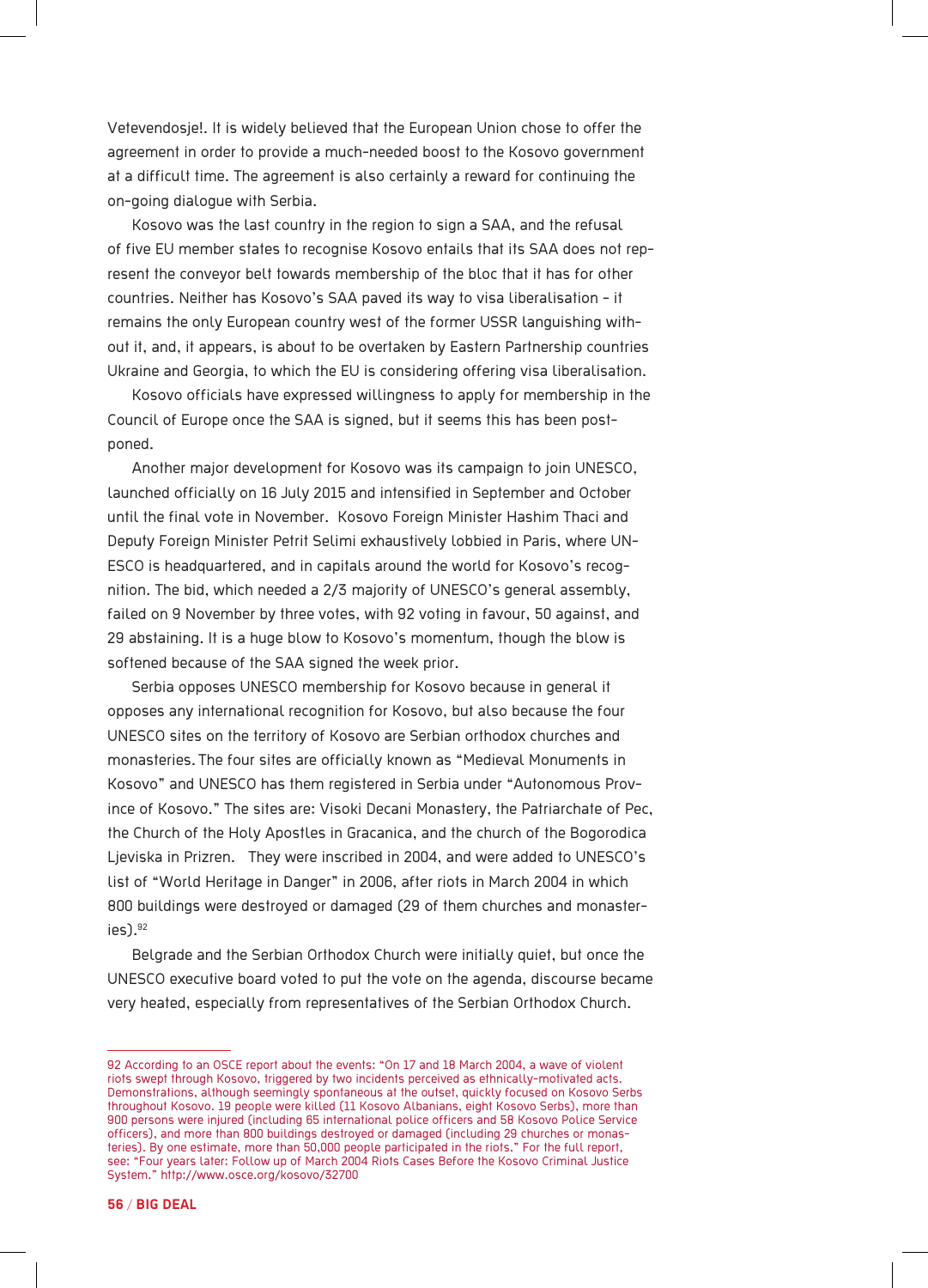Vetevendosje!. It is widely believed that the European Union chose to offer the agreement in order to provide a much-needed boost to the Kosovo government at a difficult time. The agreement is also certainly a reward for continuing the on-going dialogue with Serbia.

Kosovo was the last country in the region to sign a SAA, and the refusal of five EU member states to recognise Kosovo entails that its SAA does not represent the conveyor belt towards membership of the bloc that it has for other countries. Neither has Kosovo's SAA paved its way to visa liberalisation – it remains the only European country west of the former USSR languishing without it, and, it appears, is about to be overtaken by Eastern Partnership countries Ukraine and Georgia, to which the EU is considering offering visa liberalisation.

Kosovo officials have expressed willingness to apply for membership in the Council of Europe once the SAA is signed, but it seems this has been postponed.

Another major development for Kosovo was its campaign to join UNESCO, launched officially on 16 July 2015 and intensified in September and October until the final vote in November. Kosovo Foreign Minister Hashim Thaci and Deputy Foreign Minister Petrit Selimi exhaustively lobbied in Paris, where UNESCO is headquartered, and in capitals around the world for Kosovo's recognition. The bid, which needed a 2/3 majority of UNESCO's general assembly, failed on 9 November by three votes, with 92 voting in favour, 50 against, and 29 abstaining. It is a huge blow to Kosovo's momentum, though the blow is softened because of the SAA signed the week prior.

Serbia opposes UNESCO membership for Kosovo because in general it opposes any international recognition for Kosovo, but also because the four UNESCO sites on the territory of Kosovo are Serbian orthodox churches and monasteries. The four sites are officially known as "Medieval Monuments in Kosovo" and UNESCO has them registered in Serbia under "Autonomous Province of Kosovo." The sites are: Visoki Decani Monastery, the Patriarchate of Pec, the Church of the Holy Apostles in Gracanica, and the church of the Bogorodica Ljeviska in Prizren. They were inscribed in 2004, and were added to UNESCO's list of "World Heritage in Danger" in 2006, after riots in March 2004 in which 800 buildings were destroyed or damaged (29 of them churches and monasteries).[92]

Belgrade and the Serbian Orthodox Church were initially quiet, but once the UNESCO executive board voted to put the vote on the agenda, discourse became very heated, especially from representatives of the Serbian Orthodox Church.

---

92 According to an OSCE report about the events: "On 17 and 18 March 2004, a wave of violent riots swept through Kosovo, triggered by two incidents perceived as ethnically-motivated acts. Demonstrations, although seemingly spontaneous at the outset, quickly focused on Kosovo Serbs throughout Kosovo. 19 people were killed (11 Kosovo Albanians, eight Kosovo Serbs), more than 900 persons were injured (including 65 international police officers and 58 Kosovo Police Service officers), and more than 800 buildings destroyed or damaged (including 29 churches or monasteries). By one estimate, more than 50,000 people participated in the riots." For the full report, see: "Four years later: Follow up of March 2004 Riots Cases Before the Kosovo Criminal Justice System." http://www.osce.org/kosovo/32700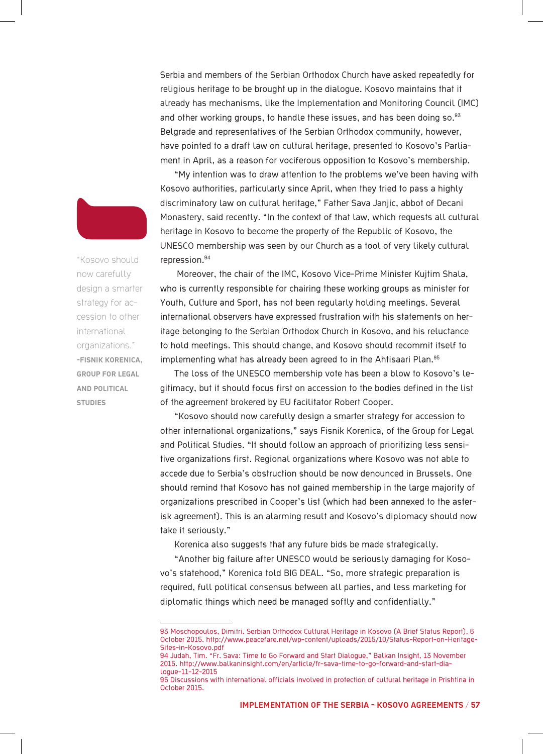Serbia and members of the Serbian Orthodox Church have asked repeatedly for religious heritage to be brought up in the dialogue. Kosovo maintains that it already has mechanisms, like the Implementation and Monitoring Council (IMC) and other working groups, to handle these issues, and has been doing so.[93] Belgrade and representatives of the Serbian Orthodox community, however, have pointed to a draft law on cultural heritage, presented to Kosovo's Parliament in April, as a reason for vociferous opposition to Kosovo's membership.

"My intention was to draw attention to the problems we've been having with Kosovo authorities, particularly since April, when they tried to pass a highly discriminatory law on cultural heritage," Father Sava Janjic, abbot of Decani Monastery, said recently. "In the context of that law, which requests all cultural heritage in Kosovo to become the property of the Republic of Kosovo, the UNESCO membership was seen by our Church as a tool of very likely cultural repression.[94]

Moreover, the chair of the IMC, Kosovo Vice-Prime Minister Kujtim Shala, who is currently responsible for chairing these working groups as minister for Youth, Culture and Sport, has not been regularly holding meetings. Several international observers have expressed frustration with his statements on heritage belonging to the Serbian Orthodox Church in Kosovo, and his reluctance to hold meetings. This should change, and Kosovo should recommit itself to implementing what has already been agreed to in the Ahtisaari Plan.[95]

> "Kosovo should now carefully design a smarter strategy for accession to other international organizations."
> **-FISNIK KORENICA, GROUP FOR LEGAL AND POLITICAL STUDIES**

The loss of the UNESCO membership vote has been a blow to Kosovo's legitimacy, but it should focus first on accession to the bodies defined in the list of the agreement brokered by EU facilitator Robert Cooper.

"Kosovo should now carefully design a smarter strategy for accession to other international organizations," says Fisnik Korenica, of the Group for Legal and Political Studies. "It should follow an approach of prioritizing less sensitive organizations first. Regional organizations where Kosovo was not able to accede due to Serbia's obstruction should be now denounced in Brussels. One should remind that Kosovo has not gained membership in the large majority of organizations prescribed in Cooper's list (which had been annexed to the asterisk agreement). This is an alarming result and Kosovo's diplomacy should now take it seriously."

Korenica also suggests that any future bids be made strategically.

"Another big failure after UNESCO would be seriously damaging for Kosovo's statehood," Korenica told BIG DEAL. "So, more strategic preparation is required, full political consensus between all parties, and less marketing for diplomatic things which need be managed softly and confidentially."

---

93 Moschopoulos, Dimitri. Serbian Orthodox Cultural Heritage in Kosovo (A Brief Status Report), 6 October 2015. http://www.peacefare.net/wp-content/uploads/2015/10/Status-Report-on-Heritage-Sites-in-Kosovo.pdf

94 Judah, Tim. "Fr. Sava: Time to Go Forward and Start Dialogue," Balkan Insight, 13 November 2015. http://www.balkaninsight.com/en/article/fr-sava-time-to-go-forward-and-start-dialogue-11-12-2015

95 Discussions with international officials involved in protection of cultural heritage in Prishtina in October 2015.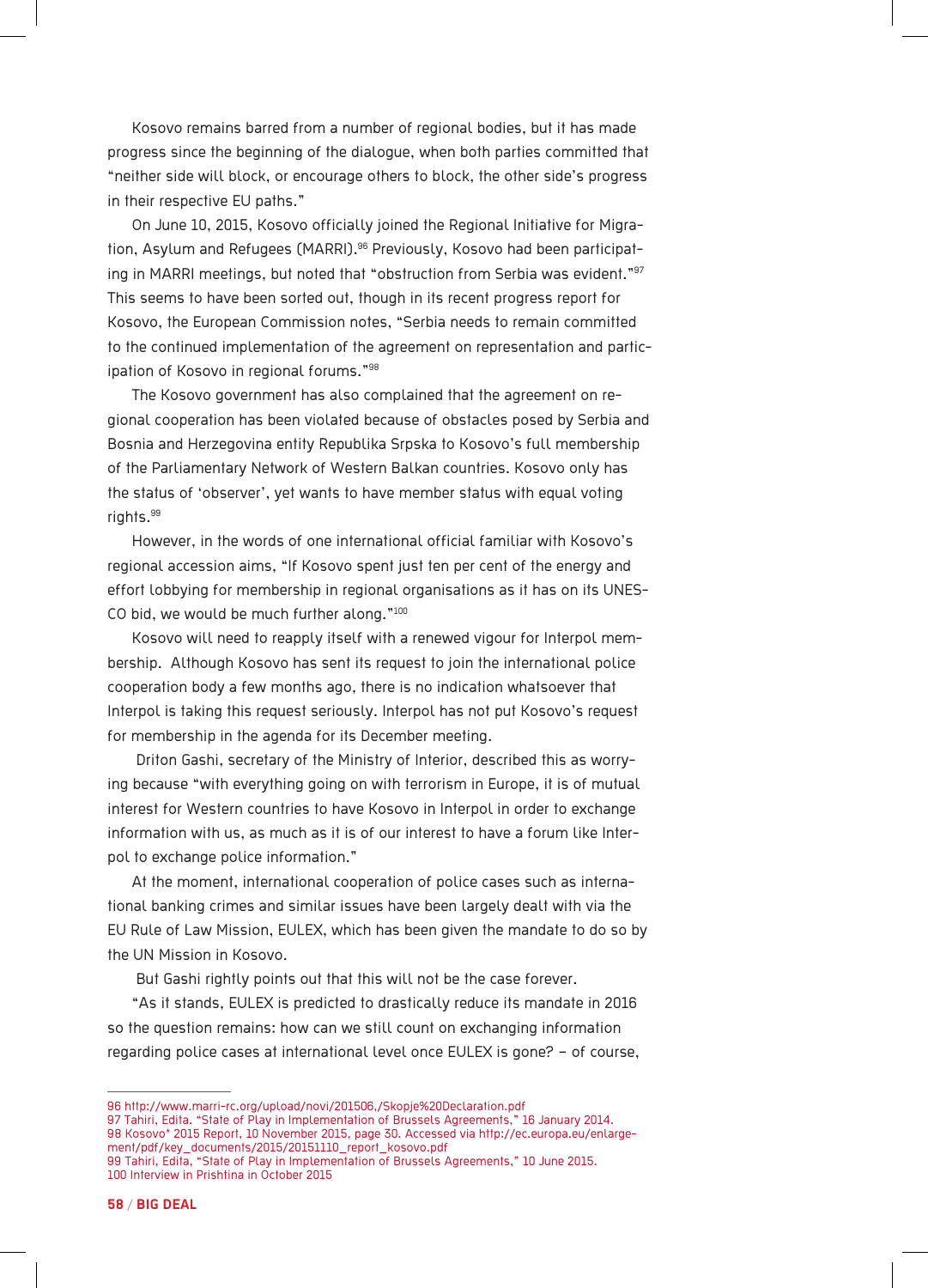Kosovo remains barred from a number of regional bodies, but it has made progress since the beginning of the dialogue, when both parties committed that "neither side will block, or encourage others to block, the other side's progress in their respective EU paths."

On June 10, 2015, Kosovo officially joined the Regional Initiative for Migration, Asylum and Refugees (MARRI).[96] Previously, Kosovo had been participating in MARRI meetings, but noted that "obstruction from Serbia was evident."[97] This seems to have been sorted out, though in its recent progress report for Kosovo, the European Commission notes, "Serbia needs to remain committed to the continued implementation of the agreement on representation and participation of Kosovo in regional forums."[98]

The Kosovo government has also complained that the agreement on regional cooperation has been violated because of obstacles posed by Serbia and Bosnia and Herzegovina entity Republika Srpska to Kosovo's full membership of the Parliamentary Network of Western Balkan countries. Kosovo only has the status of 'observer', yet wants to have member status with equal voting rights.[99]

However, in the words of one international official familiar with Kosovo's regional accession aims, "If Kosovo spent just ten per cent of the energy and effort lobbying for membership in regional organisations as it has on its UNESCO bid, we would be much further along."[100]

Kosovo will need to reapply itself with a renewed vigour for Interpol membership. Although Kosovo has sent its request to join the international police cooperation body a few months ago, there is no indication whatsoever that Interpol is taking this request seriously. Interpol has not put Kosovo's request for membership in the agenda for its December meeting.

Driton Gashi, secretary of the Ministry of Interior, described this as worrying because "with everything going on with terrorism in Europe, it is of mutual interest for Western countries to have Kosovo in Interpol in order to exchange information with us, as much as it is of our interest to have a forum like Interpol to exchange police information."

At the moment, international cooperation of police cases such as international banking crimes and similar issues have been largely dealt with via the EU Rule of Law Mission, EULEX, which has been given the mandate to do so by the UN Mission in Kosovo.

But Gashi rightly points out that this will not be the case forever.

"As it stands, EULEX is predicted to drastically reduce its mandate in 2016 so the question remains: how can we still count on exchanging information regarding police cases at international level once EULEX is gone? – of course,

---

96 http://www.marri-rc.org/upload/novi/201506,/Skopje%20Declaration.pdf
97 Tahiri, Edita. "State of Play in Implementation of Brussels Agreements," 16 January 2014.
98 Kosovo* 2015 Report, 10 November 2015, page 30. Accessed via http://ec.europa.eu/enlargement/pdf/key_documents/2015/20151110_report_kosovo.pdf
99 Tahiri, Edita, "State of Play in Implementation of Brussels Agreements," 10 June 2015.
100 Interview in Prishtina in October 2015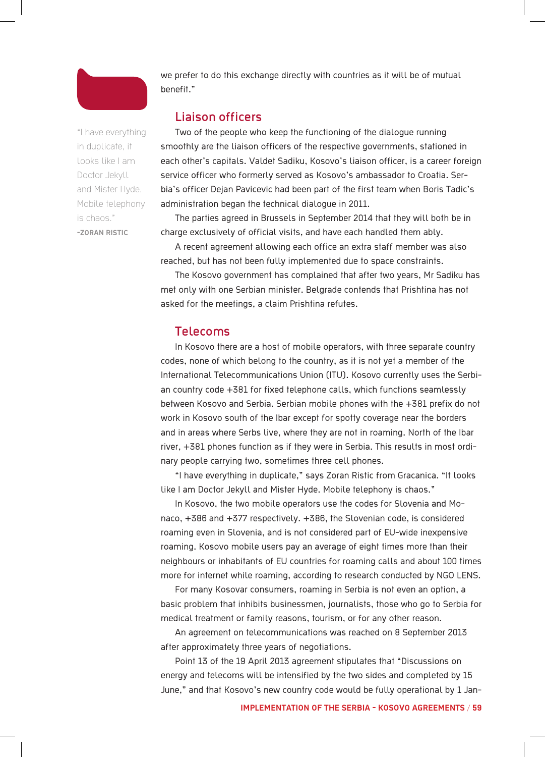we prefer to do this exchange directly with countries as it will be of mutual benefit."

> "I have everything in duplicate, it looks like I am Doctor Jekyll and Mister Hyde. Mobile telephony is chaos."
> -ZORAN RISTIC

## Liaison officers

Two of the people who keep the functioning of the dialogue running smoothly are the liaison officers of the respective governments, stationed in each other's capitals. Valdet Sadiku, Kosovo's liaison officer, is a career foreign service officer who formerly served as Kosovo's ambassador to Croatia. Serbia's officer Dejan Pavicevic had been part of the first team when Boris Tadic's administration began the technical dialogue in 2011.

The parties agreed in Brussels in September 2014 that they will both be in charge exclusively of official visits, and have each handled them ably.

A recent agreement allowing each office an extra staff member was also reached, but has not been fully implemented due to space constraints.

The Kosovo government has complained that after two years, Mr Sadiku has met only with one Serbian minister. Belgrade contends that Prishtina has not asked for the meetings, a claim Prishtina refutes.

## Telecoms

In Kosovo there are a host of mobile operators, with three separate country codes, none of which belong to the country, as it is not yet a member of the International Telecommunications Union (ITU). Kosovo currently uses the Serbian country code +381 for fixed telephone calls, which functions seamlessly between Kosovo and Serbia. Serbian mobile phones with the +381 prefix do not work in Kosovo south of the Ibar except for spotty coverage near the borders and in areas where Serbs live, where they are not in roaming. North of the Ibar river, +381 phones function as if they were in Serbia. This results in most ordinary people carrying two, sometimes three cell phones.

"I have everything in duplicate," says Zoran Ristic from Gracanica. "It looks like I am Doctor Jekyll and Mister Hyde. Mobile telephony is chaos."

In Kosovo, the two mobile operators use the codes for Slovenia and Monaco, +386 and +377 respectively. +386, the Slovenian code, is considered roaming even in Slovenia, and is not considered part of EU-wide inexpensive roaming. Kosovo mobile users pay an average of eight times more than their neighbours or inhabitants of EU countries for roaming calls and about 100 times more for internet while roaming, according to research conducted by NGO LENS.

For many Kosovar consumers, roaming in Serbia is not even an option, a basic problem that inhibits businessmen, journalists, those who go to Serbia for medical treatment or family reasons, tourism, or for any other reason.

An agreement on telecommunications was reached on 8 September 2013 after approximately three years of negotiations.

Point 13 of the 19 April 2013 agreement stipulates that "Discussions on energy and telecoms will be intensified by the two sides and completed by 15 June," and that Kosovo's new country code would be fully operational by 1 Jan-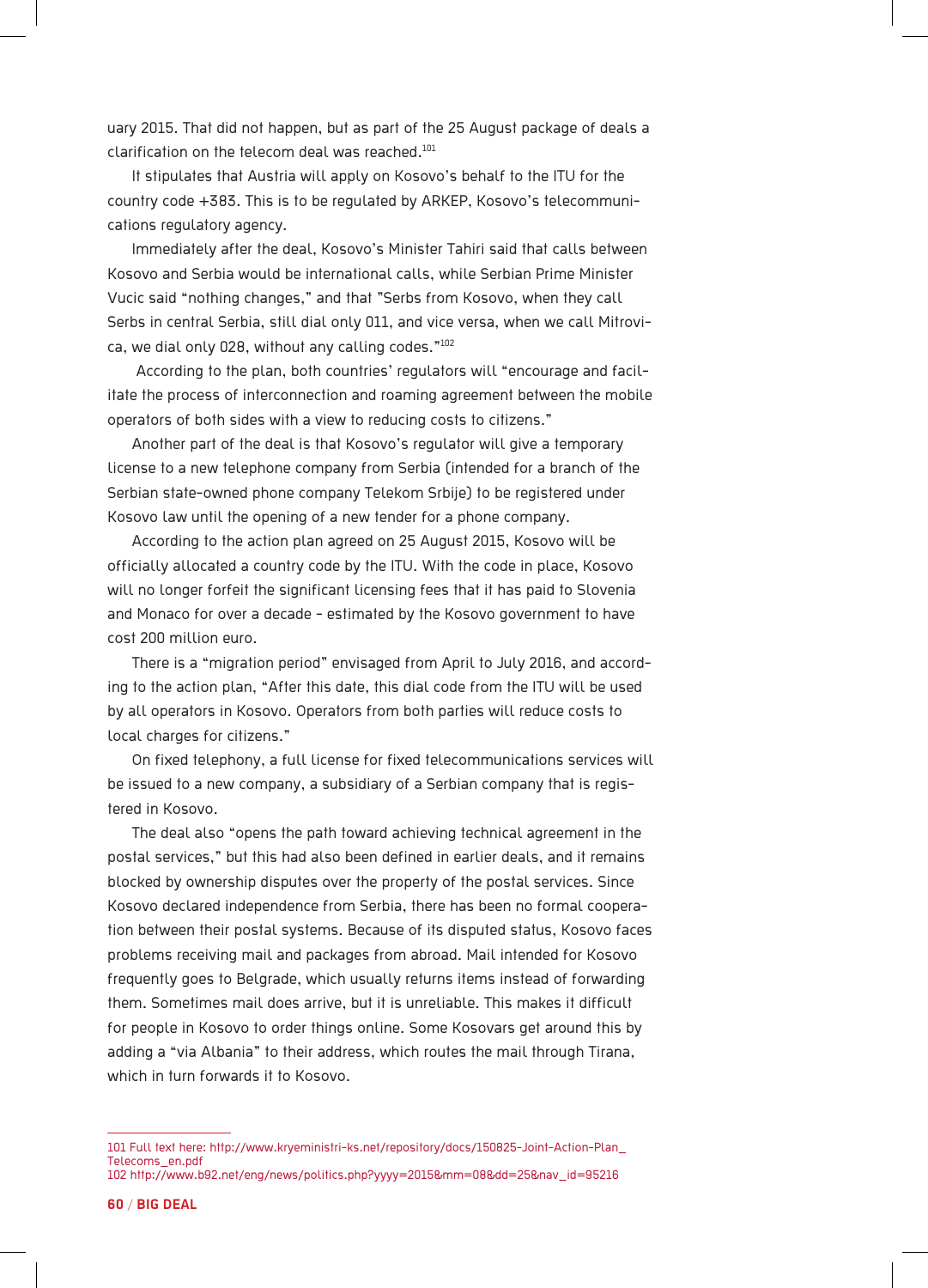uary 2015. That did not happen, but as part of the 25 August package of deals a clarification on the telecom deal was reached.[101]

It stipulates that Austria will apply on Kosovo's behalf to the ITU for the country code +383. This is to be regulated by ARKEP, Kosovo's telecommunications regulatory agency.

Immediately after the deal, Kosovo's Minister Tahiri said that calls between Kosovo and Serbia would be international calls, while Serbian Prime Minister Vucic said "nothing changes," and that "Serbs from Kosovo, when they call Serbs in central Serbia, still dial only 011, and vice versa, when we call Mitrovica, we dial only 028, without any calling codes."[102]

According to the plan, both countries' regulators will "encourage and facilitate the process of interconnection and roaming agreement between the mobile operators of both sides with a view to reducing costs to citizens."

Another part of the deal is that Kosovo's regulator will give a temporary license to a new telephone company from Serbia (intended for a branch of the Serbian state-owned phone company Telekom Srbije) to be registered under Kosovo law until the opening of a new tender for a phone company.

According to the action plan agreed on 25 August 2015, Kosovo will be officially allocated a country code by the ITU. With the code in place, Kosovo will no longer forfeit the significant licensing fees that it has paid to Slovenia and Monaco for over a decade - estimated by the Kosovo government to have cost 200 million euro.

There is a "migration period" envisaged from April to July 2016, and according to the action plan, "After this date, this dial code from the ITU will be used by all operators in Kosovo. Operators from both parties will reduce costs to local charges for citizens."

On fixed telephony, a full license for fixed telecommunications services will be issued to a new company, a subsidiary of a Serbian company that is registered in Kosovo.

The deal also "opens the path toward achieving technical agreement in the postal services," but this had also been defined in earlier deals, and it remains blocked by ownership disputes over the property of the postal services. Since Kosovo declared independence from Serbia, there has been no formal cooperation between their postal systems. Because of its disputed status, Kosovo faces problems receiving mail and packages from abroad. Mail intended for Kosovo frequently goes to Belgrade, which usually returns items instead of forwarding them. Sometimes mail does arrive, but it is unreliable. This makes it difficult for people in Kosovo to order things online. Some Kosovars get around this by adding a "via Albania" to their address, which routes the mail through Tirana, which in turn forwards it to Kosovo.

---

101 Full text here: http://www.kryeministri-ks.net/repository/docs/150825-Joint-Action-Plan_Telecoms_en.pdf
102 http://www.b92.net/eng/news/politics.php?yyyy=2015&mm=08&dd=25&nav_id=95216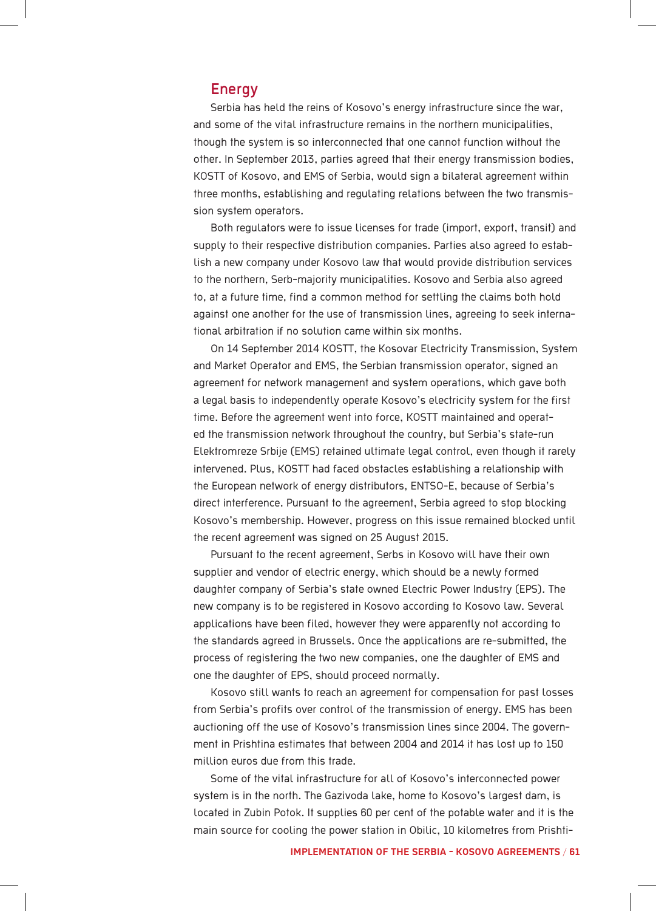## Energy

Serbia has held the reins of Kosovo's energy infrastructure since the war, and some of the vital infrastructure remains in the northern municipalities, though the system is so interconnected that one cannot function without the other. In September 2013, parties agreed that their energy transmission bodies, KOSTT of Kosovo, and EMS of Serbia, would sign a bilateral agreement within three months, establishing and regulating relations between the two transmission system operators.

Both regulators were to issue licenses for trade (import, export, transit) and supply to their respective distribution companies. Parties also agreed to establish a new company under Kosovo law that would provide distribution services to the northern, Serb-majority municipalities. Kosovo and Serbia also agreed to, at a future time, find a common method for settling the claims both hold against one another for the use of transmission lines, agreeing to seek international arbitration if no solution came within six months.

On 14 September 2014 KOSTT, the Kosovar Electricity Transmission, System and Market Operator and EMS, the Serbian transmission operator, signed an agreement for network management and system operations, which gave both a legal basis to independently operate Kosovo's electricity system for the first time. Before the agreement went into force, KOSTT maintained and operated the transmission network throughout the country, but Serbia's state-run Elektromreze Srbije (EMS) retained ultimate legal control, even though it rarely intervened. Plus, KOSTT had faced obstacles establishing a relationship with the European network of energy distributors, ENTSO-E, because of Serbia's direct interference. Pursuant to the agreement, Serbia agreed to stop blocking Kosovo's membership. However, progress on this issue remained blocked until the recent agreement was signed on 25 August 2015.

Pursuant to the recent agreement, Serbs in Kosovo will have their own supplier and vendor of electric energy, which should be a newly formed daughter company of Serbia's state owned Electric Power Industry (EPS). The new company is to be registered in Kosovo according to Kosovo law. Several applications have been filed, however they were apparently not according to the standards agreed in Brussels. Once the applications are re-submitted, the process of registering the two new companies, one the daughter of EMS and one the daughter of EPS, should proceed normally.

Kosovo still wants to reach an agreement for compensation for past losses from Serbia's profits over control of the transmission of energy. EMS has been auctioning off the use of Kosovo's transmission lines since 2004. The government in Prishtina estimates that between 2004 and 2014 it has lost up to 150 million euros due from this trade.

Some of the vital infrastructure for all of Kosovo's interconnected power system is in the north. The Gazivoda lake, home to Kosovo's largest dam, is located in Zubin Potok. It supplies 60 per cent of the potable water and it is the main source for cooling the power station in Obilic, 10 kilometres from Prishti-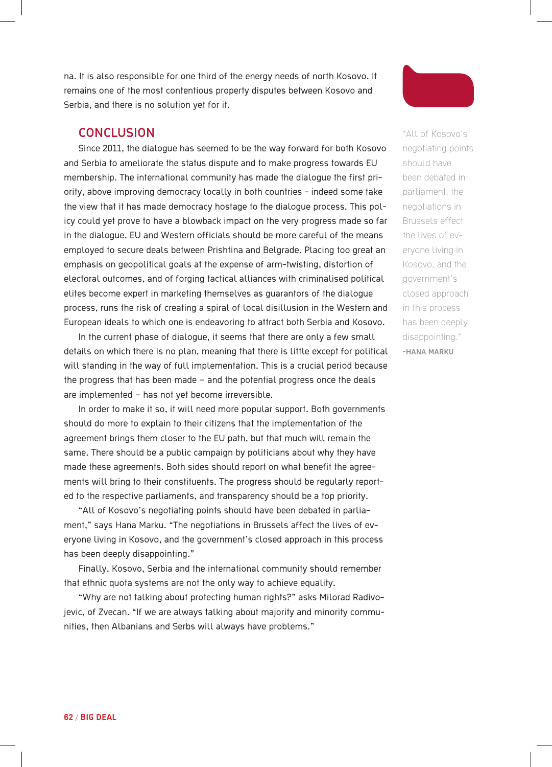na. It is also responsible for one third of the energy needs of north Kosovo. It remains one of the most contentious property disputes between Kosovo and Serbia, and there is no solution yet for it.

## CONCLUSION

Since 2011, the dialogue has seemed to be the way forward for both Kosovo and Serbia to ameliorate the status dispute and to make progress towards EU membership. The international community has made the dialogue the first priority, above improving democracy locally in both countries - indeed some take the view that it has made democracy hostage to the dialogue process. This policy could yet prove to have a blowback impact on the very progress made so far in the dialogue. EU and Western officials should be more careful of the means employed to secure deals between Prishtina and Belgrade. Placing too great an emphasis on geopolitical goals at the expense of arm-twisting, distortion of electoral outcomes, and of forging tactical alliances with criminalised political elites become expert in marketing themselves as guarantors of the dialogue process, runs the risk of creating a spiral of local disillusion in the Western and European ideals to which one is endeavoring to attract both Serbia and Kosovo.

In the current phase of dialogue, it seems that there are only a few small details on which there is no plan, meaning that there is little except for political will standing in the way of full implementation. This is a crucial period because the progress that has been made – and the potential progress once the deals are implemented – has not yet become irreversible.

In order to make it so, it will need more popular support. Both governments should do more to explain to their citizens that the implementation of the agreement brings them closer to the EU path, but that much will remain the same. There should be a public campaign by politicians about why they have made these agreements. Both sides should report on what benefit the agreements will bring to their constituents. The progress should be regularly reported to the respective parliaments, and transparency should be a top priority.

"All of Kosovo's negotiating points should have been debated in parliament," says Hana Marku. "The negotiations in Brussels affect the lives of everyone living in Kosovo, and the government's closed approach in this process has been deeply disappointing."

Finally, Kosovo, Serbia and the international community should remember that ethnic quota systems are not the only way to achieve equality.

"Why are not talking about protecting human rights?" asks Milorad Radivojevic, of Zvecan. "If we are always talking about majority and minority communities, then Albanians and Serbs will always have problems."

> "All of Kosovo's negotiating points should have been debated in parliament, the negotiations in Brussels effect the lives of everyone living in Kosovo, and the government's closed approach in this process has been deeply disappointing."
>
> **-HANA MARKU**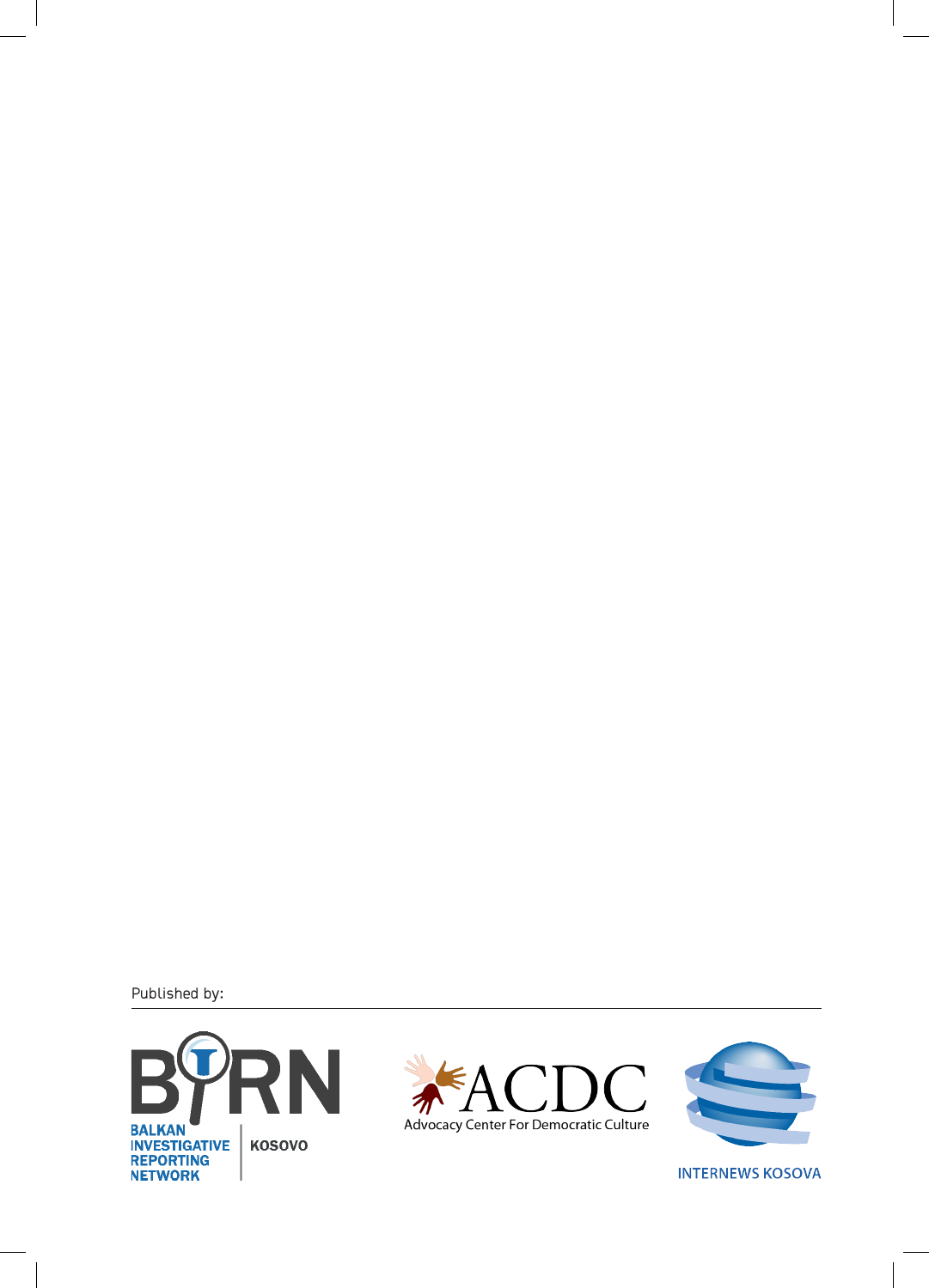Published by:

BIRN
BALKAN INVESTIGATIVE REPORTING NETWORK
KOSOVO

ACDC
Advocacy Center For Democratic Culture

INTERNEWS KOSOVA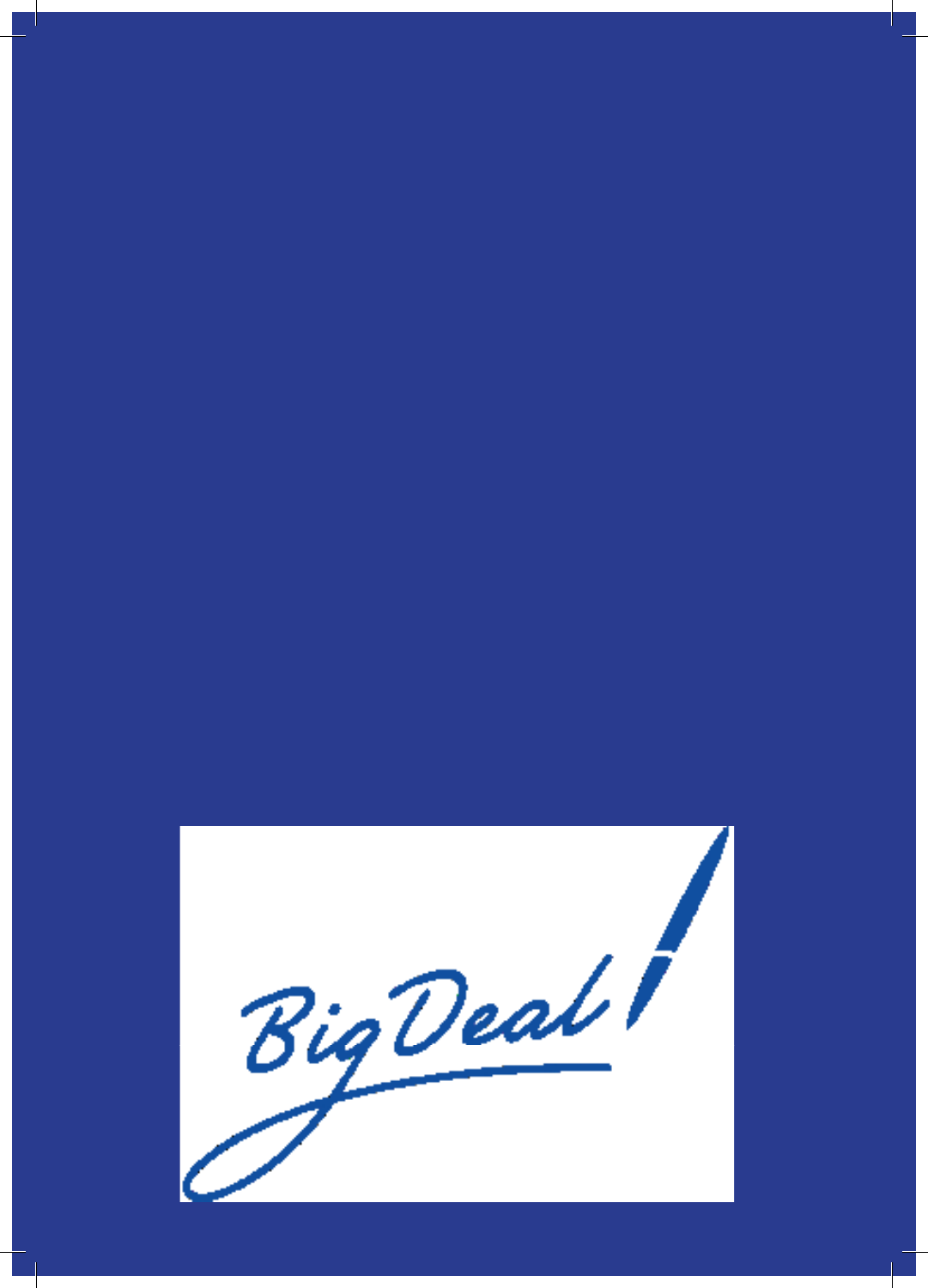Big Deal